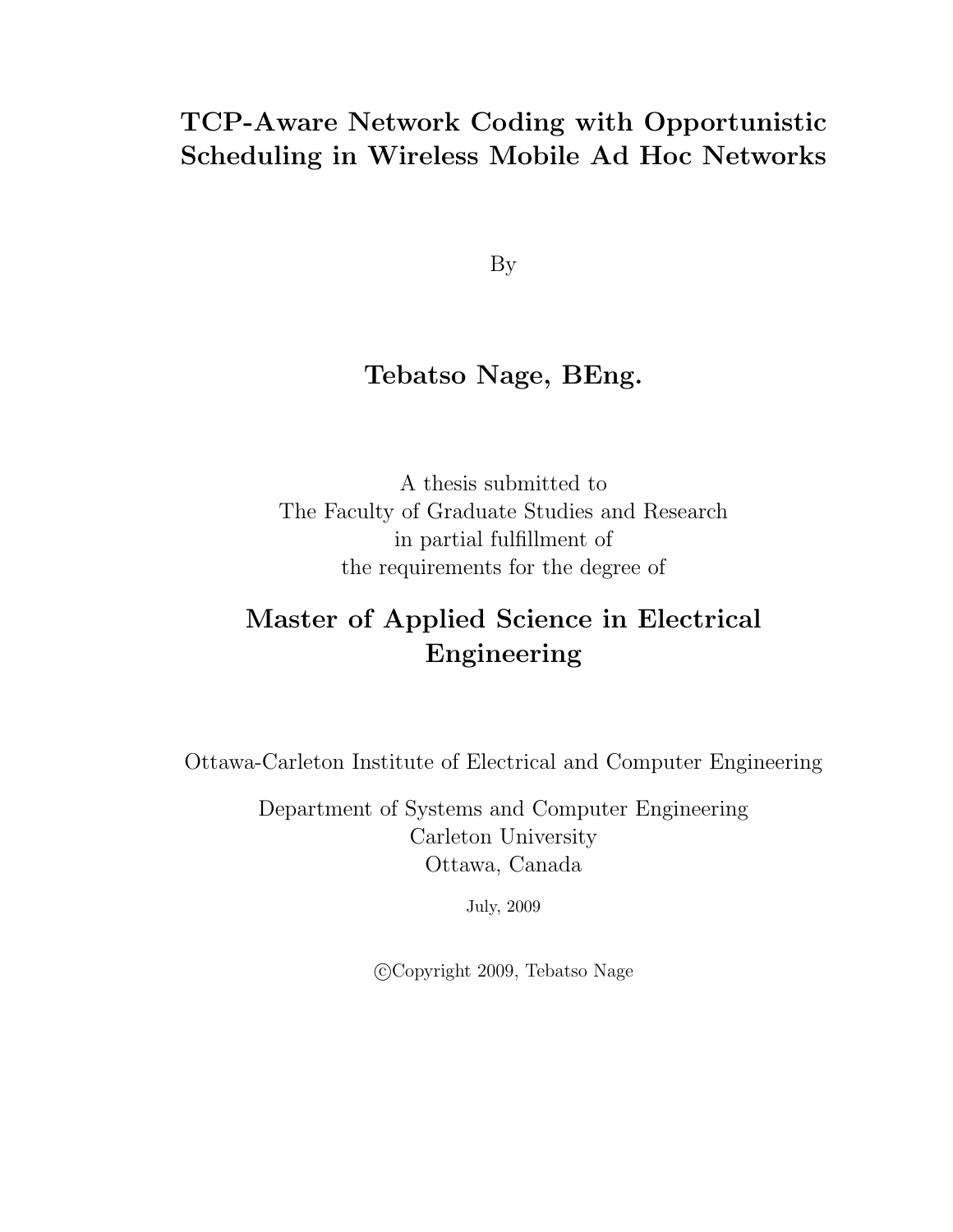# TCP-Aware Network Coding with Opportunistic Scheduling in Wireless Mobile Ad Hoc Networks

By

**Tebatso Nage, BEng.**

A thesis submitted to
The Faculty of Graduate Studies and Research
in partial fulfillment of
the requirements for the degree of

**Master of Applied Science in Electrical Engineering**

Ottawa-Carleton Institute of Electrical and Computer Engineering

Department of Systems and Computer Engineering
Carleton University
Ottawa, Canada

July, 2009

©Copyright 2009, Tebatso Nage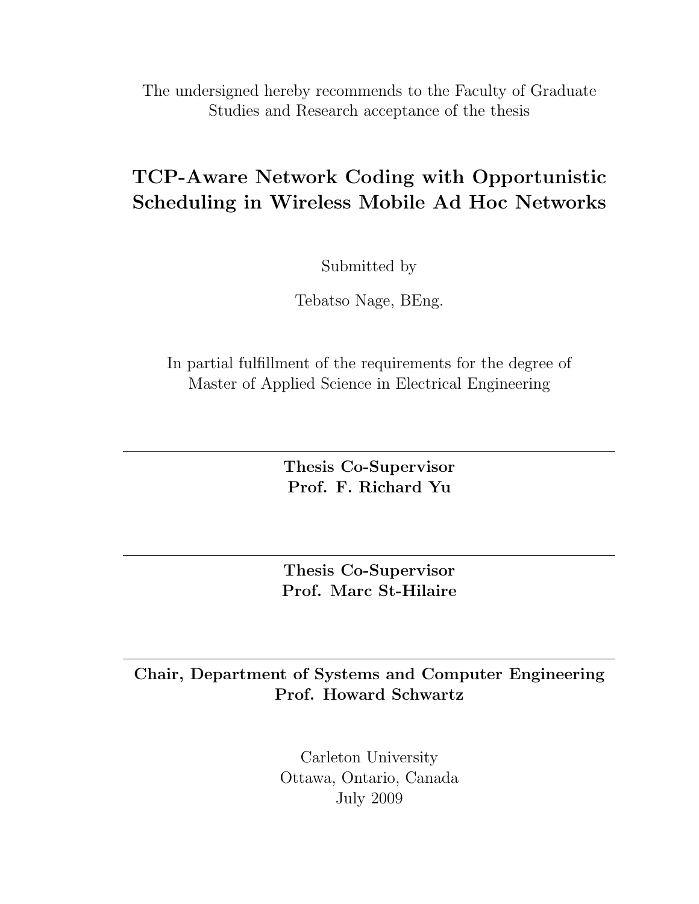The undersigned hereby recommends to the Faculty of Graduate Studies and Research acceptance of the thesis

## TCP-Aware Network Coding with Opportunistic Scheduling in Wireless Mobile Ad Hoc Networks

Submitted by

Tebatso Nage, BEng.

In partial fulfillment of the requirements for the degree of Master of Applied Science in Electrical Engineering

---

**Thesis Co-Supervisor**
**Prof. F. Richard Yu**

---

**Thesis Co-Supervisor**
**Prof. Marc St-Hilaire**

---

**Chair, Department of Systems and Computer Engineering**
**Prof. Howard Schwartz**

Carleton University
Ottawa, Ontario, Canada
July 2009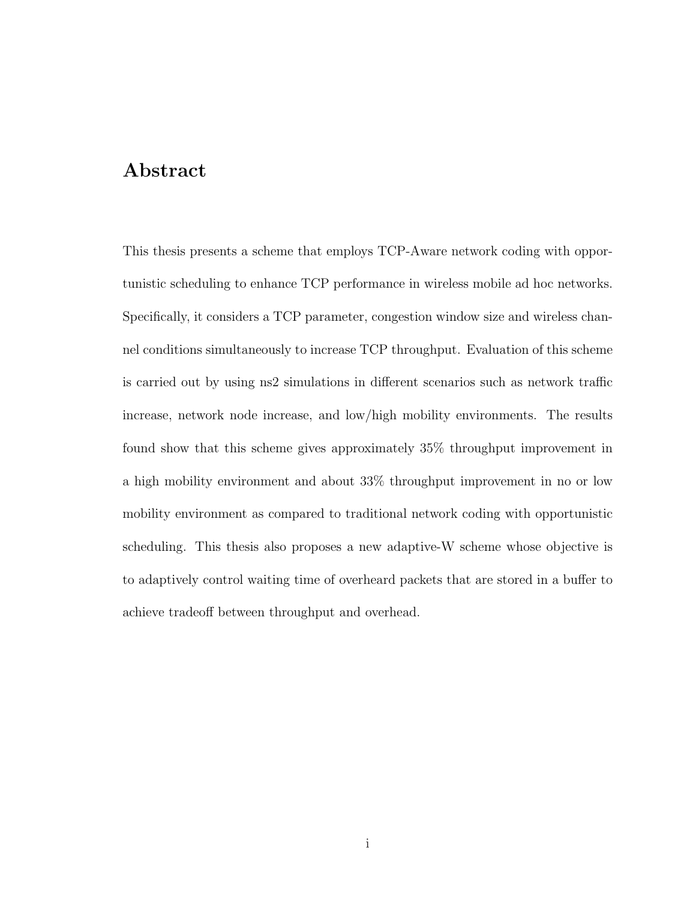# Abstract

This thesis presents a scheme that employs TCP-Aware network coding with opportunistic scheduling to enhance TCP performance in wireless mobile ad hoc networks. Specifically, it considers a TCP parameter, congestion window size and wireless channel conditions simultaneously to increase TCP throughput. Evaluation of this scheme is carried out by using ns2 simulations in different scenarios such as network traffic increase, network node increase, and low/high mobility environments. The results found show that this scheme gives approximately 35% throughput improvement in a high mobility environment and about 33% throughput improvement in no or low mobility environment as compared to traditional network coding with opportunistic scheduling. This thesis also proposes a new adaptive-W scheme whose objective is to adaptively control waiting time of overheard packets that are stored in a buffer to achieve tradeoff between throughput and overhead.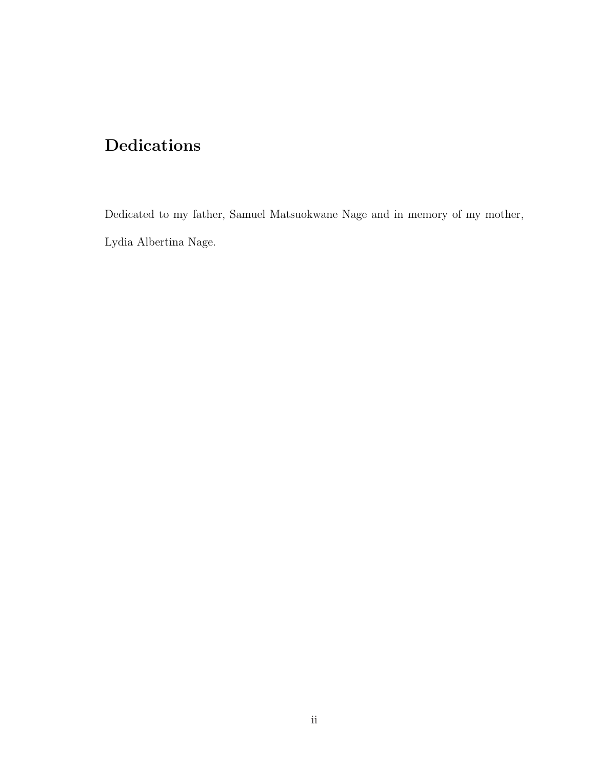# Dedications

Dedicated to my father, Samuel Matsuokwane Nage and in memory of my mother, Lydia Albertina Nage.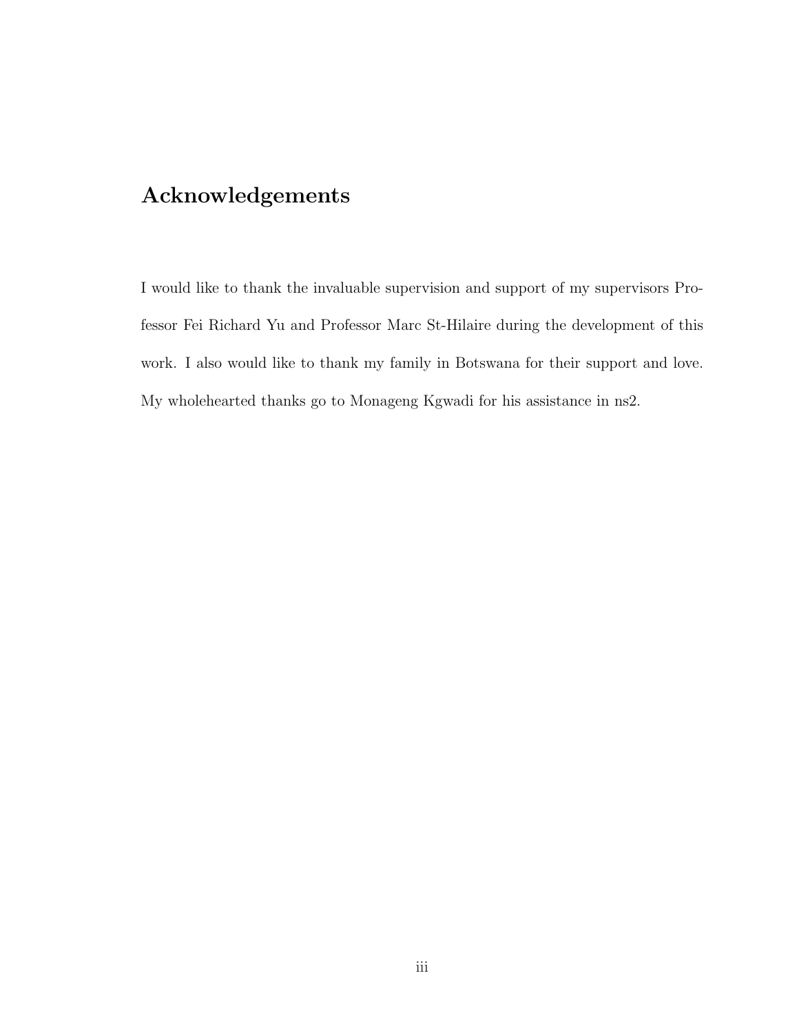# Acknowledgements

I would like to thank the invaluable supervision and support of my supervisors Professor Fei Richard Yu and Professor Marc St-Hilaire during the development of this work. I also would like to thank my family in Botswana for their support and love. My wholehearted thanks go to Monageng Kgwadi for his assistance in ns2.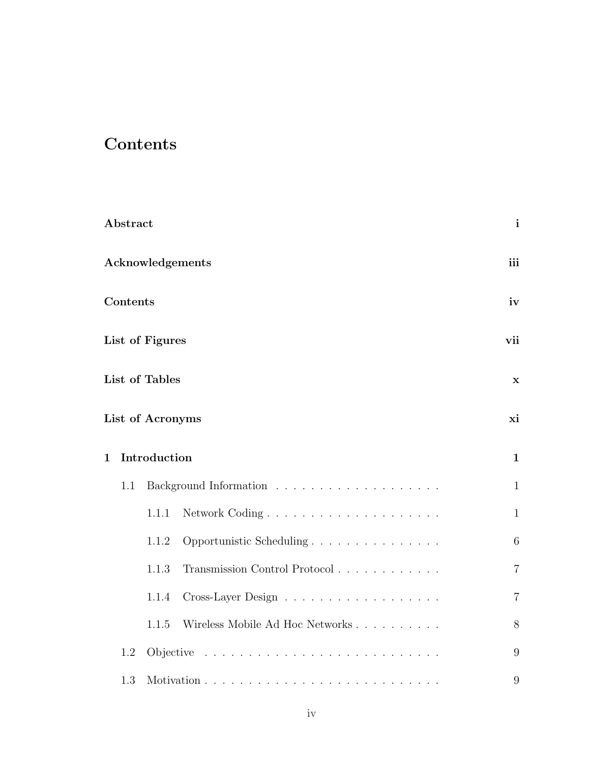# Contents

**Abstract** **i**

**Acknowledgements** **iii**

**Contents** **iv**

**List of Figures** **vii**

**List of Tables** **x**

**List of Acronyms** **xi**

**1 Introduction** **1**

1.1 Background Information . . . . . . . . . . . . . . . . . . . . 1

1.1.1 Network Coding . . . . . . . . . . . . . . . . . . . . 1

1.1.2 Opportunistic Scheduling . . . . . . . . . . . . . . . . 6

1.1.3 Transmission Control Protocol . . . . . . . . . . . . 7

1.1.4 Cross-Layer Design . . . . . . . . . . . . . . . . . . 7

1.1.5 Wireless Mobile Ad Hoc Networks . . . . . . . . . . 8

1.2 Objective . . . . . . . . . . . . . . . . . . . . . . . . . . . . 9

1.3 Motivation . . . . . . . . . . . . . . . . . . . . . . . . . . . . 9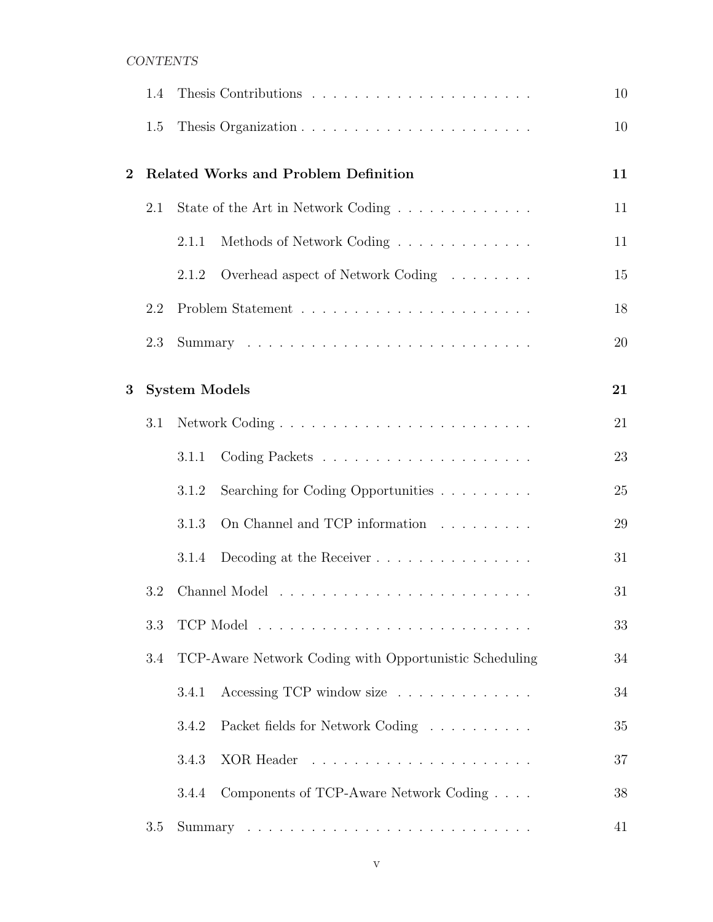1.4 Thesis Contributions . . . . . . . . . . . . . . . . . . . . . 10

1.5 Thesis Organization . . . . . . . . . . . . . . . . . . . . . . 10

**2 Related Works and Problem Definition** **11**

2.1 State of the Art in Network Coding . . . . . . . . . . . . . 11

2.1.1 Methods of Network Coding . . . . . . . . . . . . . 11

2.1.2 Overhead aspect of Network Coding . . . . . . . . 15

2.2 Problem Statement . . . . . . . . . . . . . . . . . . . . . . 18

2.3 Summary . . . . . . . . . . . . . . . . . . . . . . . . . . . 20

**3 System Models** **21**

3.1 Network Coding . . . . . . . . . . . . . . . . . . . . . . . . 21

3.1.1 Coding Packets . . . . . . . . . . . . . . . . . . . . 23

3.1.2 Searching for Coding Opportunities . . . . . . . . . 25

3.1.3 On Channel and TCP information . . . . . . . . . 29

3.1.4 Decoding at the Receiver . . . . . . . . . . . . . . . 31

3.2 Channel Model . . . . . . . . . . . . . . . . . . . . . . . . 31

3.3 TCP Model . . . . . . . . . . . . . . . . . . . . . . . . . . 33

3.4 TCP-Aware Network Coding with Opportunistic Scheduling 34

3.4.1 Accessing TCP window size . . . . . . . . . . . . . 34

3.4.2 Packet fields for Network Coding . . . . . . . . . . 35

3.4.3 XOR Header . . . . . . . . . . . . . . . . . . . . . 37

3.4.4 Components of TCP-Aware Network Coding . . . . 38

3.5 Summary . . . . . . . . . . . . . . . . . . . . . . . . . . . 41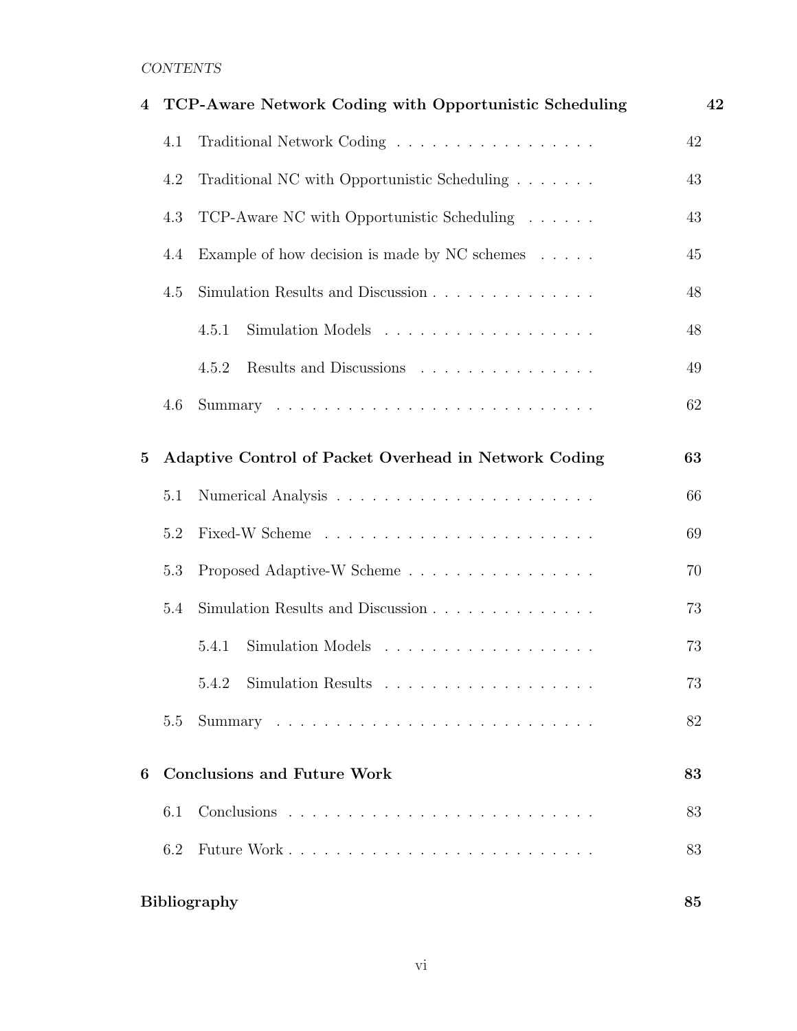| | | |
|---|---|---|
| **4** | **TCP-Aware Network Coding with Opportunistic Scheduling** | **42** |
| 4.1 | Traditional Network Coding | 42 |
| 4.2 | Traditional NC with Opportunistic Scheduling | 43 |
| 4.3 | TCP-Aware NC with Opportunistic Scheduling | 43 |
| 4.4 | Example of how decision is made by NC schemes | 45 |
| 4.5 | Simulation Results and Discussion | 48 |
| 4.5.1 | Simulation Models | 48 |
| 4.5.2 | Results and Discussions | 49 |
| 4.6 | Summary | 62 |
| **5** | **Adaptive Control of Packet Overhead in Network Coding** | **63** |
| 5.1 | Numerical Analysis | 66 |
| 5.2 | Fixed-W Scheme | 69 |
| 5.3 | Proposed Adaptive-W Scheme | 70 |
| 5.4 | Simulation Results and Discussion | 73 |
| 5.4.1 | Simulation Models | 73 |
| 5.4.2 | Simulation Results | 73 |
| 5.5 | Summary | 82 |
| **6** | **Conclusions and Future Work** | **83** |
| 6.1 | Conclusions | 83 |
| 6.2 | Future Work | 83 |
| | **Bibliography** | **85** |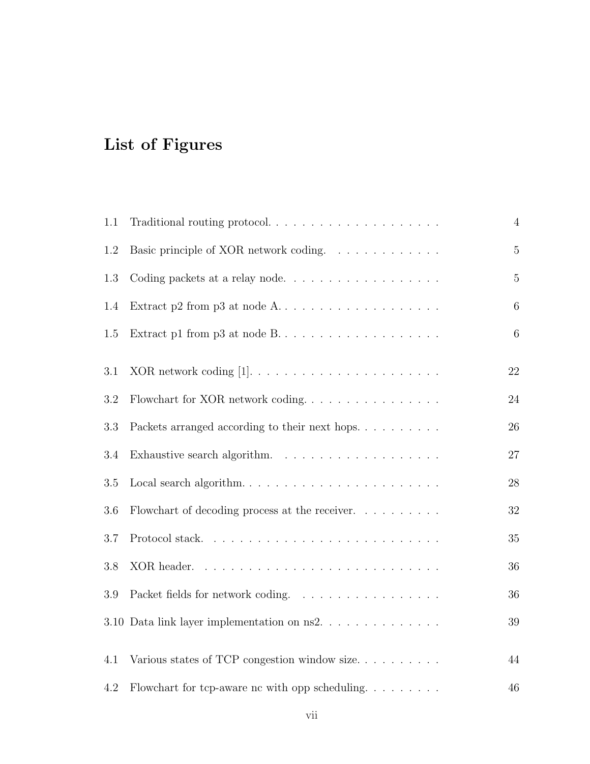# List of Figures

1.1 Traditional routing protocol. . . . . . . . . . . . . . . . . . . . 4

1.2 Basic principle of XOR network coding. . . . . . . . . . . . . . 5

1.3 Coding packets at a relay node. . . . . . . . . . . . . . . . . . . 5

1.4 Extract p2 from p3 at node A. . . . . . . . . . . . . . . . . . . . 6

1.5 Extract p1 from p3 at node B. . . . . . . . . . . . . . . . . . . . 6

3.1 XOR network coding [1]. . . . . . . . . . . . . . . . . . . . . . 22

3.2 Flowchart for XOR network coding. . . . . . . . . . . . . . . . 24

3.3 Packets arranged according to their next hops. . . . . . . . . . 26

3.4 Exhaustive search algorithm. . . . . . . . . . . . . . . . . . . . 27

3.5 Local search algorithm. . . . . . . . . . . . . . . . . . . . . . . 28

3.6 Flowchart of decoding process at the receiver. . . . . . . . . . 32

3.7 Protocol stack. . . . . . . . . . . . . . . . . . . . . . . . . . . . 35

3.8 XOR header. . . . . . . . . . . . . . . . . . . . . . . . . . . . . 36

3.9 Packet fields for network coding. . . . . . . . . . . . . . . . . . 36

3.10 Data link layer implementation on ns2. . . . . . . . . . . . . . 39

4.1 Various states of TCP congestion window size. . . . . . . . . . 44

4.2 Flowchart for tcp-aware nc with opp scheduling. . . . . . . . . 46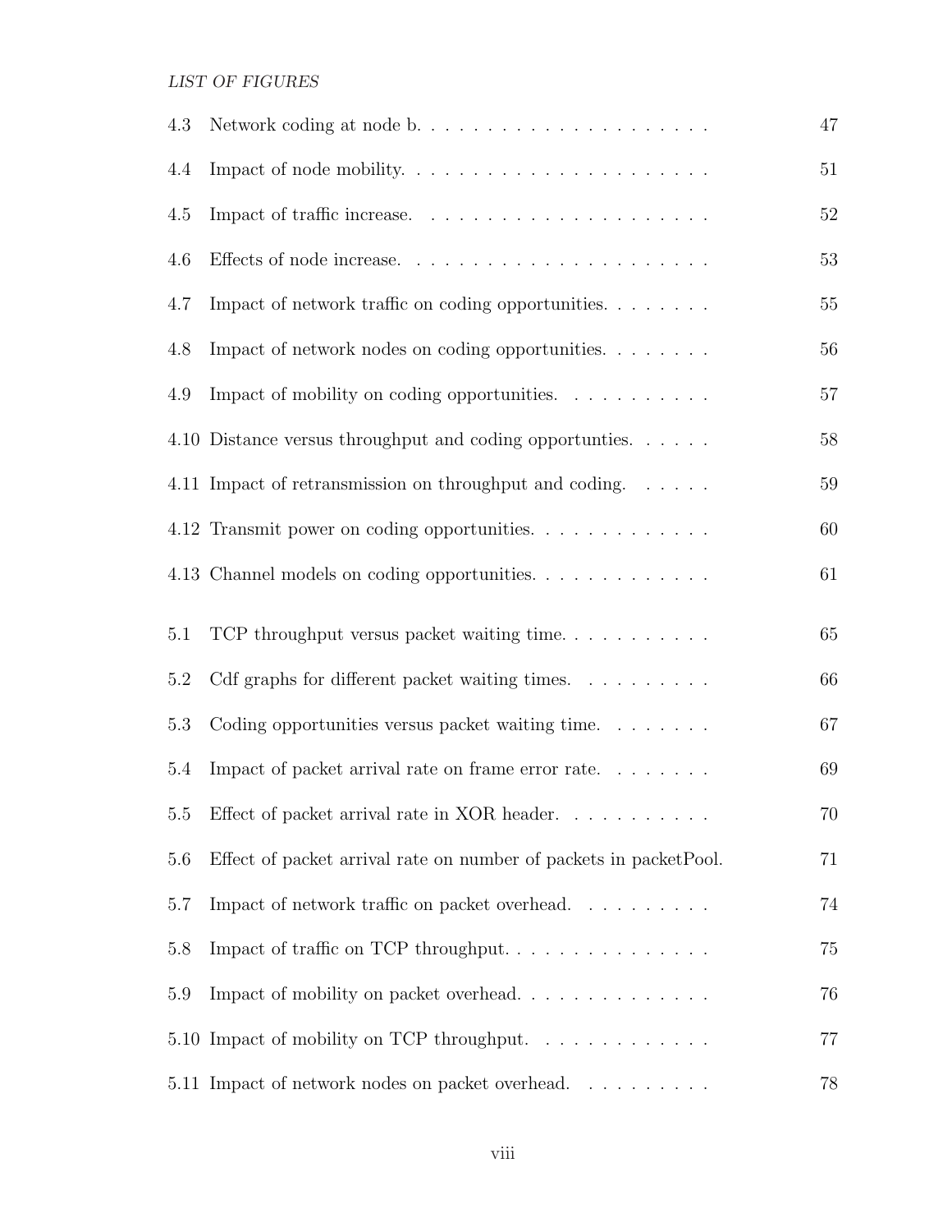| | | |
|---|---|---|
| 4.3 | Network coding at node b. | 47 |
| 4.4 | Impact of node mobility. | 51 |
| 4.5 | Impact of traffic increase. | 52 |
| 4.6 | Effects of node increase. | 53 |
| 4.7 | Impact of network traffic on coding opportunities. | 55 |
| 4.8 | Impact of network nodes on coding opportunities. | 56 |
| 4.9 | Impact of mobility on coding opportunities. | 57 |
| 4.10 | Distance versus throughput and coding opportunties. | 58 |
| 4.11 | Impact of retransmission on throughput and coding. | 59 |
| 4.12 | Transmit power on coding opportunities. | 60 |
| 4.13 | Channel models on coding opportunities. | 61 |
| 5.1 | TCP throughput versus packet waiting time. | 65 |
| 5.2 | Cdf graphs for different packet waiting times. | 66 |
| 5.3 | Coding opportunities versus packet waiting time. | 67 |
| 5.4 | Impact of packet arrival rate on frame error rate. | 69 |
| 5.5 | Effect of packet arrival rate in XOR header. | 70 |
| 5.6 | Effect of packet arrival rate on number of packets in packetPool. | 71 |
| 5.7 | Impact of network traffic on packet overhead. | 74 |
| 5.8 | Impact of traffic on TCP throughput. | 75 |
| 5.9 | Impact of mobility on packet overhead. | 76 |
| 5.10 | Impact of mobility on TCP throughput. | 77 |
| 5.11 | Impact of network nodes on packet overhead. | 78 |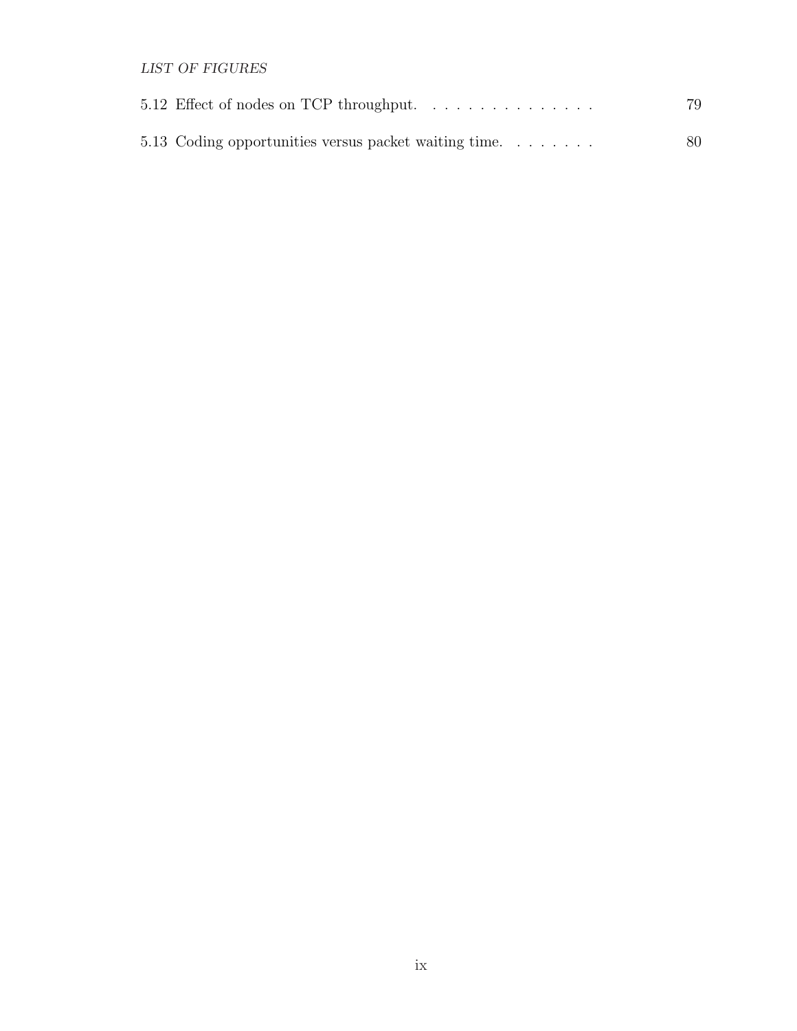5.12 Effect of nodes on TCP throughput. . . . . . . . . . . . . . . . 79

5.13 Coding opportunities versus packet waiting time. . . . . . . . . 80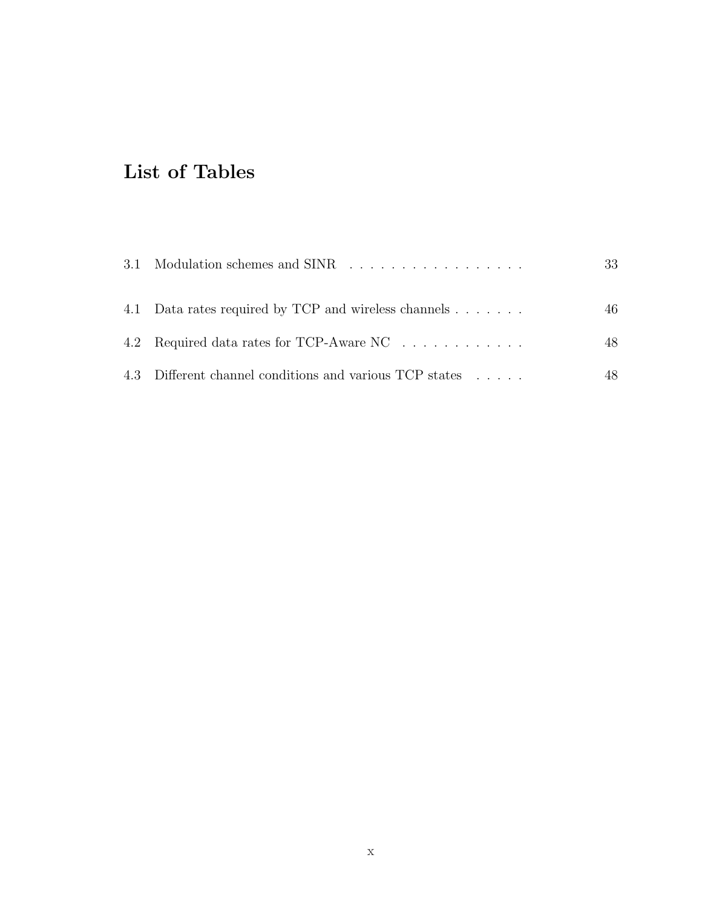# List of Tables

3.1 Modulation schemes and SINR . . . . . . . . . . . . . . . . . . 33

4.1 Data rates required by TCP and wireless channels . . . . . . . 46

4.2 Required data rates for TCP-Aware NC . . . . . . . . . . . . . 48

4.3 Different channel conditions and various TCP states . . . . . 48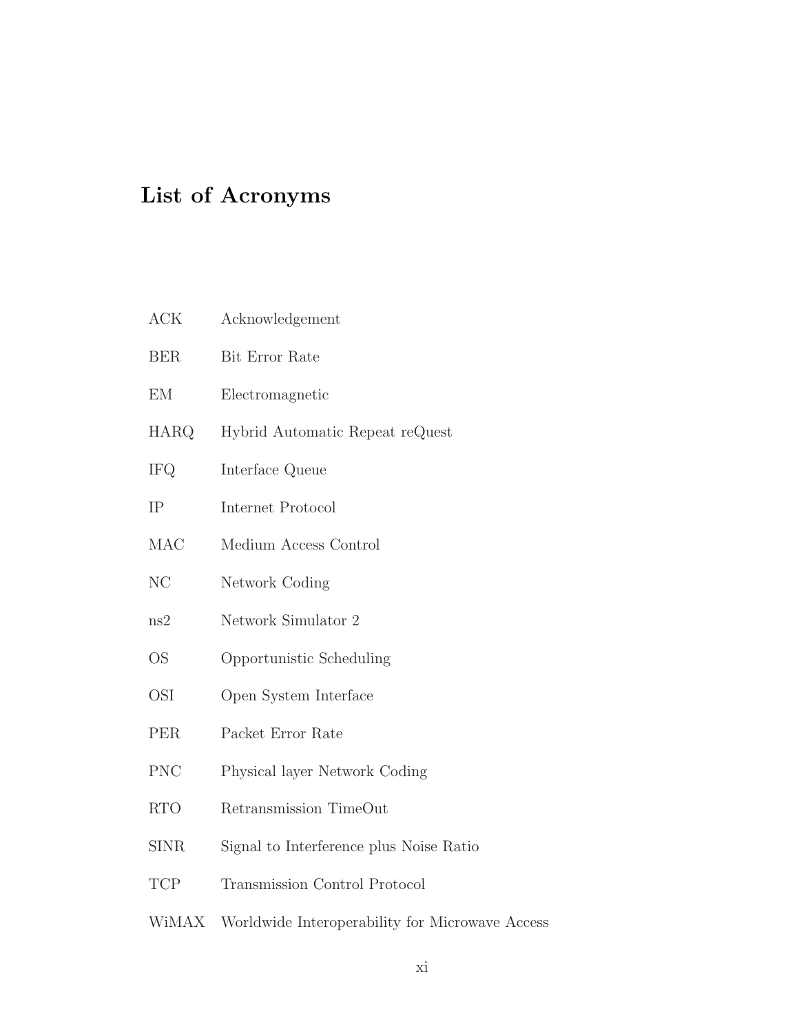# List of Acronyms

| | |
|---|---|
| ACK | Acknowledgement |
| BER | Bit Error Rate |
| EM | Electromagnetic |
| HARQ | Hybrid Automatic Repeat reQuest |
| IFQ | Interface Queue |
| IP | Internet Protocol |
| MAC | Medium Access Control |
| NC | Network Coding |
| ns2 | Network Simulator 2 |
| OS | Opportunistic Scheduling |
| OSI | Open System Interface |
| PER | Packet Error Rate |
| PNC | Physical layer Network Coding |
| RTO | Retransmission TimeOut |
| SINR | Signal to Interference plus Noise Ratio |
| TCP | Transmission Control Protocol |
| WiMAX | Worldwide Interoperability for Microwave Access |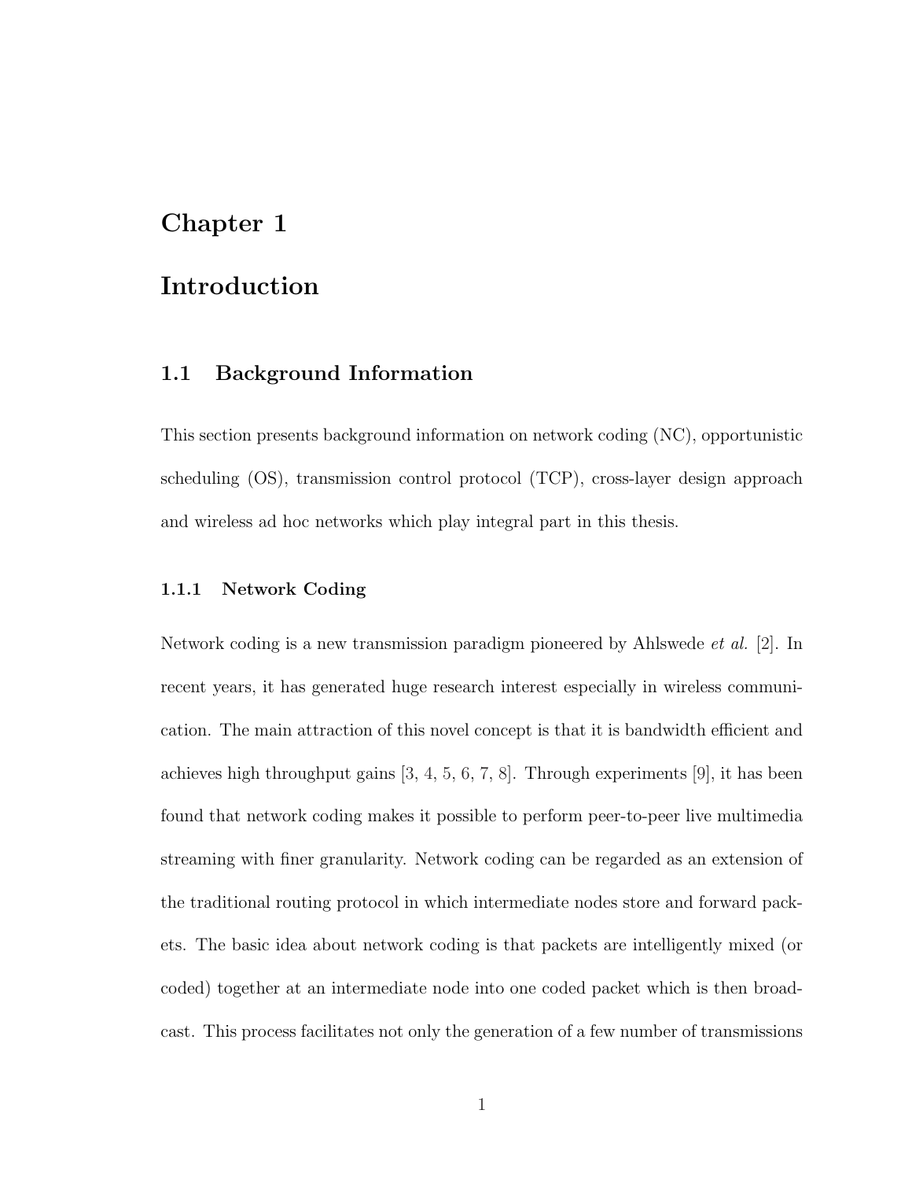# Chapter 1

# Introduction

## 1.1 Background Information

This section presents background information on network coding (NC), opportunistic scheduling (OS), transmission control protocol (TCP), cross-layer design approach and wireless ad hoc networks which play integral part in this thesis.

### 1.1.1 Network Coding

Network coding is a new transmission paradigm pioneered by Ahlswede *et al.* [2]. In recent years, it has generated huge research interest especially in wireless communication. The main attraction of this novel concept is that it is bandwidth efficient and achieves high throughput gains [3, 4, 5, 6, 7, 8]. Through experiments [9], it has been found that network coding makes it possible to perform peer-to-peer live multimedia streaming with finer granularity. Network coding can be regarded as an extension of the traditional routing protocol in which intermediate nodes store and forward packets. The basic idea about network coding is that packets are intelligently mixed (or coded) together at an intermediate node into one coded packet which is then broadcast. This process facilitates not only the generation of a few number of transmissions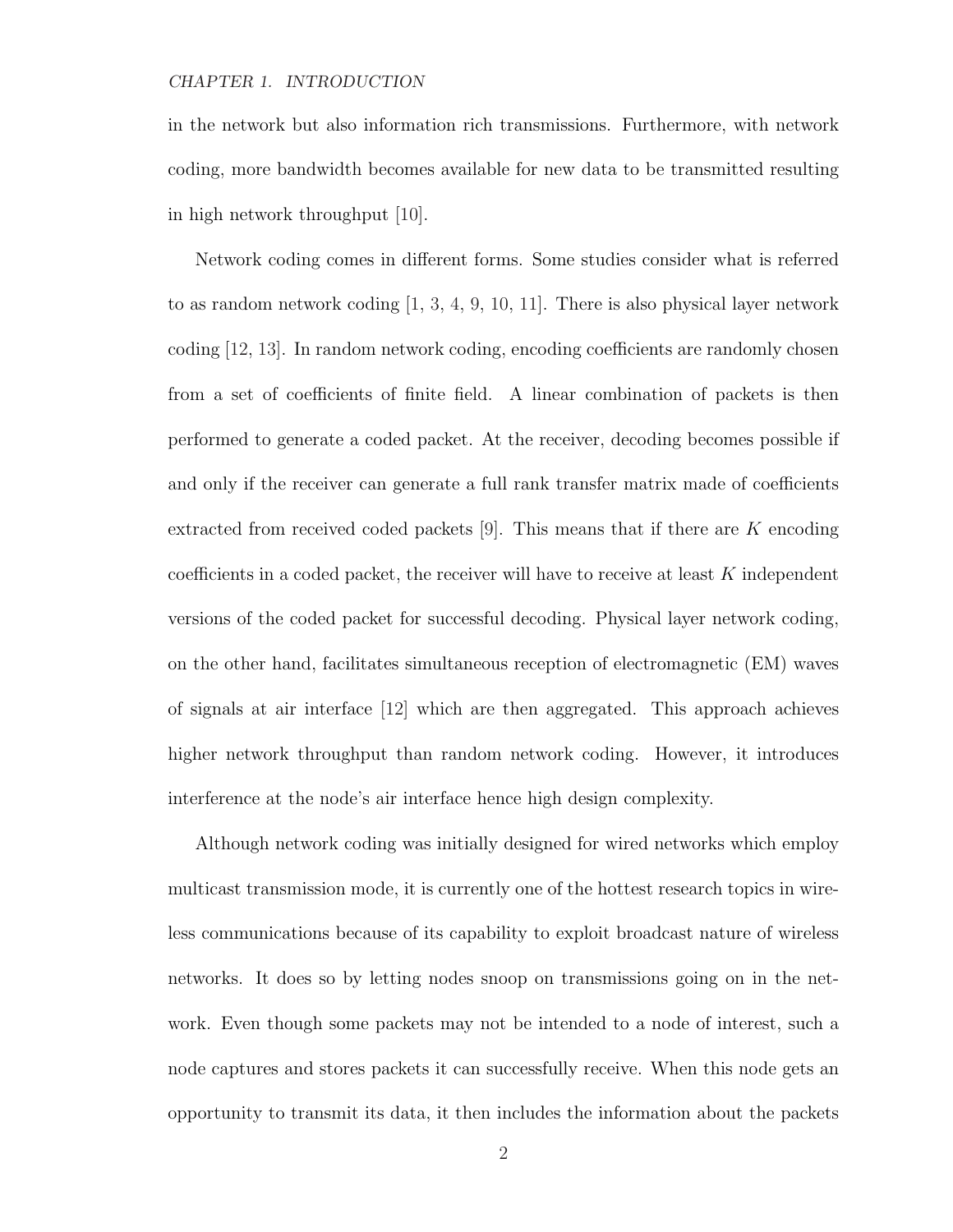in the network but also information rich transmissions. Furthermore, with network coding, more bandwidth becomes available for new data to be transmitted resulting in high network throughput [10].

Network coding comes in different forms. Some studies consider what is referred to as random network coding [1, 3, 4, 9, 10, 11]. There is also physical layer network coding [12, 13]. In random network coding, encoding coefficients are randomly chosen from a set of coefficients of finite field. A linear combination of packets is then performed to generate a coded packet. At the receiver, decoding becomes possible if and only if the receiver can generate a full rank transfer matrix made of coefficients extracted from received coded packets [9]. This means that if there are $K$ encoding coefficients in a coded packet, the receiver will have to receive at least $K$ independent versions of the coded packet for successful decoding. Physical layer network coding, on the other hand, facilitates simultaneous reception of electromagnetic (EM) waves of signals at air interface [12] which are then aggregated. This approach achieves higher network throughput than random network coding. However, it introduces interference at the node's air interface hence high design complexity.

Although network coding was initially designed for wired networks which employ multicast transmission mode, it is currently one of the hottest research topics in wireless communications because of its capability to exploit broadcast nature of wireless networks. It does so by letting nodes snoop on transmissions going on in the network. Even though some packets may not be intended to a node of interest, such a node captures and stores packets it can successfully receive. When this node gets an opportunity to transmit its data, it then includes the information about the packets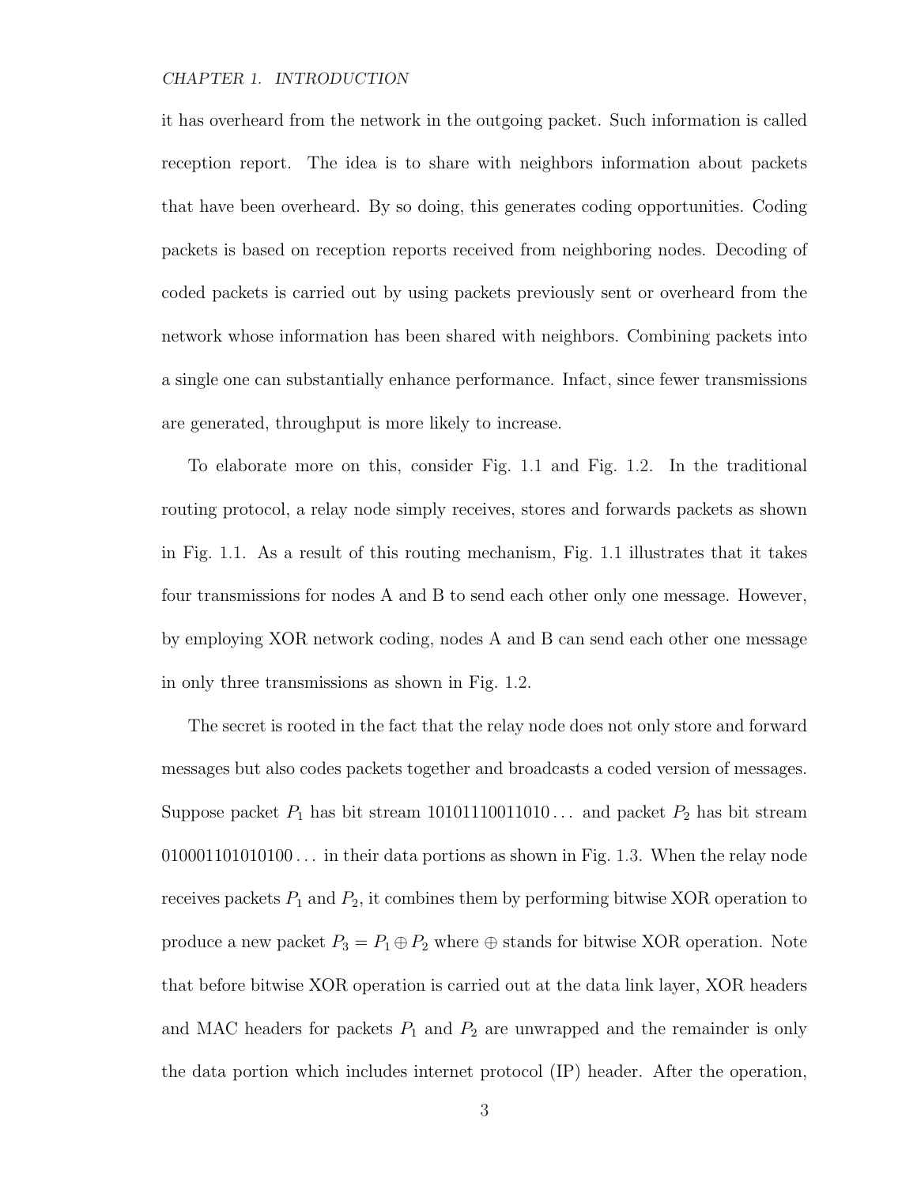it has overheard from the network in the outgoing packet. Such information is called reception report. The idea is to share with neighbors information about packets that have been overheard. By so doing, this generates coding opportunities. Coding packets is based on reception reports received from neighboring nodes. Decoding of coded packets is carried out by using packets previously sent or overheard from the network whose information has been shared with neighbors. Combining packets into a single one can substantially enhance performance. Infact, since fewer transmissions are generated, throughput is more likely to increase.

To elaborate more on this, consider Fig. 1.1 and Fig. 1.2. In the traditional routing protocol, a relay node simply receives, stores and forwards packets as shown in Fig. 1.1. As a result of this routing mechanism, Fig. 1.1 illustrates that it takes four transmissions for nodes A and B to send each other only one message. However, by employing XOR network coding, nodes A and B can send each other one message in only three transmissions as shown in Fig. 1.2.

The secret is rooted in the fact that the relay node does not only store and forward messages but also codes packets together and broadcasts a coded version of messages. Suppose packet $P_1$ has bit stream $10101110011010\ldots$ and packet $P_2$ has bit stream $010001101010100\ldots$ in their data portions as shown in Fig. 1.3. When the relay node receives packets $P_1$ and $P_2$, it combines them by performing bitwise XOR operation to produce a new packet $P_3 = P_1 \oplus P_2$ where $\oplus$ stands for bitwise XOR operation. Note that before bitwise XOR operation is carried out at the data link layer, XOR headers and MAC headers for packets $P_1$ and $P_2$ are unwrapped and the remainder is only the data portion which includes internet protocol (IP) header. After the operation,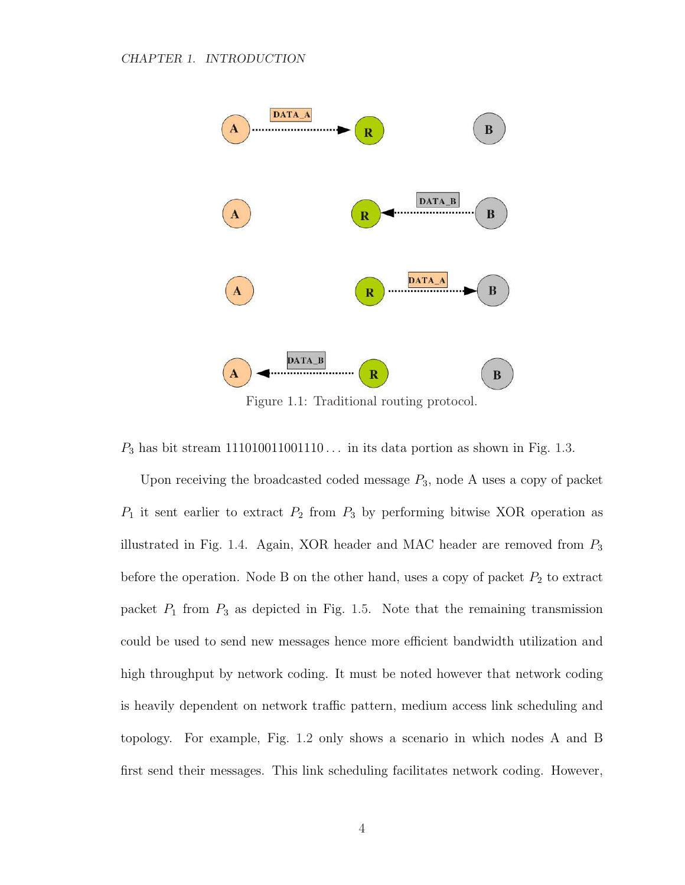Figure 1.1: Traditional routing protocol.

$P_3$ has bit stream 111010011001110... in its data portion as shown in Fig. 1.3.

Upon receiving the broadcasted coded message $P_3$, node A uses a copy of packet $P_1$ it sent earlier to extract $P_2$ from $P_3$ by performing bitwise XOR operation as illustrated in Fig. 1.4. Again, XOR header and MAC header are removed from $P_3$ before the operation. Node B on the other hand, uses a copy of packet $P_2$ to extract packet $P_1$ from $P_3$ as depicted in Fig. 1.5. Note that the remaining transmission could be used to send new messages hence more efficient bandwidth utilization and high throughput by network coding. It must be noted however that network coding is heavily dependent on network traffic pattern, medium access link scheduling and topology. For example, Fig. 1.2 only shows a scenario in which nodes A and B first send their messages. This link scheduling facilitates network coding. However,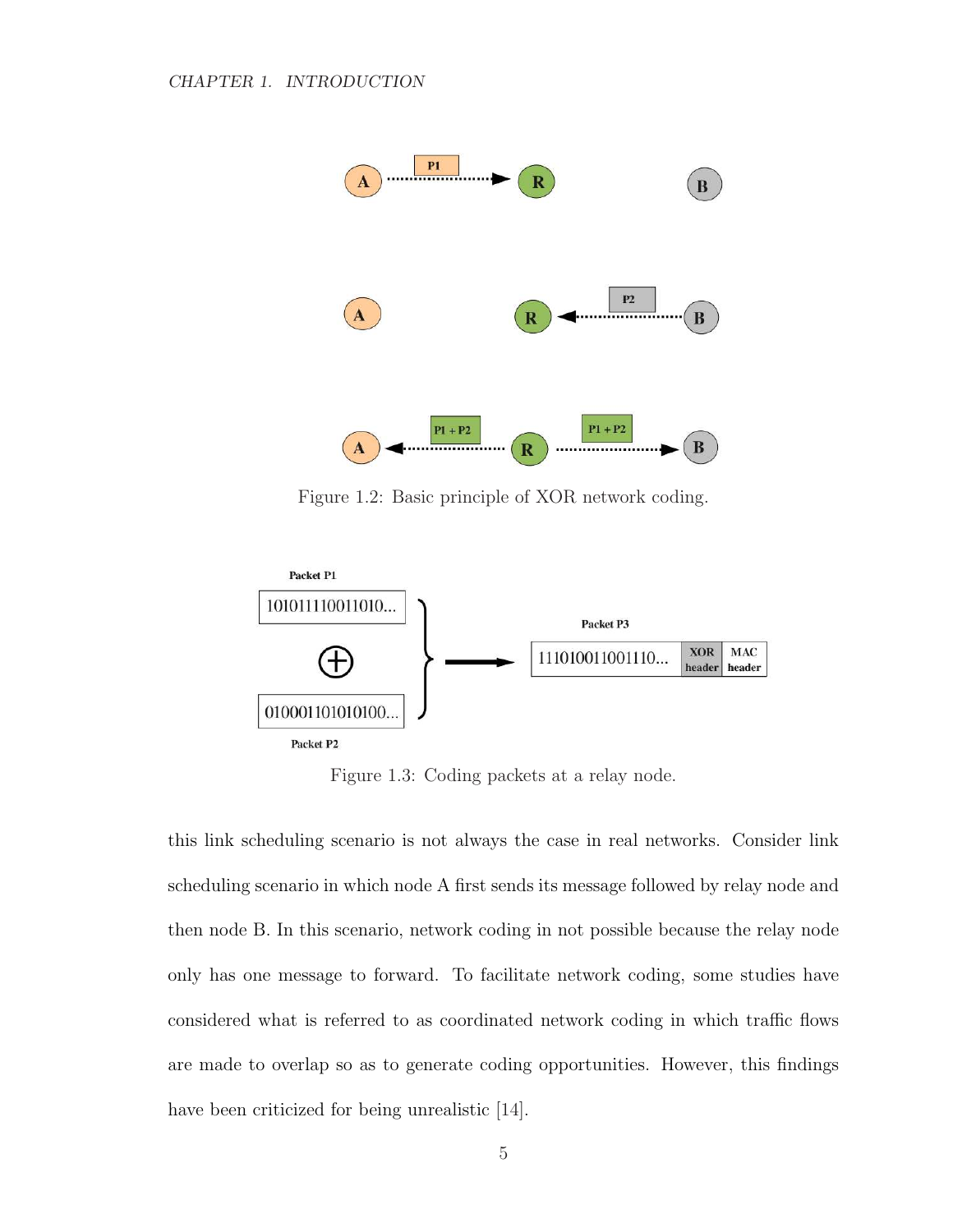Figure 1.2: Basic principle of XOR network coding.

Figure 1.3: Coding packets at a relay node.

this link scheduling scenario is not always the case in real networks. Consider link scheduling scenario in which node A first sends its message followed by relay node and then node B. In this scenario, network coding in not possible because the relay node only has one message to forward. To facilitate network coding, some studies have considered what is referred to as coordinated network coding in which traffic flows are made to overlap so as to generate coding opportunities. However, this findings have been criticized for being unrealistic [14].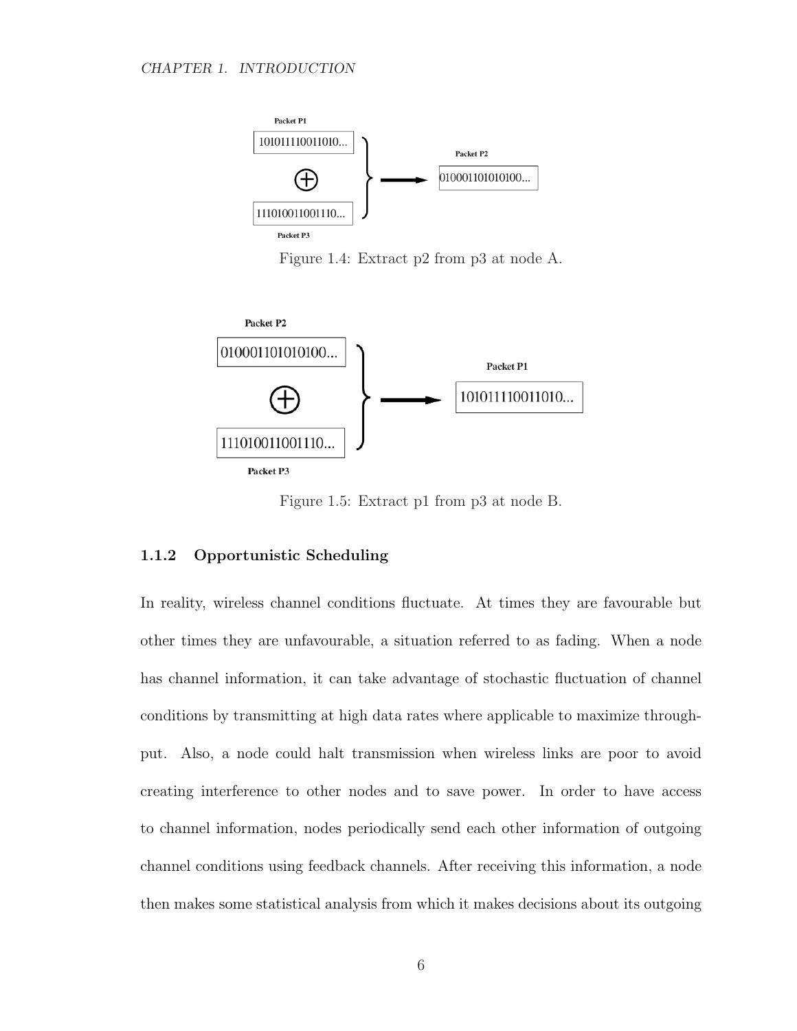Packet P1

101011110011010...

$\oplus$

111010011001110...

Packet P3

Packet P2

010001101010100...

Figure 1.4: Extract p2 from p3 at node A.

Packet P2

010001101010100...

$\oplus$

111010011001110...

Packet P3

Packet P1

101011110011010...

Figure 1.5: Extract p1 from p3 at node B.

### 1.1.2 Opportunistic Scheduling

In reality, wireless channel conditions fluctuate. At times they are favourable but other times they are unfavourable, a situation referred to as fading. When a node has channel information, it can take advantage of stochastic fluctuation of channel conditions by transmitting at high data rates where applicable to maximize throughput. Also, a node could halt transmission when wireless links are poor to avoid creating interference to other nodes and to save power. In order to have access to channel information, nodes periodically send each other information of outgoing channel conditions using feedback channels. After receiving this information, a node then makes some statistical analysis from which it makes decisions about its outgoing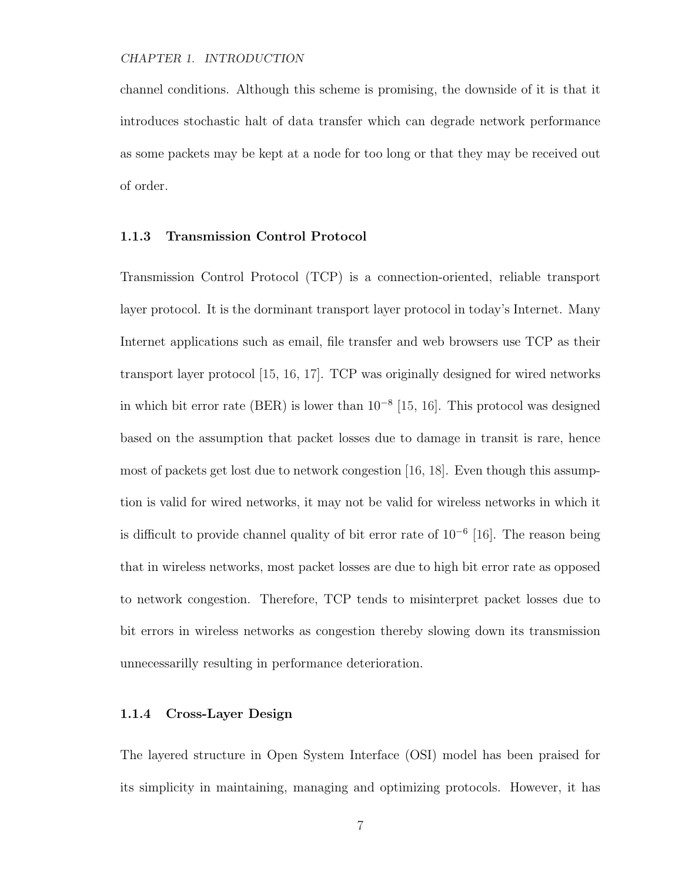channel conditions. Although this scheme is promising, the downside of it is that it introduces stochastic halt of data transfer which can degrade network performance as some packets may be kept at a node for too long or that they may be received out of order.

### 1.1.3 Transmission Control Protocol

Transmission Control Protocol (TCP) is a connection-oriented, reliable transport layer protocol. It is the dorminant transport layer protocol in today's Internet. Many Internet applications such as email, file transfer and web browsers use TCP as their transport layer protocol [15, 16, 17]. TCP was originally designed for wired networks in which bit error rate (BER) is lower than $10^{-8}$ [15, 16]. This protocol was designed based on the assumption that packet losses due to damage in transit is rare, hence most of packets get lost due to network congestion [16, 18]. Even though this assumption is valid for wired networks, it may not be valid for wireless networks in which it is difficult to provide channel quality of bit error rate of $10^{-6}$ [16]. The reason being that in wireless networks, most packet losses are due to high bit error rate as opposed to network congestion. Therefore, TCP tends to misinterpret packet losses due to bit errors in wireless networks as congestion thereby slowing down its transmission unnecessarilly resulting in performance deterioration.

### 1.1.4 Cross-Layer Design

The layered structure in Open System Interface (OSI) model has been praised for its simplicity in maintaining, managing and optimizing protocols. However, it has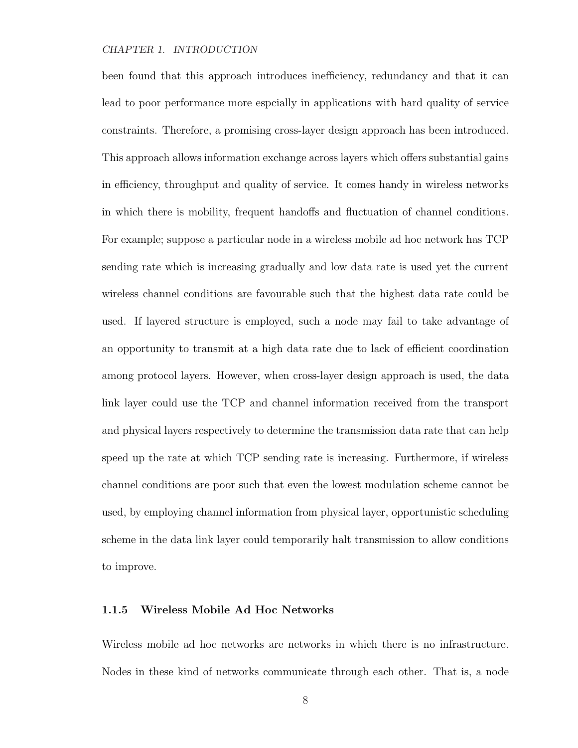been found that this approach introduces inefficiency, redundancy and that it can lead to poor performance more espcially in applications with hard quality of service constraints. Therefore, a promising cross-layer design approach has been introduced. This approach allows information exchange across layers which offers substantial gains in efficiency, throughput and quality of service. It comes handy in wireless networks in which there is mobility, frequent handoffs and fluctuation of channel conditions. For example; suppose a particular node in a wireless mobile ad hoc network has TCP sending rate which is increasing gradually and low data rate is used yet the current wireless channel conditions are favourable such that the highest data rate could be used. If layered structure is employed, such a node may fail to take advantage of an opportunity to transmit at a high data rate due to lack of efficient coordination among protocol layers. However, when cross-layer design approach is used, the data link layer could use the TCP and channel information received from the transport and physical layers respectively to determine the transmission data rate that can help speed up the rate at which TCP sending rate is increasing. Furthermore, if wireless channel conditions are poor such that even the lowest modulation scheme cannot be used, by employing channel information from physical layer, opportunistic scheduling scheme in the data link layer could temporarily halt transmission to allow conditions to improve.

### 1.1.5 Wireless Mobile Ad Hoc Networks

Wireless mobile ad hoc networks are networks in which there is no infrastructure. Nodes in these kind of networks communicate through each other. That is, a node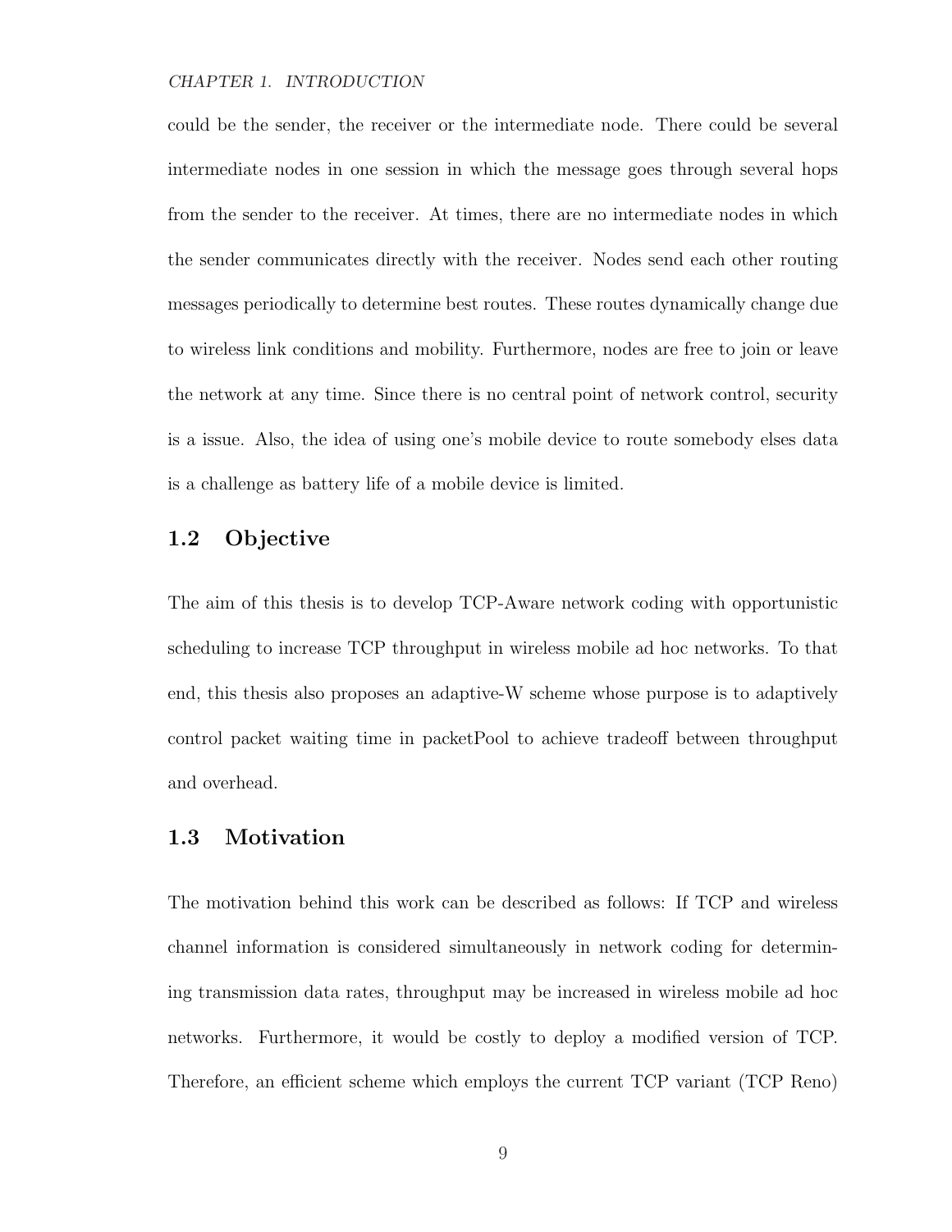could be the sender, the receiver or the intermediate node. There could be several intermediate nodes in one session in which the message goes through several hops from the sender to the receiver. At times, there are no intermediate nodes in which the sender communicates directly with the receiver. Nodes send each other routing messages periodically to determine best routes. These routes dynamically change due to wireless link conditions and mobility. Furthermore, nodes are free to join or leave the network at any time. Since there is no central point of network control, security is a issue. Also, the idea of using one's mobile device to route somebody elses data is a challenge as battery life of a mobile device is limited.

## 1.2 Objective

The aim of this thesis is to develop TCP-Aware network coding with opportunistic scheduling to increase TCP throughput in wireless mobile ad hoc networks. To that end, this thesis also proposes an adaptive-W scheme whose purpose is to adaptively control packet waiting time in packetPool to achieve tradeoff between throughput and overhead.

## 1.3 Motivation

The motivation behind this work can be described as follows: If TCP and wireless channel information is considered simultaneously in network coding for determining transmission data rates, throughput may be increased in wireless mobile ad hoc networks. Furthermore, it would be costly to deploy a modified version of TCP. Therefore, an efficient scheme which employs the current TCP variant (TCP Reno)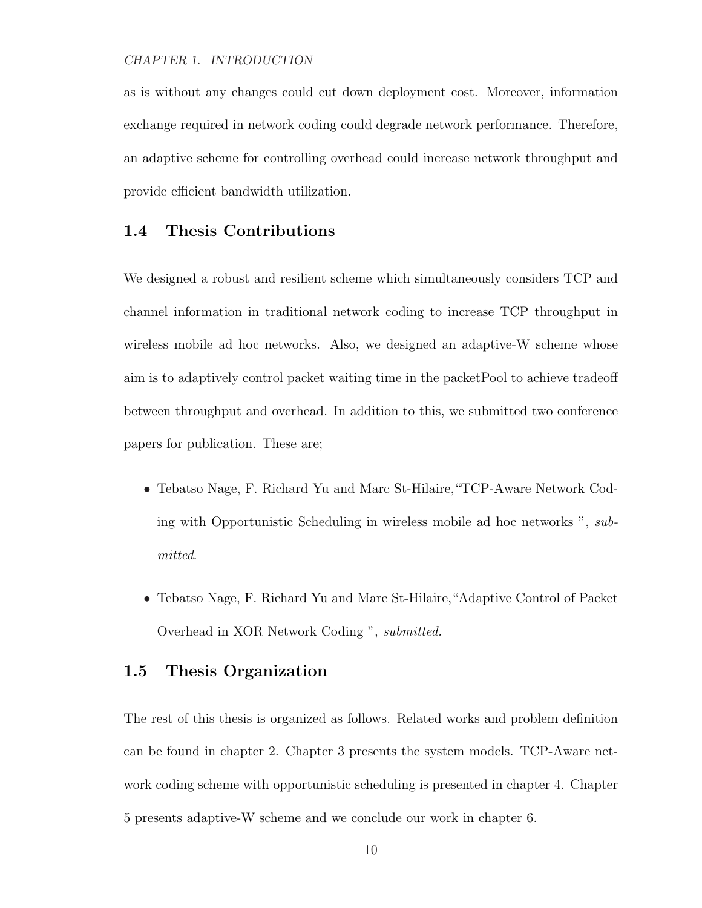as is without any changes could cut down deployment cost. Moreover, information exchange required in network coding could degrade network performance. Therefore, an adaptive scheme for controlling overhead could increase network throughput and provide efficient bandwidth utilization.

## 1.4 Thesis Contributions

We designed a robust and resilient scheme which simultaneously considers TCP and channel information in traditional network coding to increase TCP throughput in wireless mobile ad hoc networks. Also, we designed an adaptive-W scheme whose aim is to adaptively control packet waiting time in the packetPool to achieve tradeoff between throughput and overhead. In addition to this, we submitted two conference papers for publication. These are;

- Tebatso Nage, F. Richard Yu and Marc St-Hilaire,"TCP-Aware Network Coding with Opportunistic Scheduling in wireless mobile ad hoc networks ", *submitted*.
- Tebatso Nage, F. Richard Yu and Marc St-Hilaire,"Adaptive Control of Packet Overhead in XOR Network Coding ", *submitted.*

## 1.5 Thesis Organization

The rest of this thesis is organized as follows. Related works and problem definition can be found in chapter 2. Chapter 3 presents the system models. TCP-Aware network coding scheme with opportunistic scheduling is presented in chapter 4. Chapter 5 presents adaptive-W scheme and we conclude our work in chapter 6.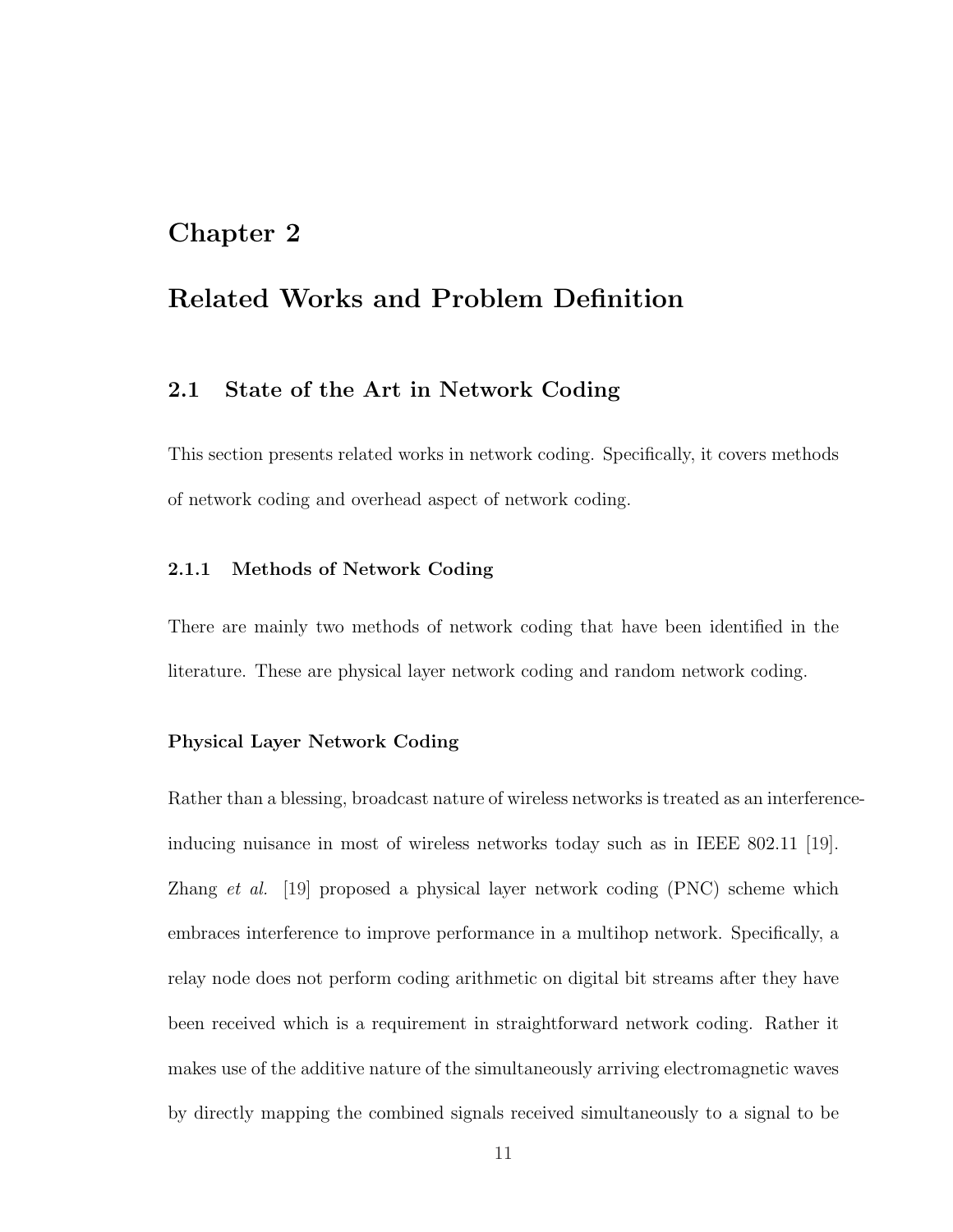# Chapter 2

# Related Works and Problem Definition

## 2.1 State of the Art in Network Coding

This section presents related works in network coding. Specifically, it covers methods of network coding and overhead aspect of network coding.

### 2.1.1 Methods of Network Coding

There are mainly two methods of network coding that have been identified in the literature. These are physical layer network coding and random network coding.

#### Physical Layer Network Coding

Rather than a blessing, broadcast nature of wireless networks is treated as an interference-inducing nuisance in most of wireless networks today such as in IEEE 802.11 [19]. Zhang *et al.* [19] proposed a physical layer network coding (PNC) scheme which embraces interference to improve performance in a multihop network. Specifically, a relay node does not perform coding arithmetic on digital bit streams after they have been received which is a requirement in straightforward network coding. Rather it makes use of the additive nature of the simultaneously arriving electromagnetic waves by directly mapping the combined signals received simultaneously to a signal to be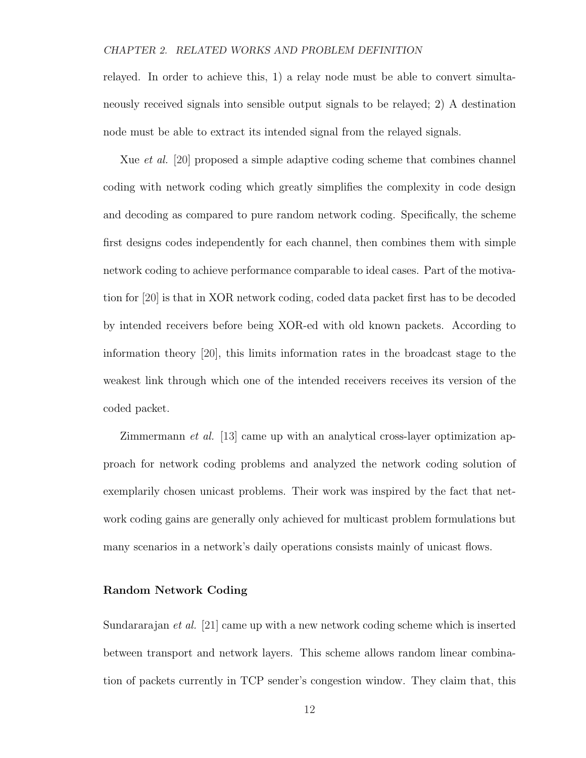relayed. In order to achieve this, 1) a relay node must be able to convert simultaneously received signals into sensible output signals to be relayed; 2) A destination node must be able to extract its intended signal from the relayed signals.

Xue *et al.* [20] proposed a simple adaptive coding scheme that combines channel coding with network coding which greatly simplifies the complexity in code design and decoding as compared to pure random network coding. Specifically, the scheme first designs codes independently for each channel, then combines them with simple network coding to achieve performance comparable to ideal cases. Part of the motivation for [20] is that in XOR network coding, coded data packet first has to be decoded by intended receivers before being XOR-ed with old known packets. According to information theory [20], this limits information rates in the broadcast stage to the weakest link through which one of the intended receivers receives its version of the coded packet.

Zimmermann *et al.* [13] came up with an analytical cross-layer optimization approach for network coding problems and analyzed the network coding solution of exemplarily chosen unicast problems. Their work was inspired by the fact that network coding gains are generally only achieved for multicast problem formulations but many scenarios in a network's daily operations consists mainly of unicast flows.

**Random Network Coding**

Sundararajan *et al.* [21] came up with a new network coding scheme which is inserted between transport and network layers. This scheme allows random linear combination of packets currently in TCP sender's congestion window. They claim that, this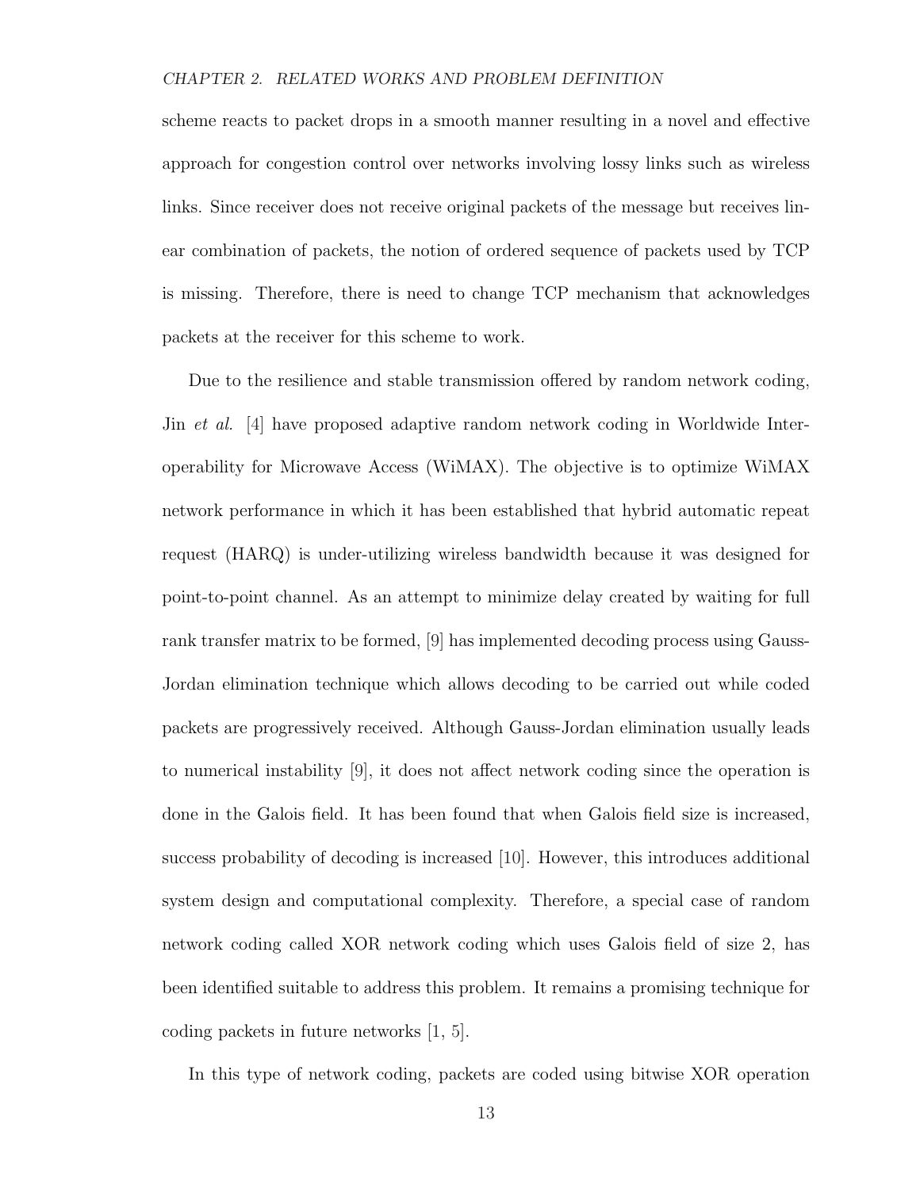scheme reacts to packet drops in a smooth manner resulting in a novel and effective approach for congestion control over networks involving lossy links such as wireless links. Since receiver does not receive original packets of the message but receives linear combination of packets, the notion of ordered sequence of packets used by TCP is missing. Therefore, there is need to change TCP mechanism that acknowledges packets at the receiver for this scheme to work.

Due to the resilience and stable transmission offered by random network coding, Jin *et al.* [4] have proposed adaptive random network coding in Worldwide Interoperability for Microwave Access (WiMAX). The objective is to optimize WiMAX network performance in which it has been established that hybrid automatic repeat request (HARQ) is under-utilizing wireless bandwidth because it was designed for point-to-point channel. As an attempt to minimize delay created by waiting for full rank transfer matrix to be formed, [9] has implemented decoding process using Gauss-Jordan elimination technique which allows decoding to be carried out while coded packets are progressively received. Although Gauss-Jordan elimination usually leads to numerical instability [9], it does not affect network coding since the operation is done in the Galois field. It has been found that when Galois field size is increased, success probability of decoding is increased [10]. However, this introduces additional system design and computational complexity. Therefore, a special case of random network coding called XOR network coding which uses Galois field of size 2, has been identified suitable to address this problem. It remains a promising technique for coding packets in future networks [1, 5].

In this type of network coding, packets are coded using bitwise XOR operation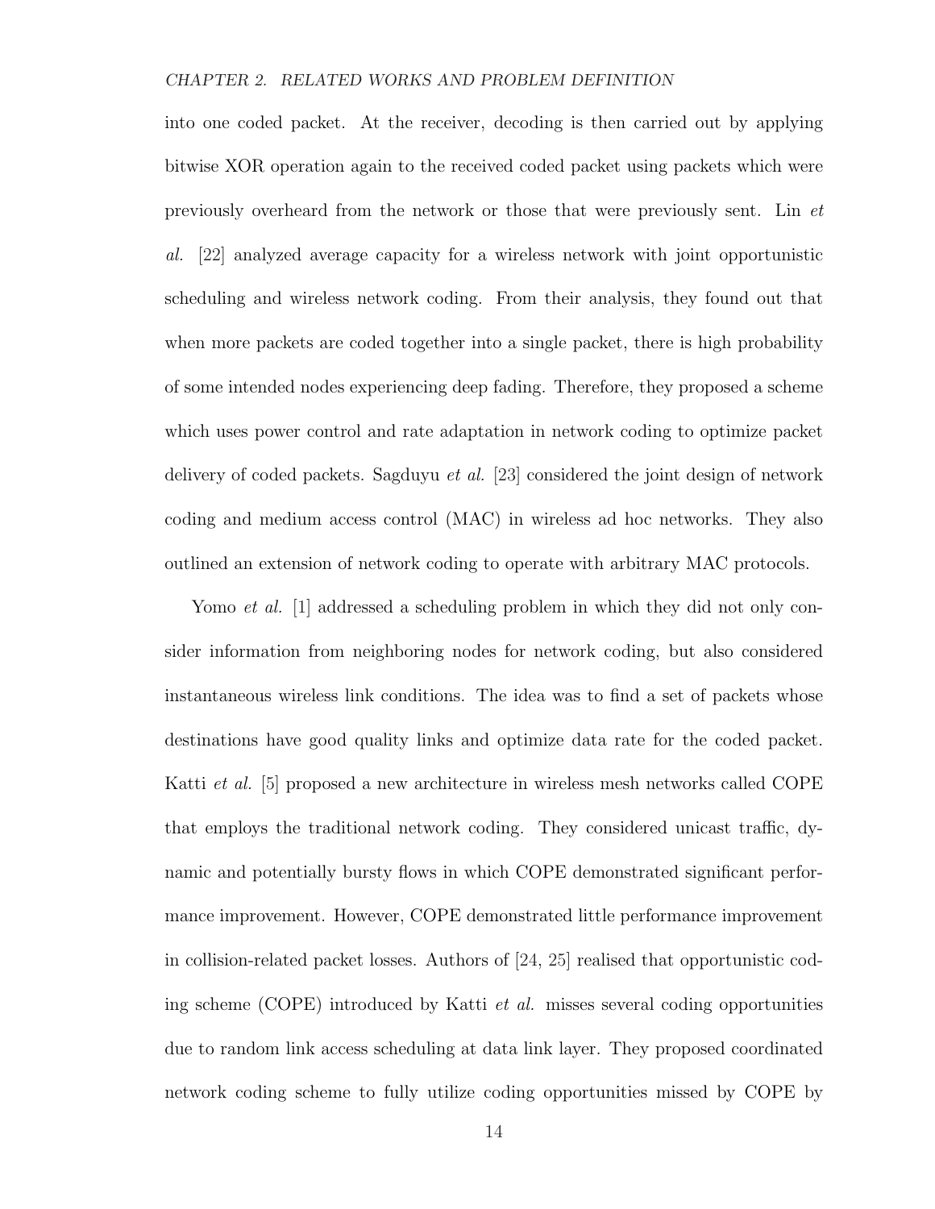into one coded packet. At the receiver, decoding is then carried out by applying bitwise XOR operation again to the received coded packet using packets which were previously overheard from the network or those that were previously sent. Lin *et al.* [22] analyzed average capacity for a wireless network with joint opportunistic scheduling and wireless network coding. From their analysis, they found out that when more packets are coded together into a single packet, there is high probability of some intended nodes experiencing deep fading. Therefore, they proposed a scheme which uses power control and rate adaptation in network coding to optimize packet delivery of coded packets. Sagduyu *et al.* [23] considered the joint design of network coding and medium access control (MAC) in wireless ad hoc networks. They also outlined an extension of network coding to operate with arbitrary MAC protocols.

Yomo *et al.* [1] addressed a scheduling problem in which they did not only consider information from neighboring nodes for network coding, but also considered instantaneous wireless link conditions. The idea was to find a set of packets whose destinations have good quality links and optimize data rate for the coded packet. Katti *et al.* [5] proposed a new architecture in wireless mesh networks called COPE that employs the traditional network coding. They considered unicast traffic, dynamic and potentially bursty flows in which COPE demonstrated significant performance improvement. However, COPE demonstrated little performance improvement in collision-related packet losses. Authors of [24, 25] realised that opportunistic coding scheme (COPE) introduced by Katti *et al.* misses several coding opportunities due to random link access scheduling at data link layer. They proposed coordinated network coding scheme to fully utilize coding opportunities missed by COPE by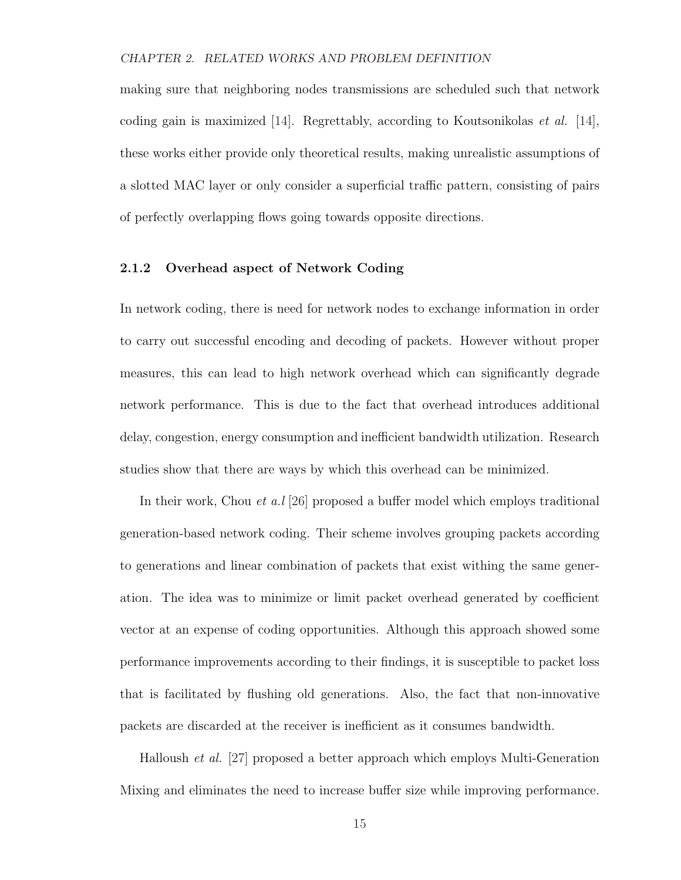making sure that neighboring nodes transmissions are scheduled such that network coding gain is maximized [14]. Regrettably, according to Koutsonikolas *et al.* [14], these works either provide only theoretical results, making unrealistic assumptions of a slotted MAC layer or only consider a superficial traffic pattern, consisting of pairs of perfectly overlapping flows going towards opposite directions.

### 2.1.2 Overhead aspect of Network Coding

In network coding, there is need for network nodes to exchange information in order to carry out successful encoding and decoding of packets. However without proper measures, this can lead to high network overhead which can significantly degrade network performance. This is due to the fact that overhead introduces additional delay, congestion, energy consumption and inefficient bandwidth utilization. Research studies show that there are ways by which this overhead can be minimized.

In their work, Chou *et a.l* [26] proposed a buffer model which employs traditional generation-based network coding. Their scheme involves grouping packets according to generations and linear combination of packets that exist withing the same generation. The idea was to minimize or limit packet overhead generated by coefficient vector at an expense of coding opportunities. Although this approach showed some performance improvements according to their findings, it is susceptible to packet loss that is facilitated by flushing old generations. Also, the fact that non-innovative packets are discarded at the receiver is inefficient as it consumes bandwidth.

Halloush *et al.* [27] proposed a better approach which employs Multi-Generation Mixing and eliminates the need to increase buffer size while improving performance.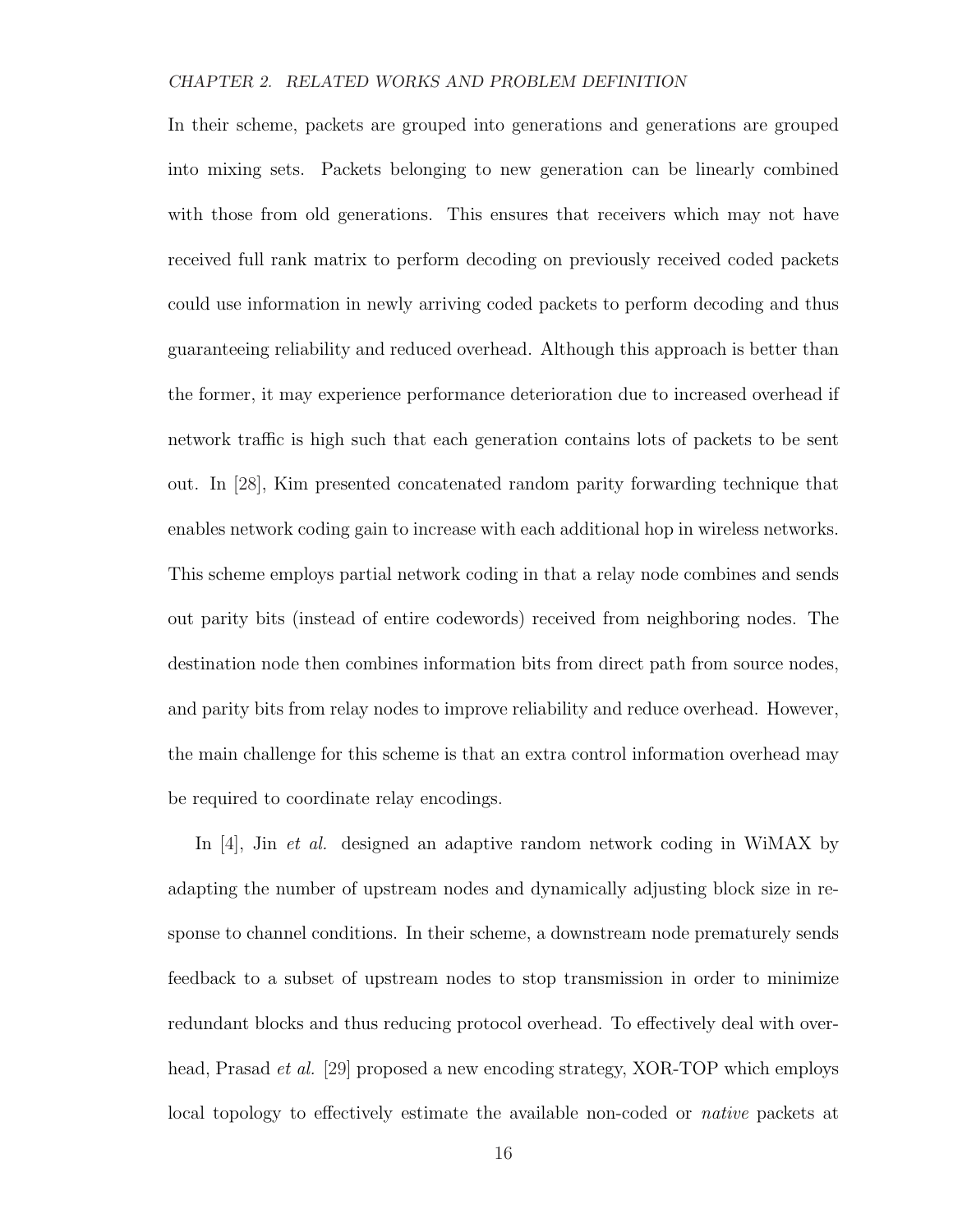In their scheme, packets are grouped into generations and generations are grouped into mixing sets. Packets belonging to new generation can be linearly combined with those from old generations. This ensures that receivers which may not have received full rank matrix to perform decoding on previously received coded packets could use information in newly arriving coded packets to perform decoding and thus guaranteeing reliability and reduced overhead. Although this approach is better than the former, it may experience performance deterioration due to increased overhead if network traffic is high such that each generation contains lots of packets to be sent out. In [28], Kim presented concatenated random parity forwarding technique that enables network coding gain to increase with each additional hop in wireless networks. This scheme employs partial network coding in that a relay node combines and sends out parity bits (instead of entire codewords) received from neighboring nodes. The destination node then combines information bits from direct path from source nodes, and parity bits from relay nodes to improve reliability and reduce overhead. However, the main challenge for this scheme is that an extra control information overhead may be required to coordinate relay encodings.

In [4], Jin *et al.* designed an adaptive random network coding in WiMAX by adapting the number of upstream nodes and dynamically adjusting block size in response to channel conditions. In their scheme, a downstream node prematurely sends feedback to a subset of upstream nodes to stop transmission in order to minimize redundant blocks and thus reducing protocol overhead. To effectively deal with overhead, Prasad *et al.* [29] proposed a new encoding strategy, XOR-TOP which employs local topology to effectively estimate the available non-coded or *native* packets at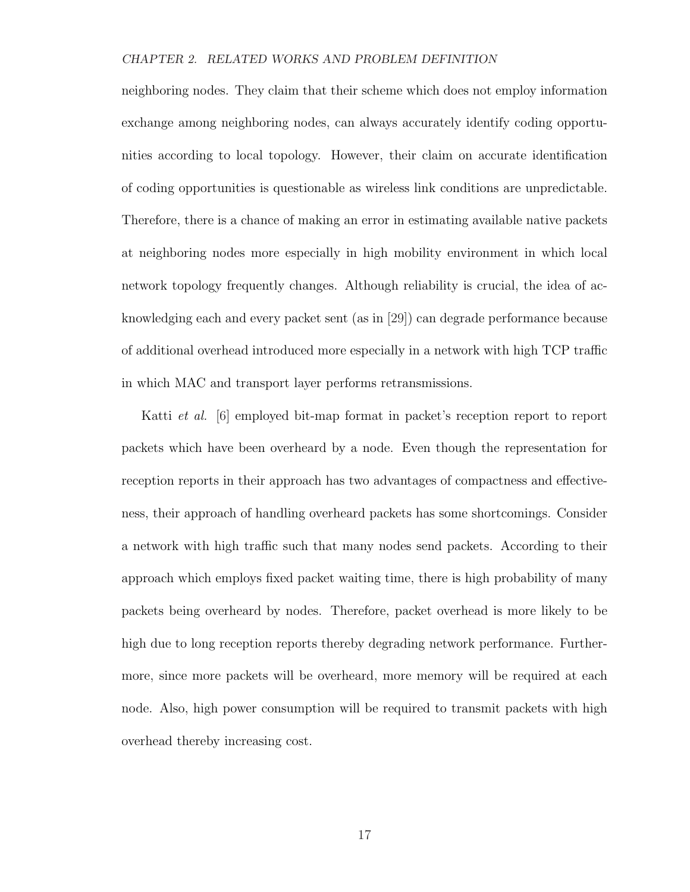neighboring nodes. They claim that their scheme which does not employ information exchange among neighboring nodes, can always accurately identify coding opportunities according to local topology. However, their claim on accurate identification of coding opportunities is questionable as wireless link conditions are unpredictable. Therefore, there is a chance of making an error in estimating available native packets at neighboring nodes more especially in high mobility environment in which local network topology frequently changes. Although reliability is crucial, the idea of acknowledging each and every packet sent (as in [29]) can degrade performance because of additional overhead introduced more especially in a network with high TCP traffic in which MAC and transport layer performs retransmissions.

Katti *et al.* [6] employed bit-map format in packet's reception report to report packets which have been overheard by a node. Even though the representation for reception reports in their approach has two advantages of compactness and effectiveness, their approach of handling overheard packets has some shortcomings. Consider a network with high traffic such that many nodes send packets. According to their approach which employs fixed packet waiting time, there is high probability of many packets being overheard by nodes. Therefore, packet overhead is more likely to be high due to long reception reports thereby degrading network performance. Furthermore, since more packets will be overheard, more memory will be required at each node. Also, high power consumption will be required to transmit packets with high overhead thereby increasing cost.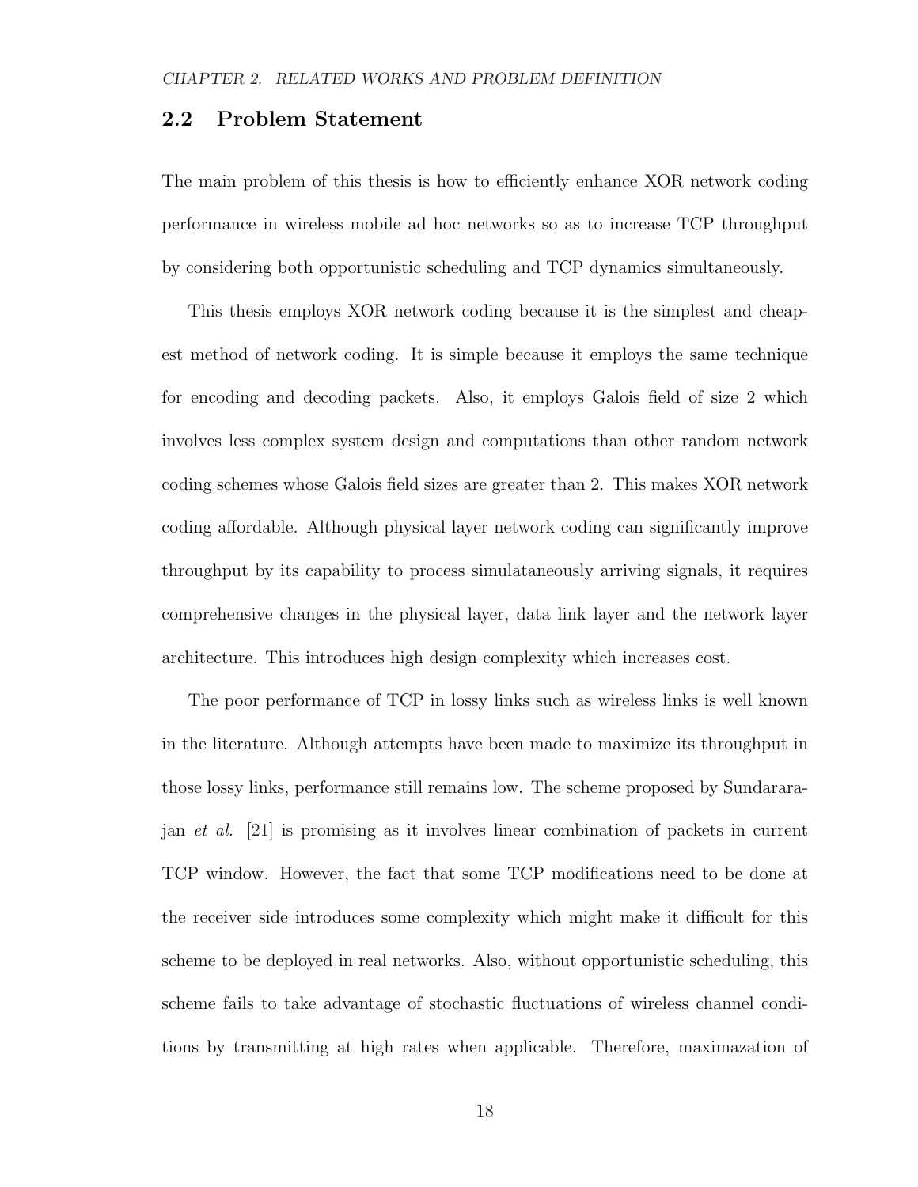## 2.2 Problem Statement

The main problem of this thesis is how to efficiently enhance XOR network coding performance in wireless mobile ad hoc networks so as to increase TCP throughput by considering both opportunistic scheduling and TCP dynamics simultaneously.

This thesis employs XOR network coding because it is the simplest and cheapest method of network coding. It is simple because it employs the same technique for encoding and decoding packets. Also, it employs Galois field of size 2 which involves less complex system design and computations than other random network coding schemes whose Galois field sizes are greater than 2. This makes XOR network coding affordable. Although physical layer network coding can significantly improve throughput by its capability to process simulataneously arriving signals, it requires comprehensive changes in the physical layer, data link layer and the network layer architecture. This introduces high design complexity which increases cost.

The poor performance of TCP in lossy links such as wireless links is well known in the literature. Although attempts have been made to maximize its throughput in those lossy links, performance still remains low. The scheme proposed by Sundararajan *et al.* [21] is promising as it involves linear combination of packets in current TCP window. However, the fact that some TCP modifications need to be done at the receiver side introduces some complexity which might make it difficult for this scheme to be deployed in real networks. Also, without opportunistic scheduling, this scheme fails to take advantage of stochastic fluctuations of wireless channel conditions by transmitting at high rates when applicable. Therefore, maximazation of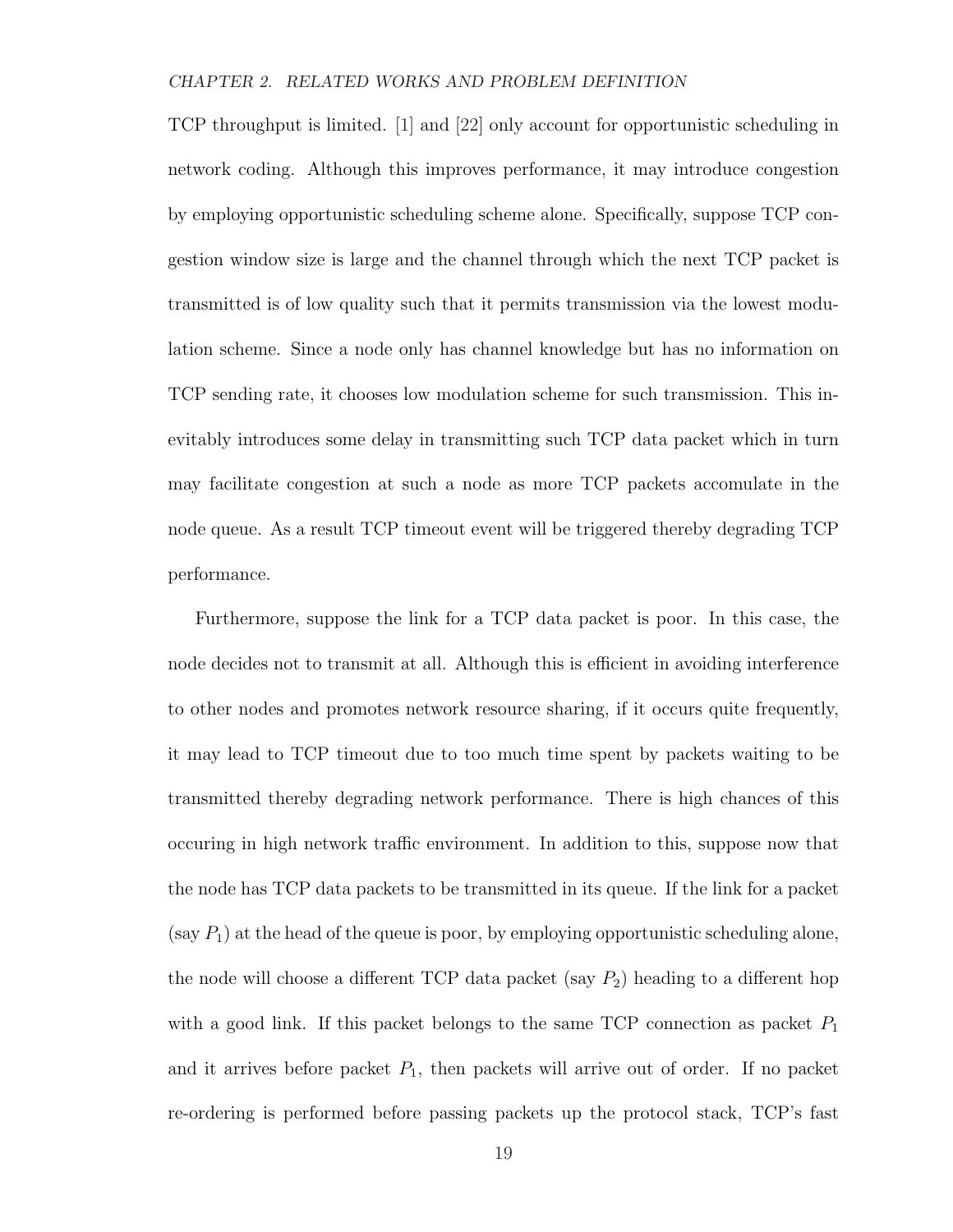TCP throughput is limited. [1] and [22] only account for opportunistic scheduling in network coding. Although this improves performance, it may introduce congestion by employing opportunistic scheduling scheme alone. Specifically, suppose TCP congestion window size is large and the channel through which the next TCP packet is transmitted is of low quality such that it permits transmission via the lowest modulation scheme. Since a node only has channel knowledge but has no information on TCP sending rate, it chooses low modulation scheme for such transmission. This inevitably introduces some delay in transmitting such TCP data packet which in turn may facilitate congestion at such a node as more TCP packets accomulate in the node queue. As a result TCP timeout event will be triggered thereby degrading TCP performance.

Furthermore, suppose the link for a TCP data packet is poor. In this case, the node decides not to transmit at all. Although this is efficient in avoiding interference to other nodes and promotes network resource sharing, if it occurs quite frequently, it may lead to TCP timeout due to too much time spent by packets waiting to be transmitted thereby degrading network performance. There is high chances of this occuring in high network traffic environment. In addition to this, suppose now that the node has TCP data packets to be transmitted in its queue. If the link for a packet (say $P_1$) at the head of the queue is poor, by employing opportunistic scheduling alone, the node will choose a different TCP data packet (say $P_2$) heading to a different hop with a good link. If this packet belongs to the same TCP connection as packet $P_1$ and it arrives before packet $P_1$, then packets will arrive out of order. If no packet re-ordering is performed before passing packets up the protocol stack, TCP's fast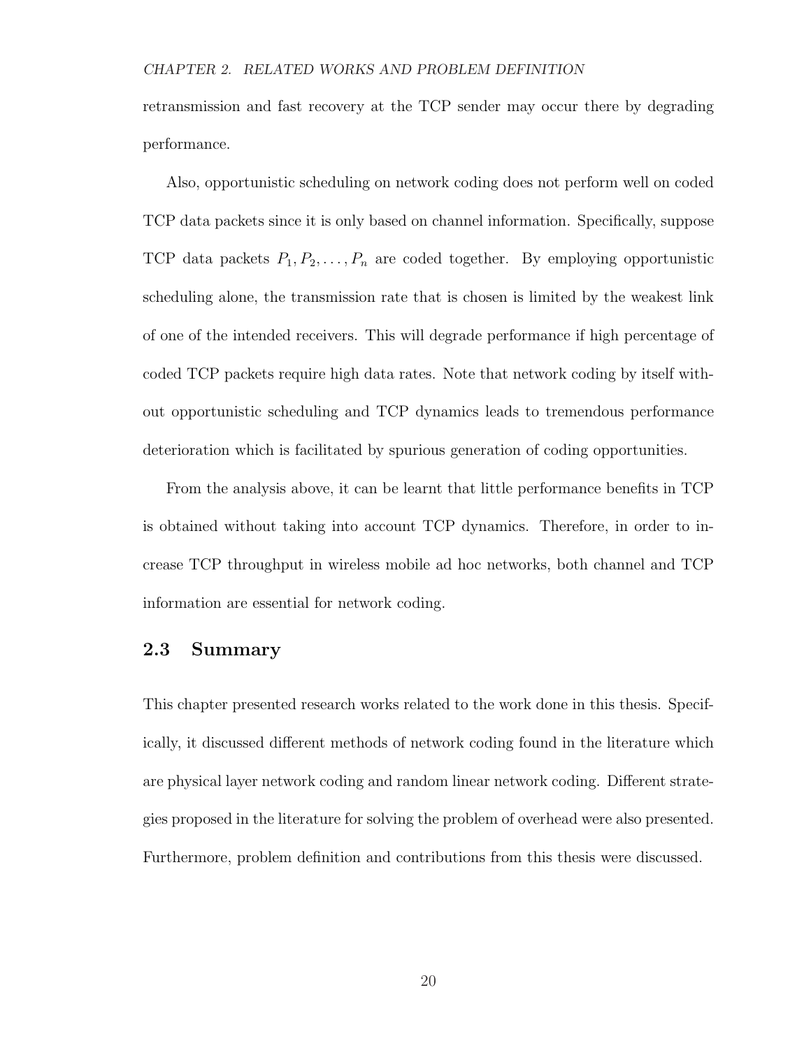retransmission and fast recovery at the TCP sender may occur there by degrading performance.

Also, opportunistic scheduling on network coding does not perform well on coded TCP data packets since it is only based on channel information. Specifically, suppose TCP data packets $P_1, P_2, \ldots, P_n$ are coded together. By employing opportunistic scheduling alone, the transmission rate that is chosen is limited by the weakest link of one of the intended receivers. This will degrade performance if high percentage of coded TCP packets require high data rates. Note that network coding by itself without opportunistic scheduling and TCP dynamics leads to tremendous performance deterioration which is facilitated by spurious generation of coding opportunities.

From the analysis above, it can be learnt that little performance benefits in TCP is obtained without taking into account TCP dynamics. Therefore, in order to increase TCP throughput in wireless mobile ad hoc networks, both channel and TCP information are essential for network coding.

## 2.3 Summary

This chapter presented research works related to the work done in this thesis. Specifically, it discussed different methods of network coding found in the literature which are physical layer network coding and random linear network coding. Different strategies proposed in the literature for solving the problem of overhead were also presented. Furthermore, problem definition and contributions from this thesis were discussed.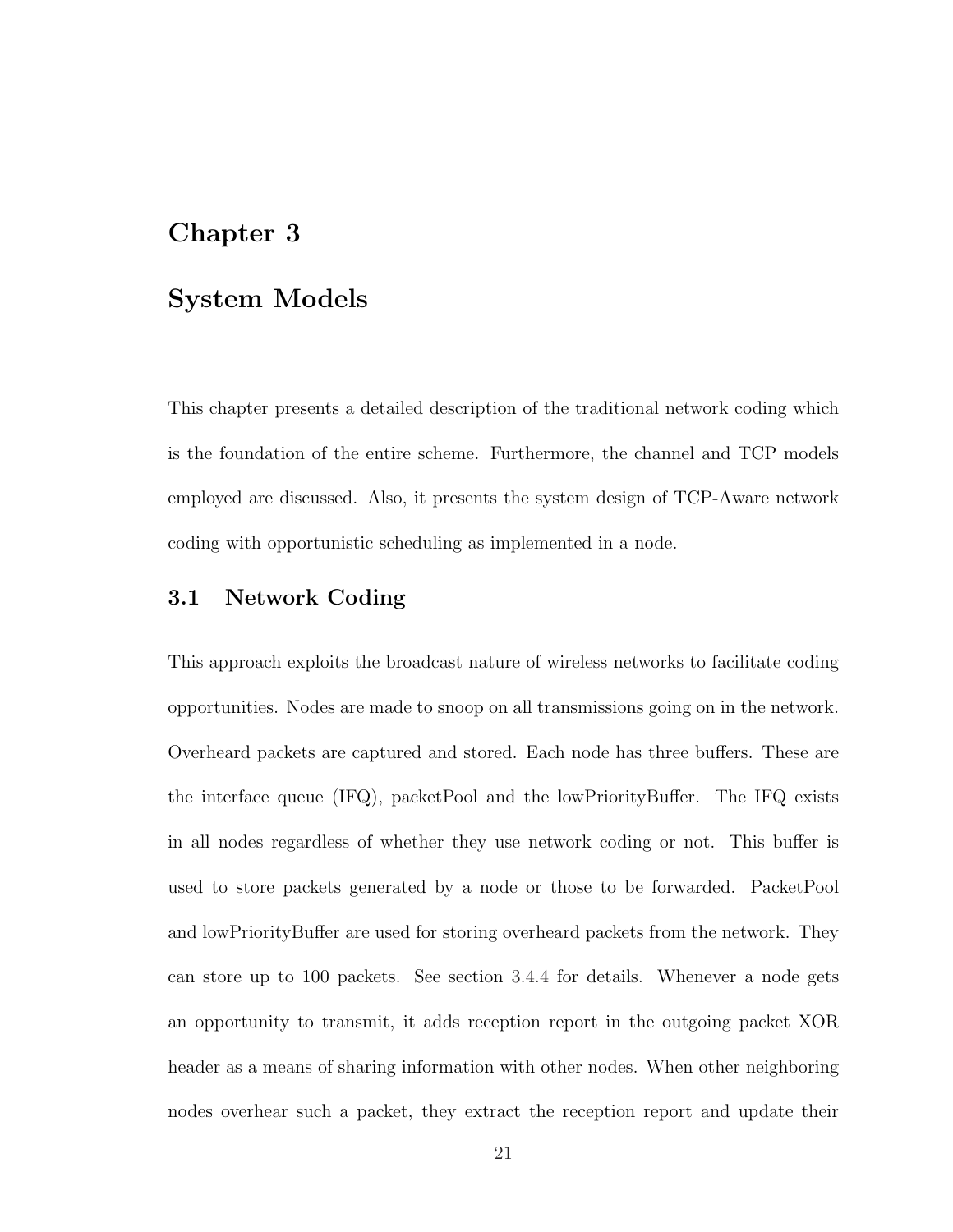# Chapter 3

# System Models

This chapter presents a detailed description of the traditional network coding which is the foundation of the entire scheme. Furthermore, the channel and TCP models employed are discussed. Also, it presents the system design of TCP-Aware network coding with opportunistic scheduling as implemented in a node.

## 3.1 Network Coding

This approach exploits the broadcast nature of wireless networks to facilitate coding opportunities. Nodes are made to snoop on all transmissions going on in the network. Overheard packets are captured and stored. Each node has three buffers. These are the interface queue (IFQ), packetPool and the lowPriorityBuffer. The IFQ exists in all nodes regardless of whether they use network coding or not. This buffer is used to store packets generated by a node or those to be forwarded. PacketPool and lowPriorityBuffer are used for storing overheard packets from the network. They can store up to 100 packets. See section 3.4.4 for details. Whenever a node gets an opportunity to transmit, it adds reception report in the outgoing packet XOR header as a means of sharing information with other nodes. When other neighboring nodes overhear such a packet, they extract the reception report and update their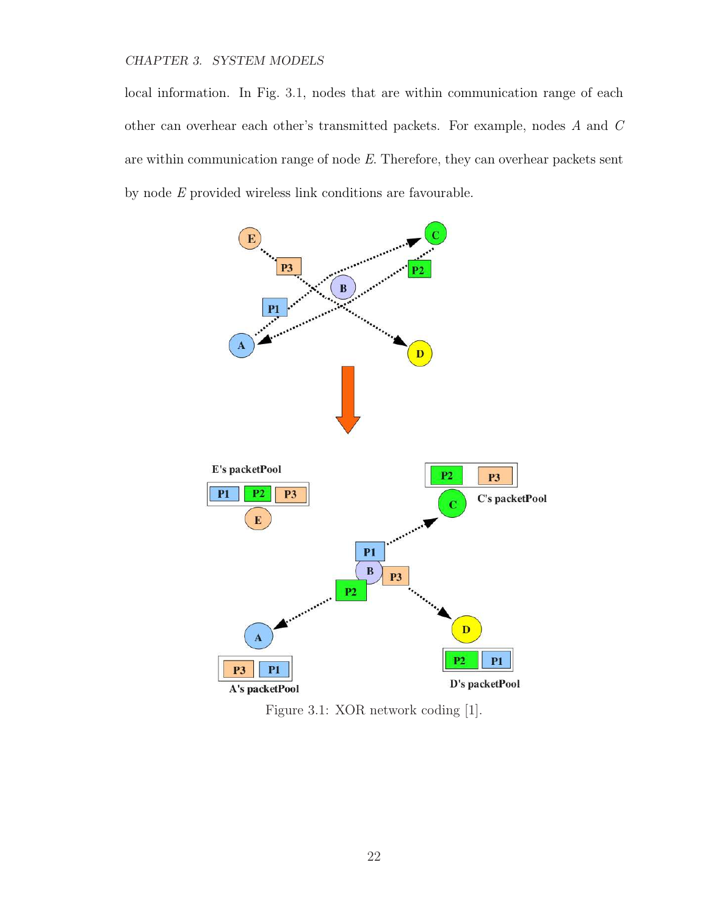local information. In Fig. 3.1, nodes that are within communication range of each other can overhear each other's transmitted packets. For example, nodes $A$ and $C$ are within communication range of node $E$. Therefore, they can overhear packets sent by node $E$ provided wireless link conditions are favourable.

Figure 3.1: XOR network coding [1].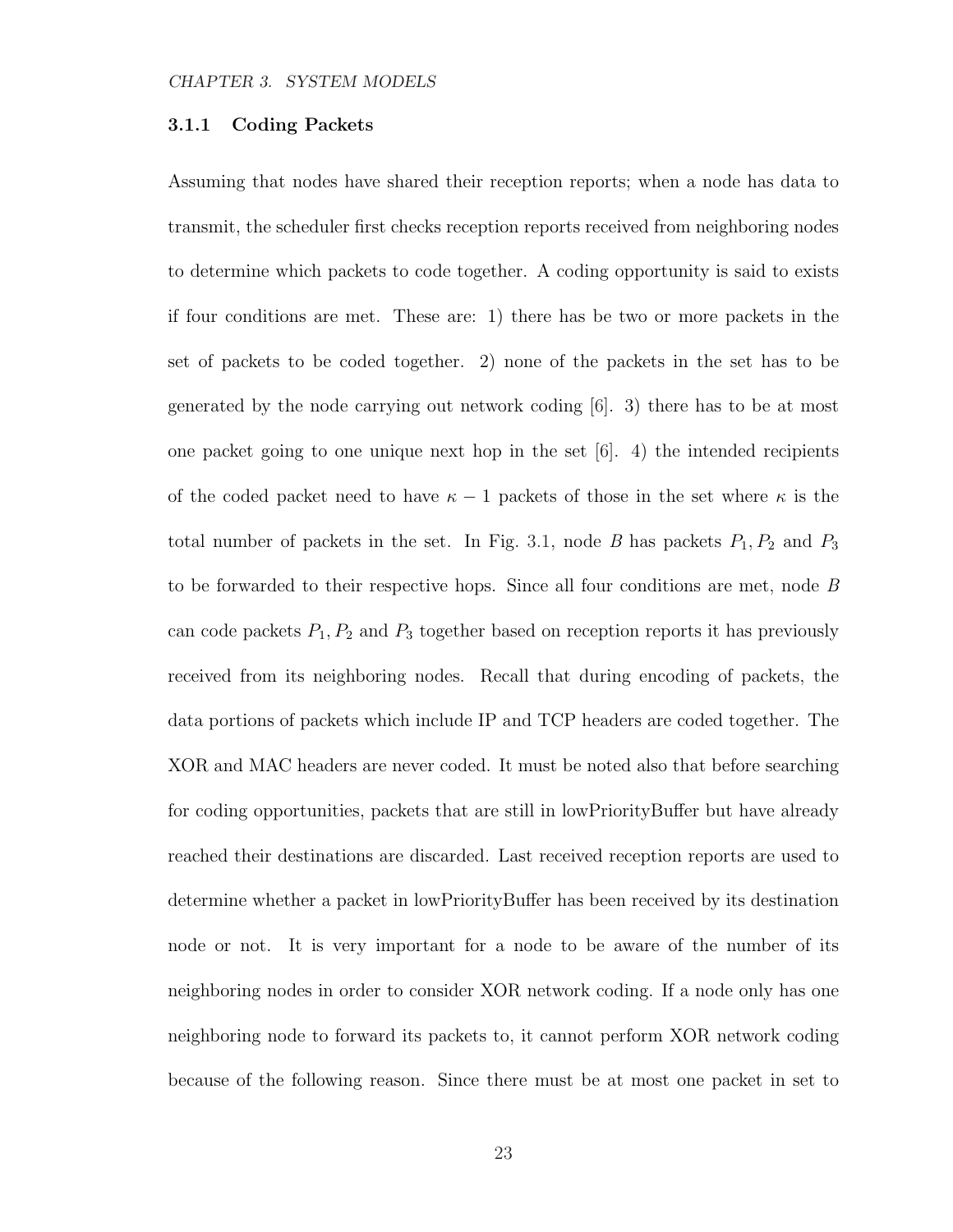### 3.1.1 Coding Packets

Assuming that nodes have shared their reception reports; when a node has data to transmit, the scheduler first checks reception reports received from neighboring nodes to determine which packets to code together. A coding opportunity is said to exists if four conditions are met. These are: 1) there has be two or more packets in the set of packets to be coded together. 2) none of the packets in the set has to be generated by the node carrying out network coding [6]. 3) there has to be at most one packet going to one unique next hop in the set [6]. 4) the intended recipients of the coded packet need to have $\kappa - 1$ packets of those in the set where $\kappa$ is the total number of packets in the set. In Fig. 3.1, node $B$ has packets $P_1, P_2$ and $P_3$ to be forwarded to their respective hops. Since all four conditions are met, node $B$ can code packets $P_1, P_2$ and $P_3$ together based on reception reports it has previously received from its neighboring nodes. Recall that during encoding of packets, the data portions of packets which include IP and TCP headers are coded together. The XOR and MAC headers are never coded. It must be noted also that before searching for coding opportunities, packets that are still in lowPriorityBuffer but have already reached their destinations are discarded. Last received reception reports are used to determine whether a packet in lowPriorityBuffer has been received by its destination node or not. It is very important for a node to be aware of the number of its neighboring nodes in order to consider XOR network coding. If a node only has one neighboring node to forward its packets to, it cannot perform XOR network coding because of the following reason. Since there must be at most one packet in set to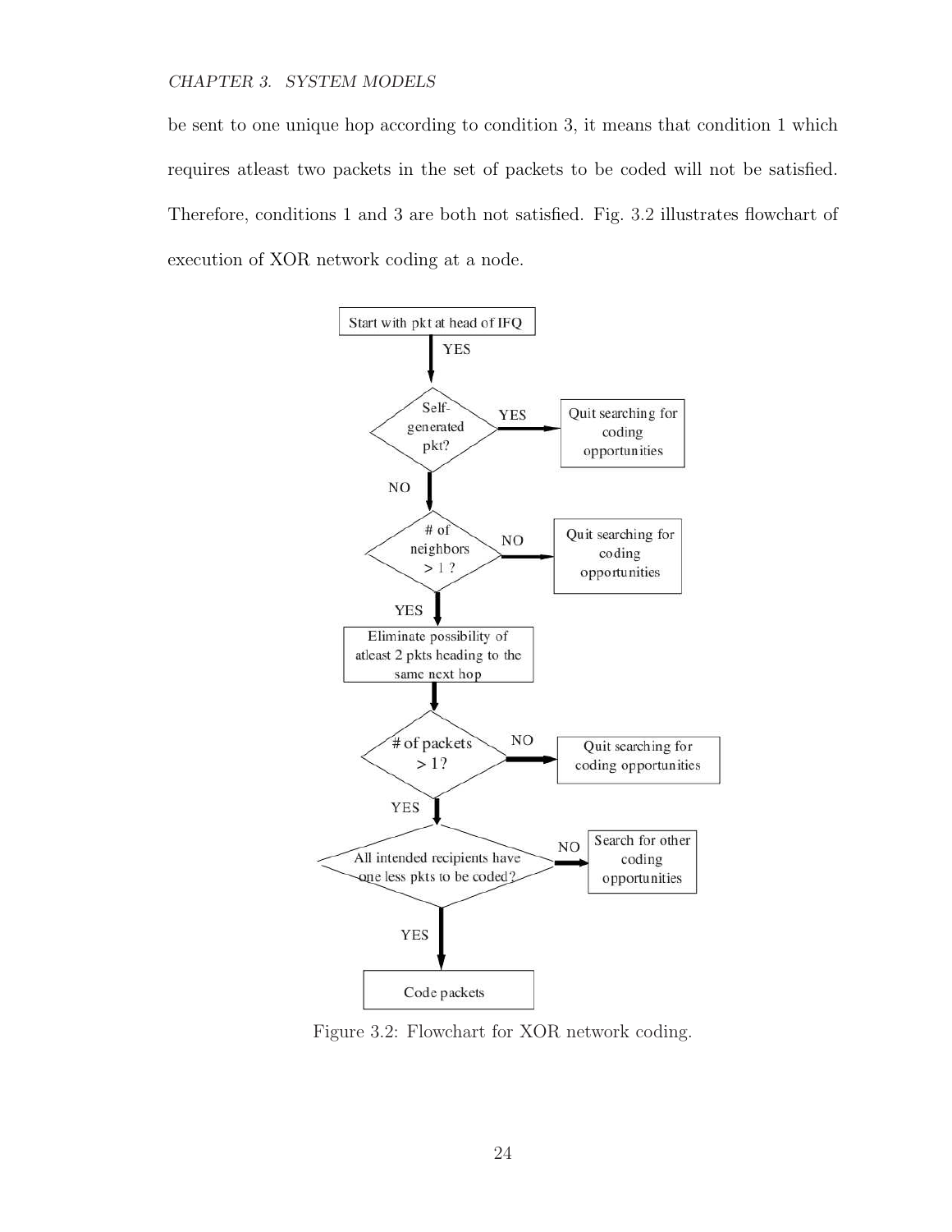be sent to one unique hop according to condition 3, it means that condition 1 which requires atleast two packets in the set of packets to be coded will not be satisfied. Therefore, conditions 1 and 3 are both not satisfied. Fig. 3.2 illustrates flowchart of execution of XOR network coding at a node.

Figure 3.2: Flowchart for XOR network coding.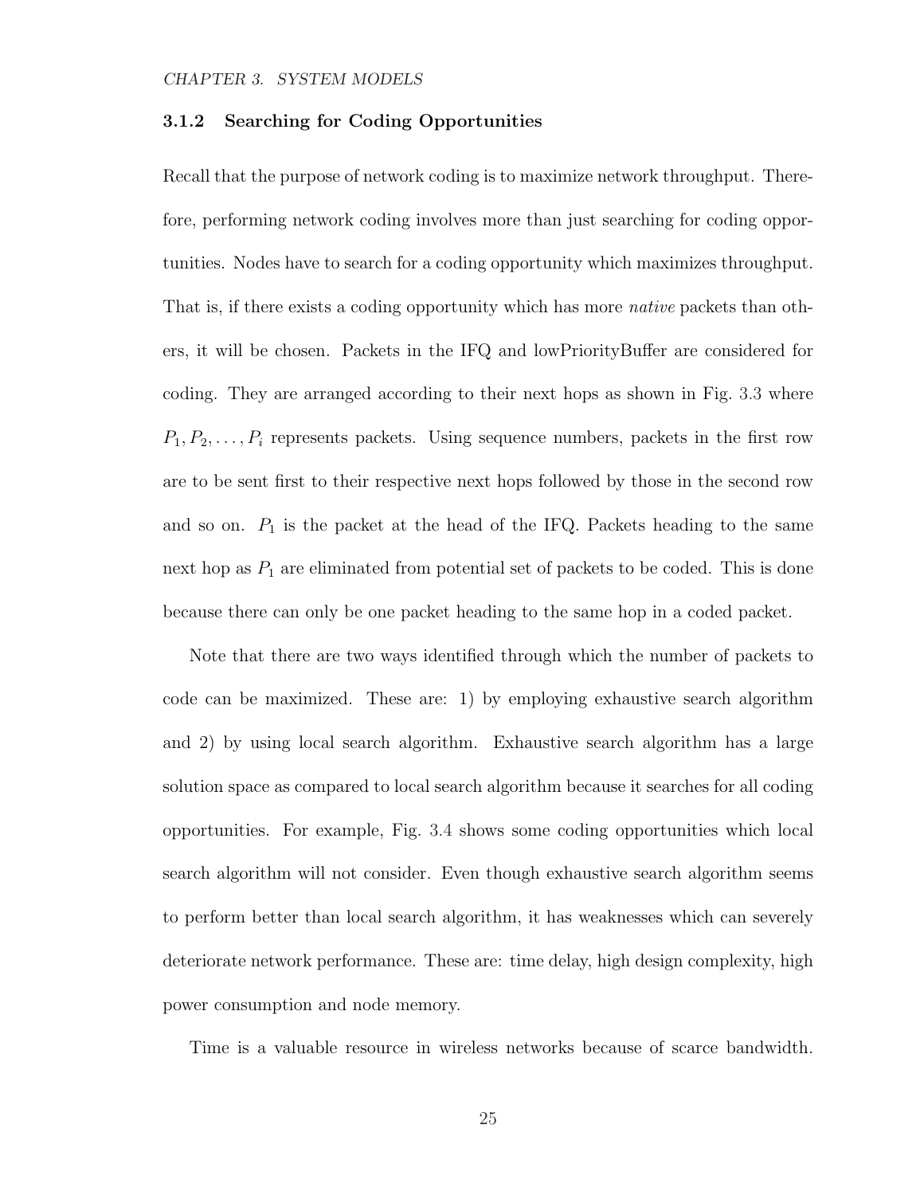### 3.1.2 Searching for Coding Opportunities

Recall that the purpose of network coding is to maximize network throughput. Therefore, performing network coding involves more than just searching for coding opportunities. Nodes have to search for a coding opportunity which maximizes throughput. That is, if there exists a coding opportunity which has more *native* packets than others, it will be chosen. Packets in the IFQ and lowPriorityBuffer are considered for coding. They are arranged according to their next hops as shown in Fig. 3.3 where $P_1, P_2, \ldots, P_i$ represents packets. Using sequence numbers, packets in the first row are to be sent first to their respective next hops followed by those in the second row and so on. $P_1$ is the packet at the head of the IFQ. Packets heading to the same next hop as $P_1$ are eliminated from potential set of packets to be coded. This is done because there can only be one packet heading to the same hop in a coded packet.

Note that there are two ways identified through which the number of packets to code can be maximized. These are: 1) by employing exhaustive search algorithm and 2) by using local search algorithm. Exhaustive search algorithm has a large solution space as compared to local search algorithm because it searches for all coding opportunities. For example, Fig. 3.4 shows some coding opportunities which local search algorithm will not consider. Even though exhaustive search algorithm seems to perform better than local search algorithm, it has weaknesses which can severely deteriorate network performance. These are: time delay, high design complexity, high power consumption and node memory.

Time is a valuable resource in wireless networks because of scarce bandwidth.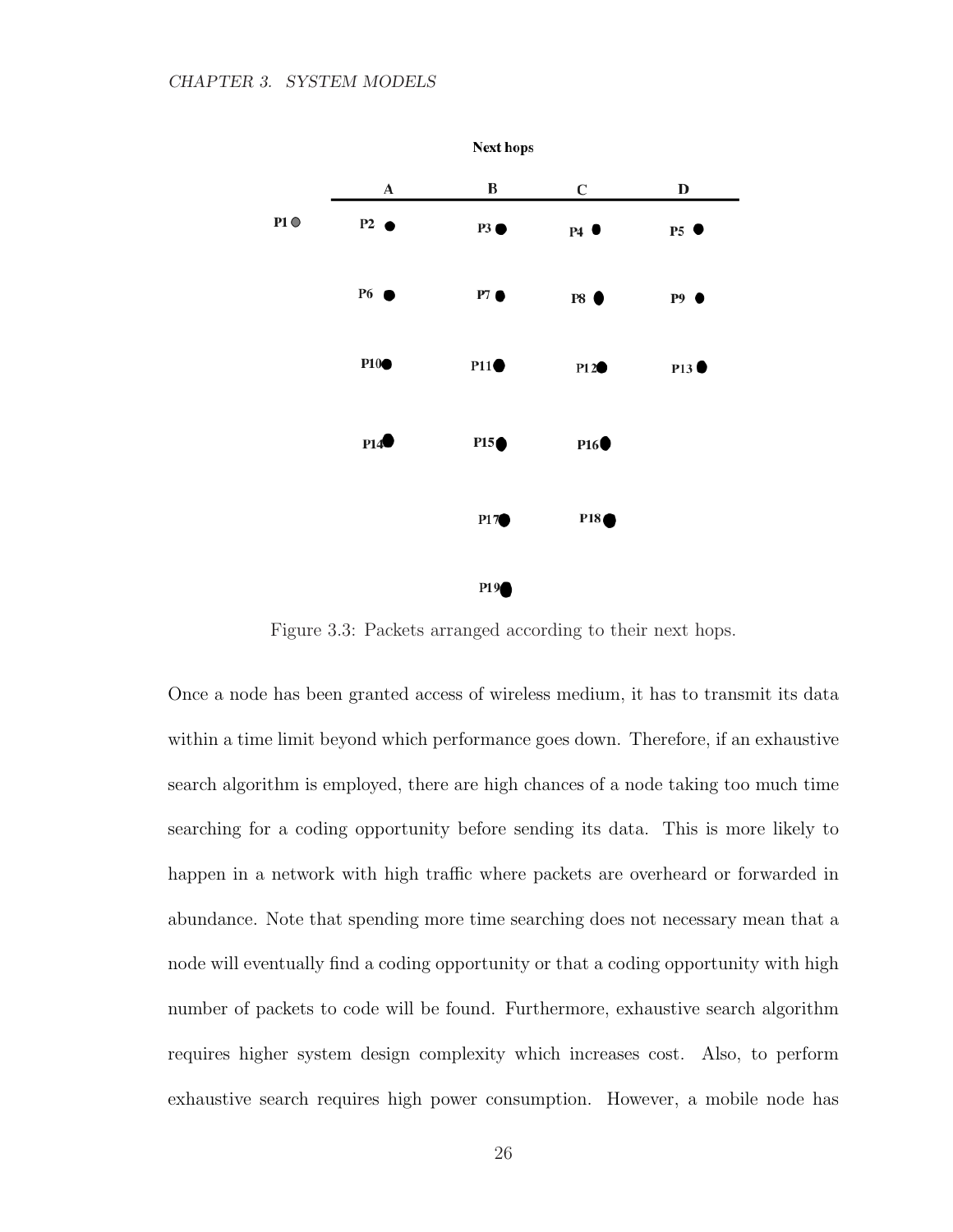Figure 3.3: Packets arranged according to their next hops.

Once a node has been granted access of wireless medium, it has to transmit its data within a time limit beyond which performance goes down. Therefore, if an exhaustive search algorithm is employed, there are high chances of a node taking too much time searching for a coding opportunity before sending its data. This is more likely to happen in a network with high traffic where packets are overheard or forwarded in abundance. Note that spending more time searching does not necessary mean that a node will eventually find a coding opportunity or that a coding opportunity with high number of packets to code will be found. Furthermore, exhaustive search algorithm requires higher system design complexity which increases cost. Also, to perform exhaustive search requires high power consumption. However, a mobile node has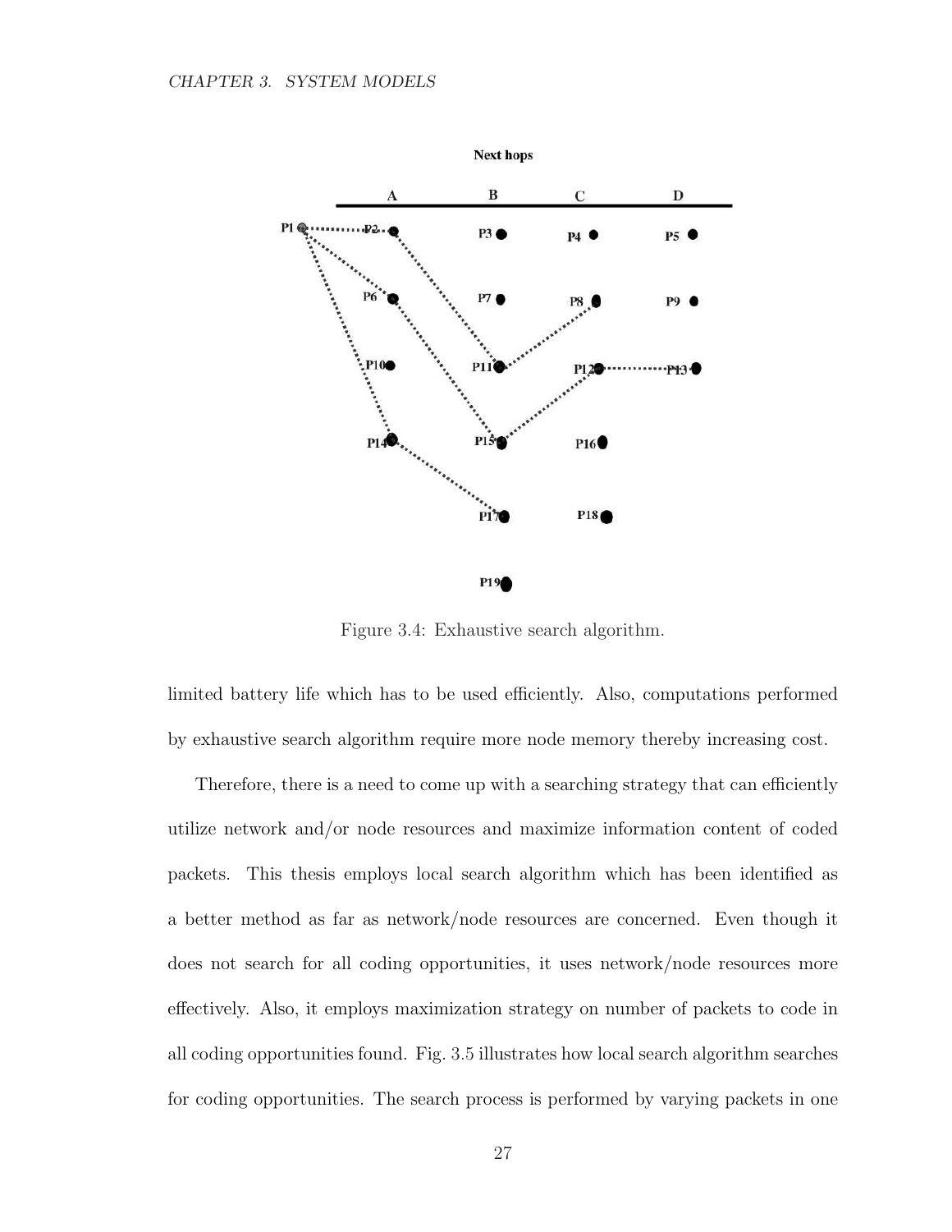Figure 3.4: Exhaustive search algorithm.

limited battery life which has to be used efficiently. Also, computations performed by exhaustive search algorithm require more node memory thereby increasing cost.

Therefore, there is a need to come up with a searching strategy that can efficiently utilize network and/or node resources and maximize information content of coded packets. This thesis employs local search algorithm which has been identified as a better method as far as network/node resources are concerned. Even though it does not search for all coding opportunities, it uses network/node resources more effectively. Also, it employs maximization strategy on number of packets to code in all coding opportunities found. Fig. 3.5 illustrates how local search algorithm searches for coding opportunities. The search process is performed by varying packets in one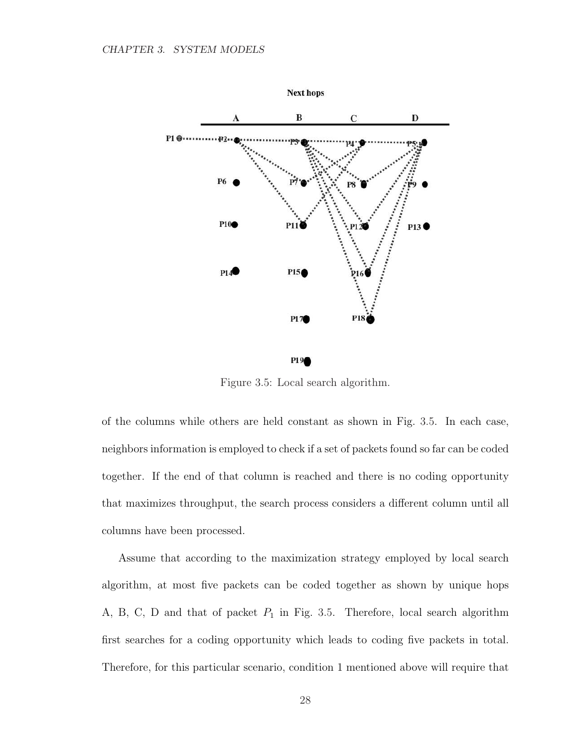Figure 3.5: Local search algorithm.

of the columns while others are held constant as shown in Fig. 3.5. In each case, neighbors information is employed to check if a set of packets found so far can be coded together. If the end of that column is reached and there is no coding opportunity that maximizes throughput, the search process considers a different column until all columns have been processed.

Assume that according to the maximization strategy employed by local search algorithm, at most five packets can be coded together as shown by unique hops A, B, C, D and that of packet $P_1$ in Fig. 3.5. Therefore, local search algorithm first searches for a coding opportunity which leads to coding five packets in total. Therefore, for this particular scenario, condition 1 mentioned above will require that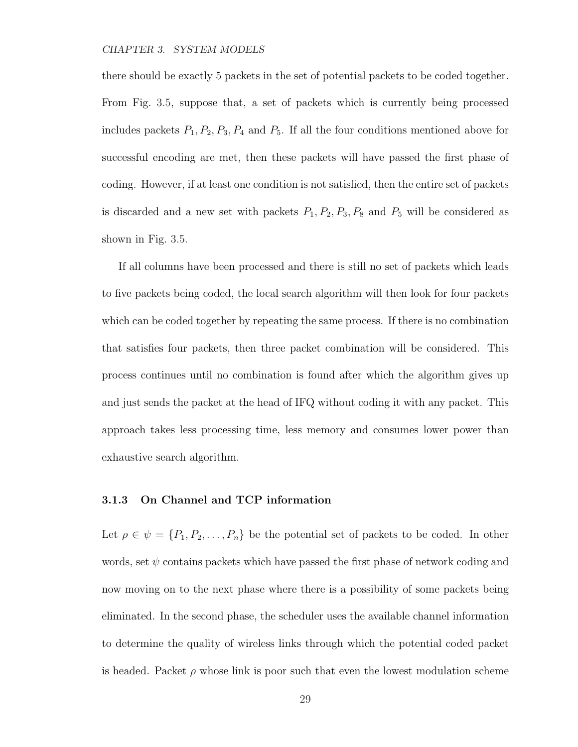there should be exactly 5 packets in the set of potential packets to be coded together. From Fig. 3.5, suppose that, a set of packets which is currently being processed includes packets $P_1, P_2, P_3, P_4$ and $P_5$. If all the four conditions mentioned above for successful encoding are met, then these packets will have passed the first phase of coding. However, if at least one condition is not satisfied, then the entire set of packets is discarded and a new set with packets $P_1, P_2, P_3, P_8$ and $P_5$ will be considered as shown in Fig. 3.5.

If all columns have been processed and there is still no set of packets which leads to five packets being coded, the local search algorithm will then look for four packets which can be coded together by repeating the same process. If there is no combination that satisfies four packets, then three packet combination will be considered. This process continues until no combination is found after which the algorithm gives up and just sends the packet at the head of IFQ without coding it with any packet. This approach takes less processing time, less memory and consumes lower power than exhaustive search algorithm.

### 3.1.3 On Channel and TCP information

Let $\rho \in \psi = \{P_1, P_2, \ldots, P_n\}$ be the potential set of packets to be coded. In other words, set $\psi$ contains packets which have passed the first phase of network coding and now moving on to the next phase where there is a possibility of some packets being eliminated. In the second phase, the scheduler uses the available channel information to determine the quality of wireless links through which the potential coded packet is headed. Packet $\rho$ whose link is poor such that even the lowest modulation scheme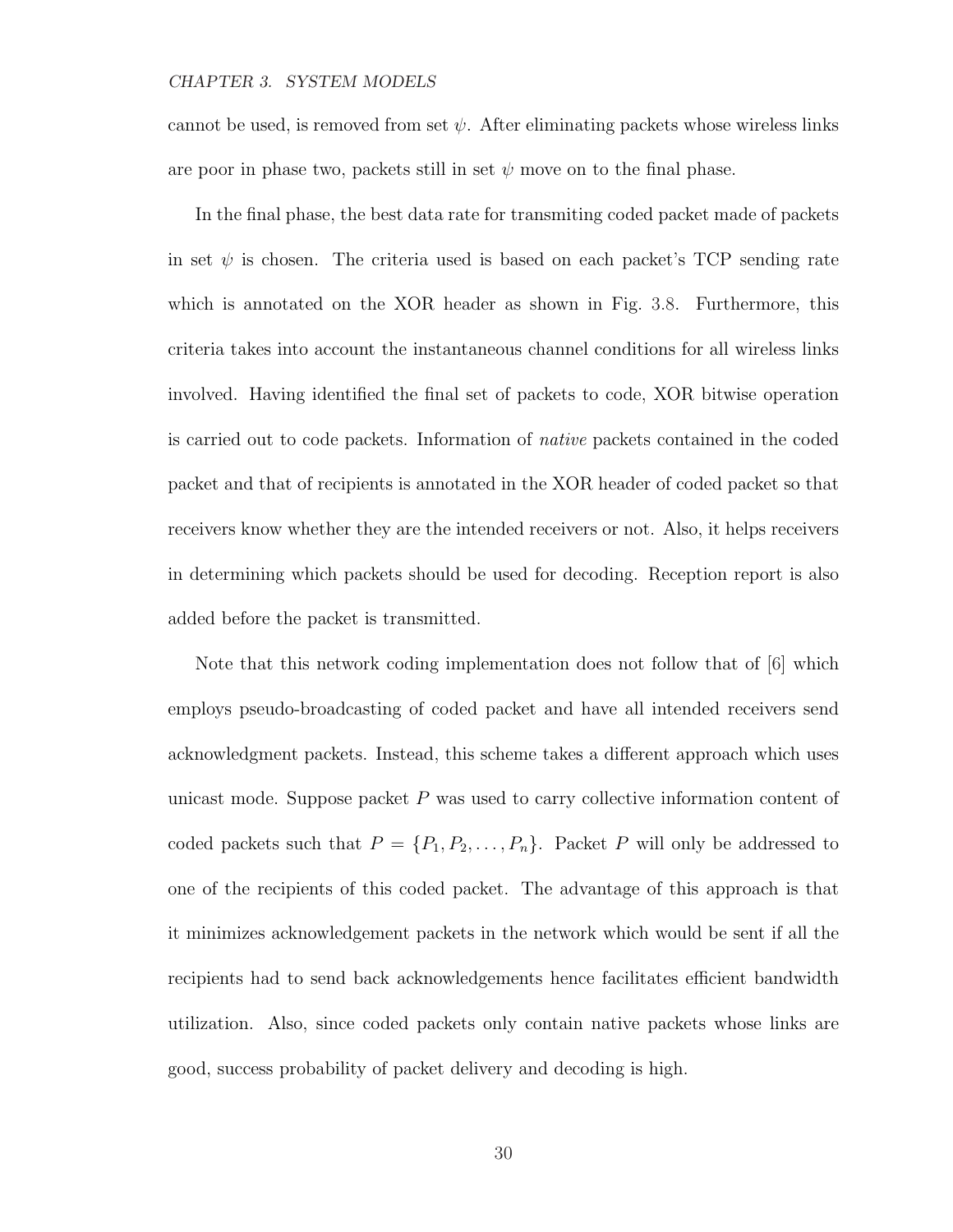cannot be used, is removed from set $\psi$. After eliminating packets whose wireless links are poor in phase two, packets still in set $\psi$ move on to the final phase.

In the final phase, the best data rate for transmiting coded packet made of packets in set $\psi$ is chosen. The criteria used is based on each packet's TCP sending rate which is annotated on the XOR header as shown in Fig. 3.8. Furthermore, this criteria takes into account the instantaneous channel conditions for all wireless links involved. Having identified the final set of packets to code, XOR bitwise operation is carried out to code packets. Information of *native* packets contained in the coded packet and that of recipients is annotated in the XOR header of coded packet so that receivers know whether they are the intended receivers or not. Also, it helps receivers in determining which packets should be used for decoding. Reception report is also added before the packet is transmitted.

Note that this network coding implementation does not follow that of [6] which employs pseudo-broadcasting of coded packet and have all intended receivers send acknowledgment packets. Instead, this scheme takes a different approach which uses unicast mode. Suppose packet $P$ was used to carry collective information content of coded packets such that $P = \{P_1, P_2, \ldots, P_n\}$. Packet $P$ will only be addressed to one of the recipients of this coded packet. The advantage of this approach is that it minimizes acknowledgement packets in the network which would be sent if all the recipients had to send back acknowledgements hence facilitates efficient bandwidth utilization. Also, since coded packets only contain native packets whose links are good, success probability of packet delivery and decoding is high.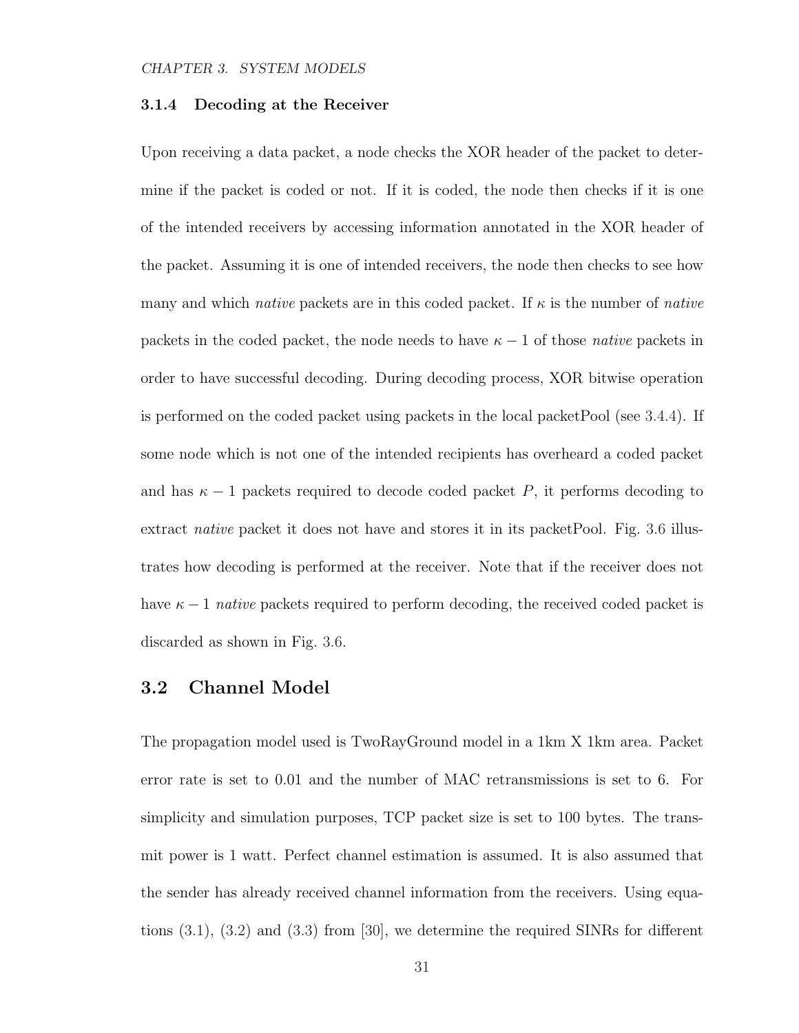### 3.1.4 Decoding at the Receiver

Upon receiving a data packet, a node checks the XOR header of the packet to determine if the packet is coded or not. If it is coded, the node then checks if it is one of the intended receivers by accessing information annotated in the XOR header of the packet. Assuming it is one of intended receivers, the node then checks to see how many and which *native* packets are in this coded packet. If $\kappa$ is the number of *native* packets in the coded packet, the node needs to have $\kappa - 1$ of those *native* packets in order to have successful decoding. During decoding process, XOR bitwise operation is performed on the coded packet using packets in the local packetPool (see 3.4.4). If some node which is not one of the intended recipients has overheard a coded packet and has $\kappa - 1$ packets required to decode coded packet $P$, it performs decoding to extract *native* packet it does not have and stores it in its packetPool. Fig. 3.6 illustrates how decoding is performed at the receiver. Note that if the receiver does not have $\kappa - 1$ *native* packets required to perform decoding, the received coded packet is discarded as shown in Fig. 3.6.

## 3.2 Channel Model

The propagation model used is TwoRayGround model in a 1km X 1km area. Packet error rate is set to 0.01 and the number of MAC retransmissions is set to 6. For simplicity and simulation purposes, TCP packet size is set to 100 bytes. The transmit power is 1 watt. Perfect channel estimation is assumed. It is also assumed that the sender has already received channel information from the receivers. Using equations (3.1), (3.2) and (3.3) from [30], we determine the required SINRs for different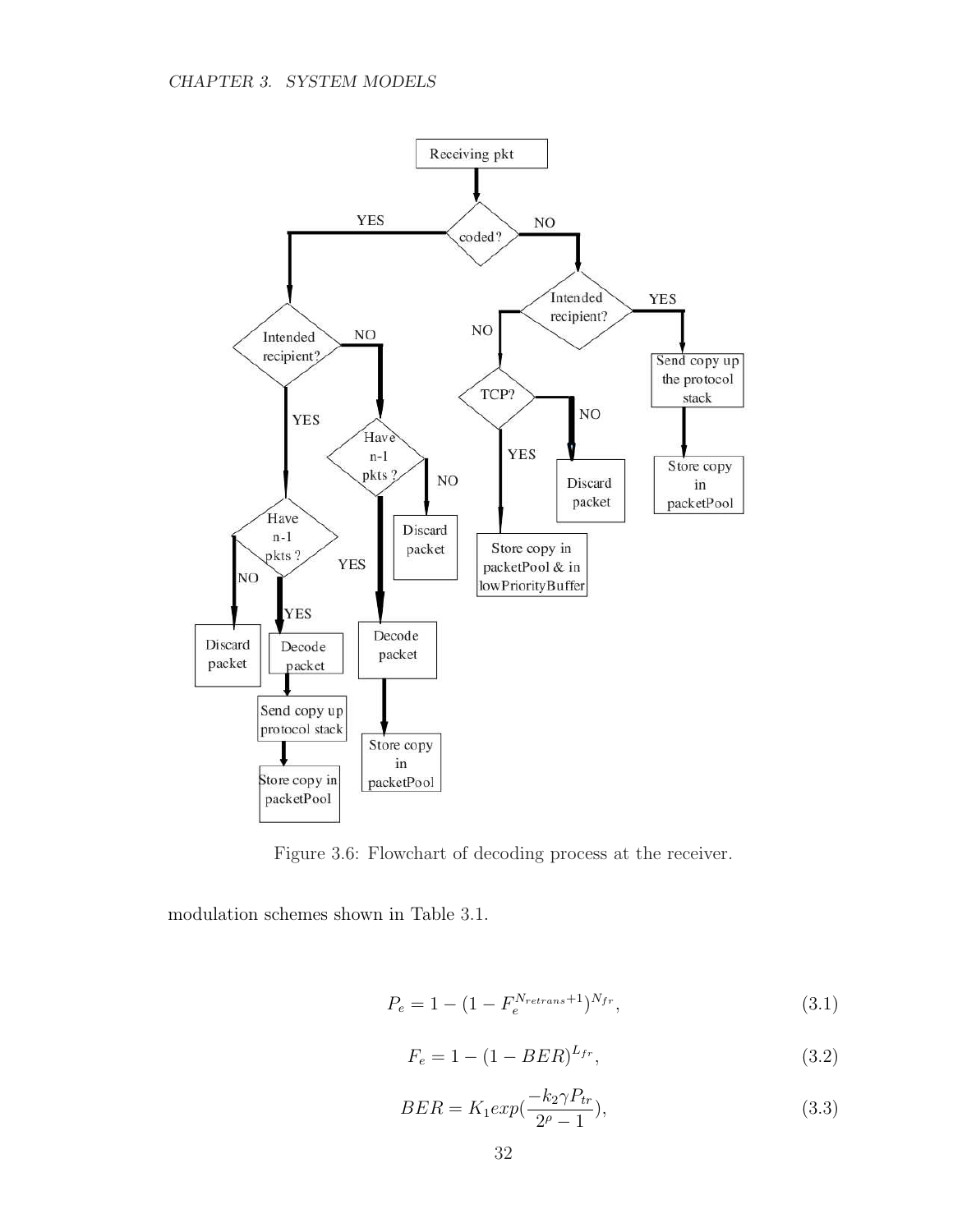Figure 3.6: Flowchart of decoding process at the receiver.

modulation schemes shown in Table 3.1.

$$P_e = 1 - (1 - F_e^{N_{retrans}+1})^{N_{fr}}, \tag{3.1}$$

$$F_e = 1 - (1 - BER)^{L_{fr}}, \tag{3.2}$$

$$BER = K_1 exp(\frac{-k_2 \gamma P_{tr}}{2^{\rho} - 1}), \tag{3.3}$$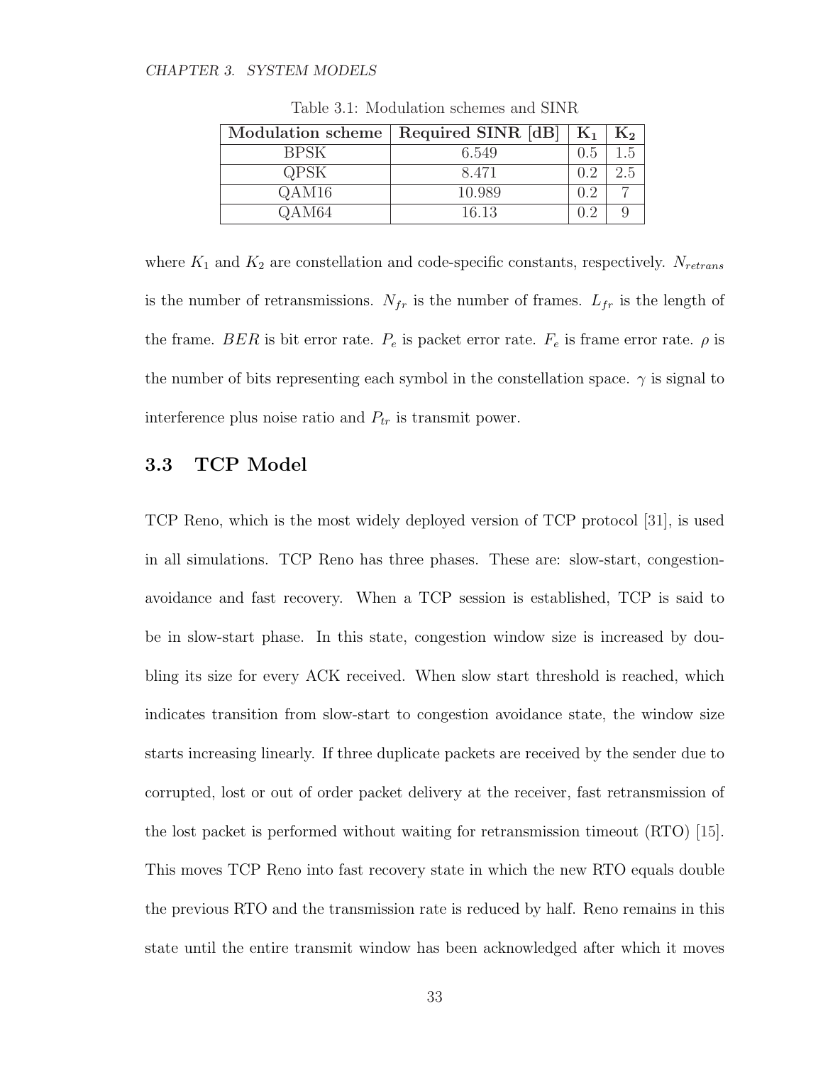Table 3.1: Modulation schemes and SINR

| Modulation scheme | Required SINR [dB] | $K_1$ | $K_2$ |
|---|---|---|---|
| BPSK | 6.549 | 0.5 | 1.5 |
| QPSK | 8.471 | 0.2 | 2.5 |
| QAM16 | 10.989 | 0.2 | 7 |
| QAM64 | 16.13 | 0.2 | 9 |

where $K_1$ and $K_2$ are constellation and code-specific constants, respectively. $N_{retrans}$ is the number of retransmissions. $N_{fr}$ is the number of frames. $L_{fr}$ is the length of the frame. $BER$ is bit error rate. $P_e$ is packet error rate. $F_e$ is frame error rate. $\rho$ is the number of bits representing each symbol in the constellation space. $\gamma$ is signal to interference plus noise ratio and $P_{tr}$ is transmit power.

## 3.3 TCP Model

TCP Reno, which is the most widely deployed version of TCP protocol [31], is used in all simulations. TCP Reno has three phases. These are: slow-start, congestion-avoidance and fast recovery. When a TCP session is established, TCP is said to be in slow-start phase. In this state, congestion window size is increased by doubling its size for every ACK received. When slow start threshold is reached, which indicates transition from slow-start to congestion avoidance state, the window size starts increasing linearly. If three duplicate packets are received by the sender due to corrupted, lost or out of order packet delivery at the receiver, fast retransmission of the lost packet is performed without waiting for retransmission timeout (RTO) [15]. This moves TCP Reno into fast recovery state in which the new RTO equals double the previous RTO and the transmission rate is reduced by half. Reno remains in this state until the entire transmit window has been acknowledged after which it moves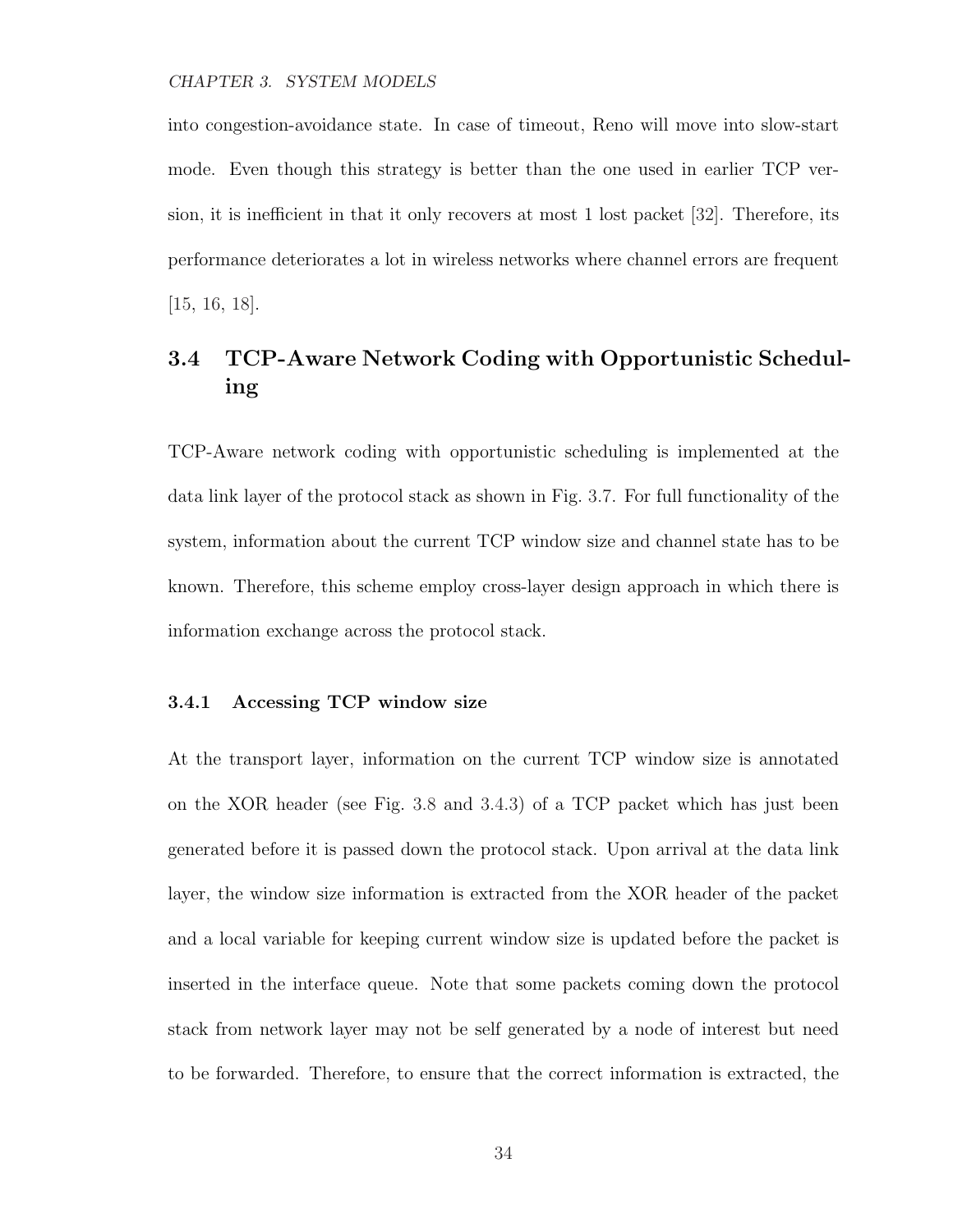into congestion-avoidance state. In case of timeout, Reno will move into slow-start mode. Even though this strategy is better than the one used in earlier TCP version, it is inefficient in that it only recovers at most 1 lost packet [32]. Therefore, its performance deteriorates a lot in wireless networks where channel errors are frequent [15, 16, 18].

## 3.4 TCP-Aware Network Coding with Opportunistic Scheduling

TCP-Aware network coding with opportunistic scheduling is implemented at the data link layer of the protocol stack as shown in Fig. 3.7. For full functionality of the system, information about the current TCP window size and channel state has to be known. Therefore, this scheme employ cross-layer design approach in which there is information exchange across the protocol stack.

### 3.4.1 Accessing TCP window size

At the transport layer, information on the current TCP window size is annotated on the XOR header (see Fig. 3.8 and 3.4.3) of a TCP packet which has just been generated before it is passed down the protocol stack. Upon arrival at the data link layer, the window size information is extracted from the XOR header of the packet and a local variable for keeping current window size is updated before the packet is inserted in the interface queue. Note that some packets coming down the protocol stack from network layer may not be self generated by a node of interest but need to be forwarded. Therefore, to ensure that the correct information is extracted, the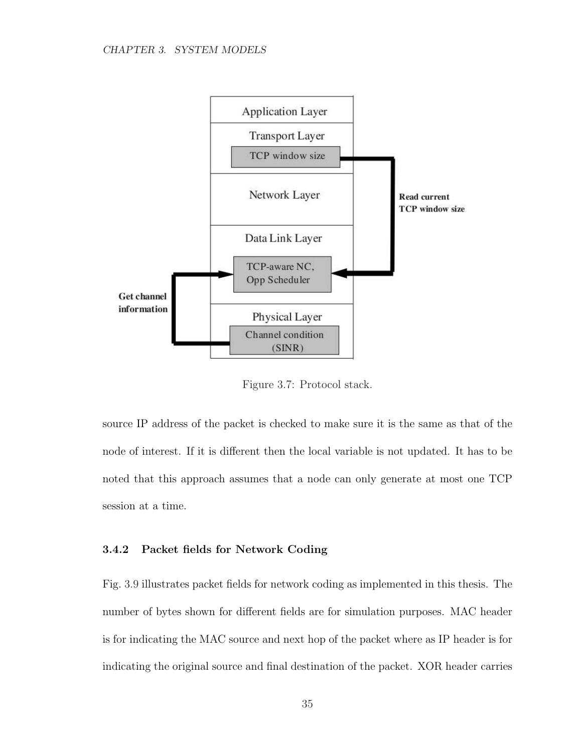Figure 3.7: Protocol stack.

source IP address of the packet is checked to make sure it is the same as that of the node of interest. If it is different then the local variable is not updated. It has to be noted that this approach assumes that a node can only generate at most one TCP session at a time.

### 3.4.2 Packet fields for Network Coding

Fig. 3.9 illustrates packet fields for network coding as implemented in this thesis. The number of bytes shown for different fields are for simulation purposes. MAC header is for indicating the MAC source and next hop of the packet where as IP header is for indicating the original source and final destination of the packet. XOR header carries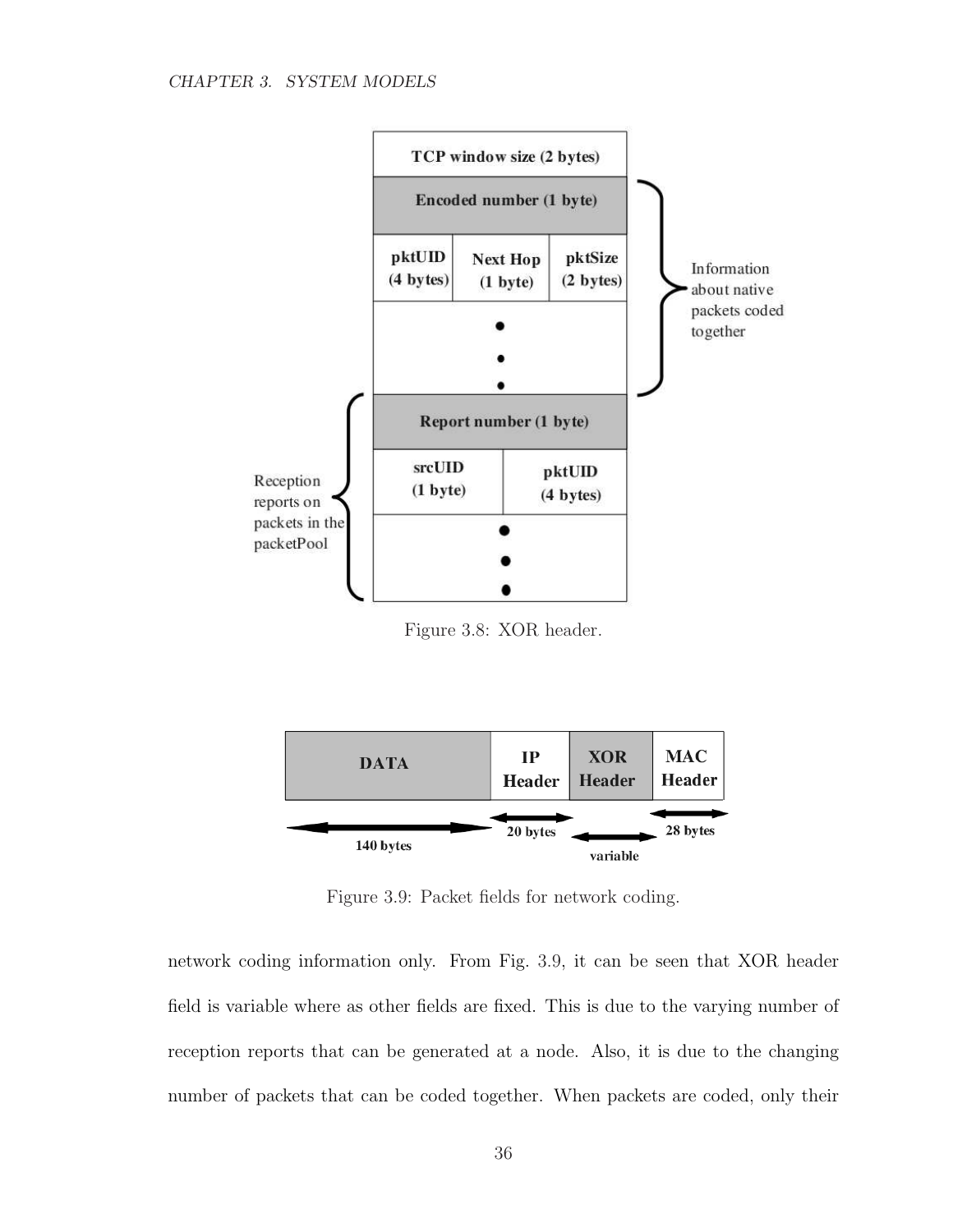Figure 3.8: XOR header.

Figure 3.9: Packet fields for network coding.

network coding information only. From Fig. 3.9, it can be seen that XOR header field is variable where as other fields are fixed. This is due to the varying number of reception reports that can be generated at a node. Also, it is due to the changing number of packets that can be coded together. When packets are coded, only their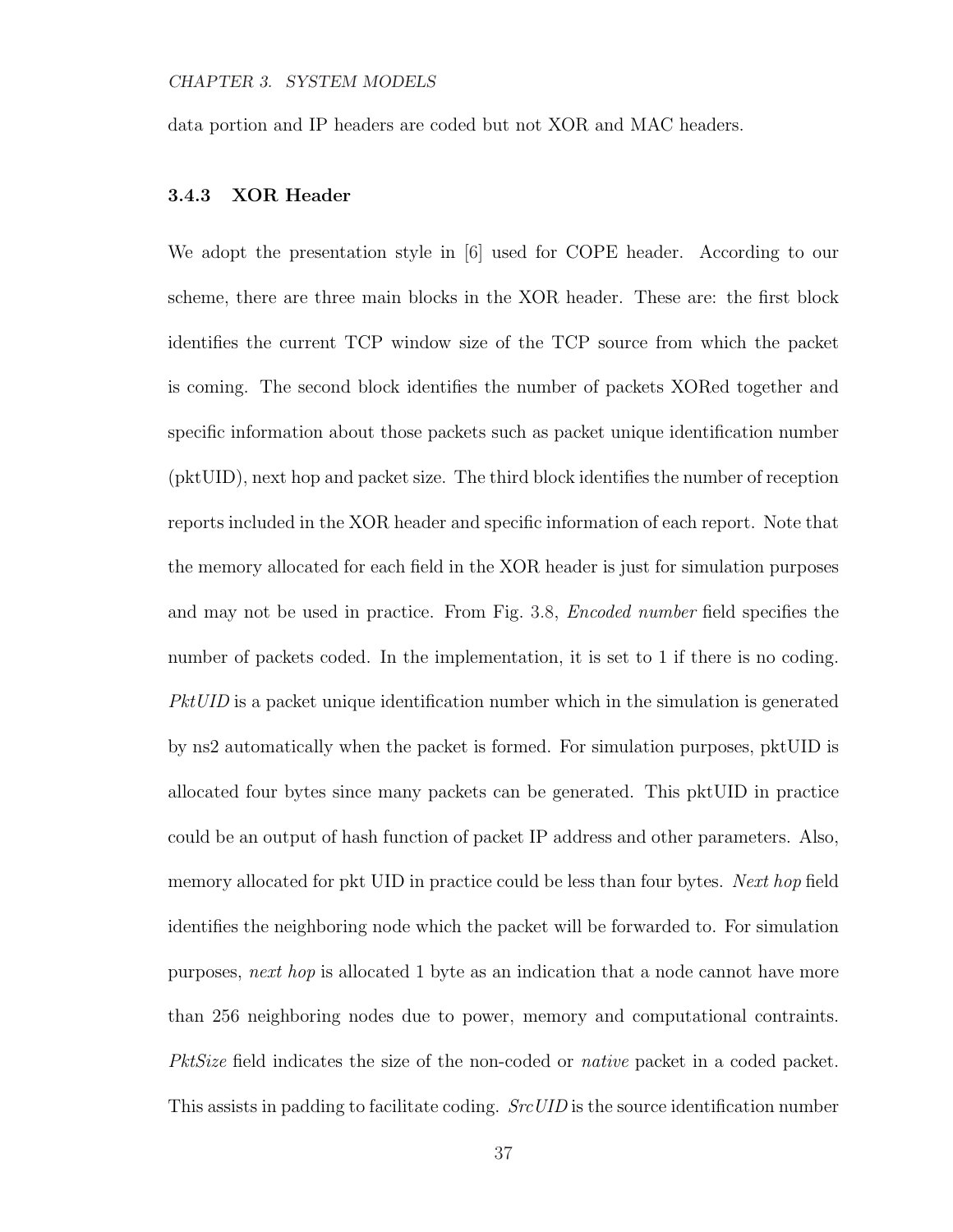data portion and IP headers are coded but not XOR and MAC headers.

### 3.4.3 XOR Header

We adopt the presentation style in [6] used for COPE header. According to our scheme, there are three main blocks in the XOR header. These are: the first block identifies the current TCP window size of the TCP source from which the packet is coming. The second block identifies the number of packets XORed together and specific information about those packets such as packet unique identification number (pktUID), next hop and packet size. The third block identifies the number of reception reports included in the XOR header and specific information of each report. Note that the memory allocated for each field in the XOR header is just for simulation purposes and may not be used in practice. From Fig. 3.8, *Encoded number* field specifies the number of packets coded. In the implementation, it is set to 1 if there is no coding. *PktUID* is a packet unique identification number which in the simulation is generated by ns2 automatically when the packet is formed. For simulation purposes, pktUID is allocated four bytes since many packets can be generated. This pktUID in practice could be an output of hash function of packet IP address and other parameters. Also, memory allocated for pkt UID in practice could be less than four bytes. *Next hop* field identifies the neighboring node which the packet will be forwarded to. For simulation purposes, *next hop* is allocated 1 byte as an indication that a node cannot have more than 256 neighboring nodes due to power, memory and computational contraints. *PktSize* field indicates the size of the non-coded or *native* packet in a coded packet. This assists in padding to facilitate coding. *SrcUID* is the source identification number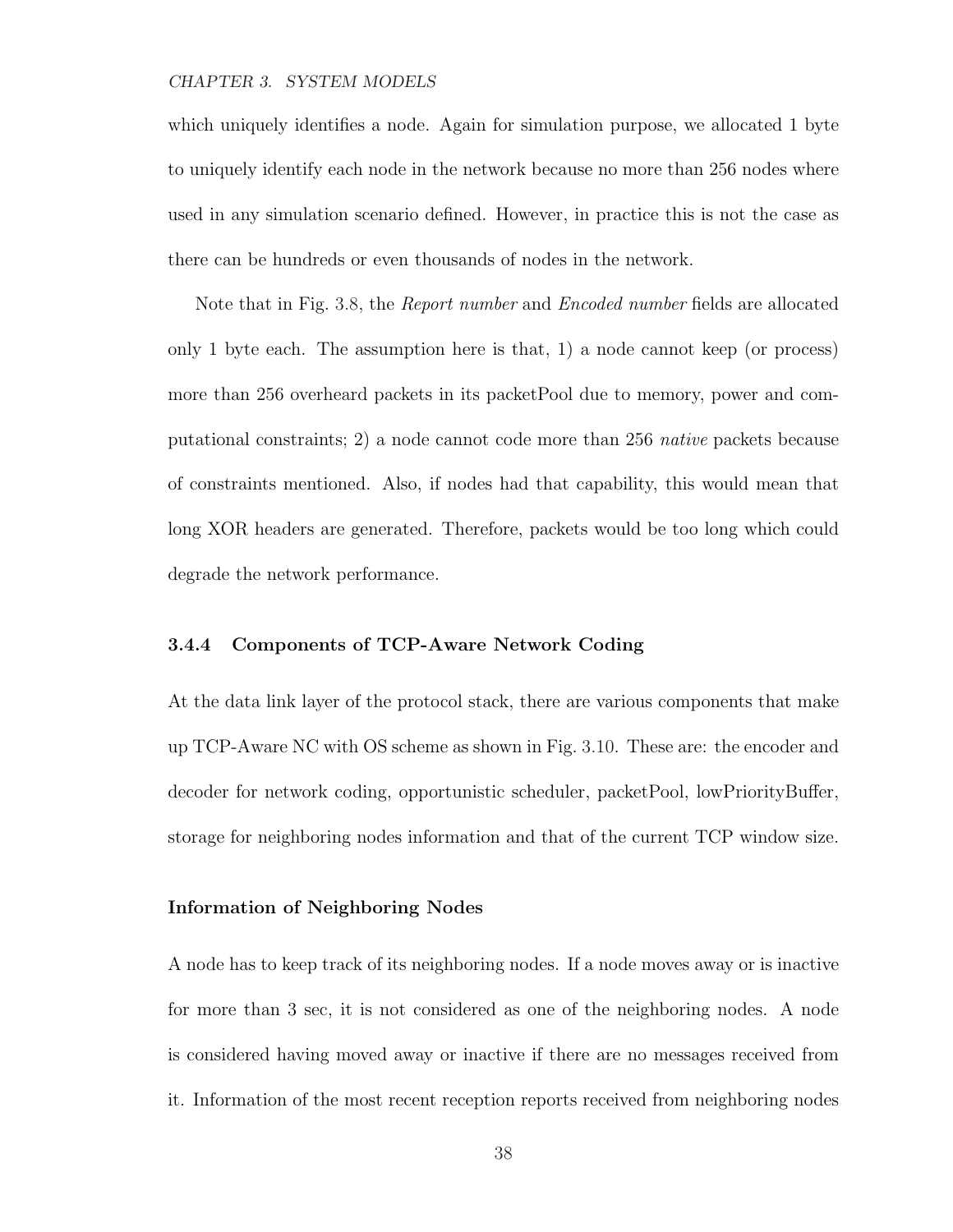which uniquely identifies a node. Again for simulation purpose, we allocated 1 byte to uniquely identify each node in the network because no more than 256 nodes where used in any simulation scenario defined. However, in practice this is not the case as there can be hundreds or even thousands of nodes in the network.

Note that in Fig. 3.8, the *Report number* and *Encoded number* fields are allocated only 1 byte each. The assumption here is that, 1) a node cannot keep (or process) more than 256 overheard packets in its packetPool due to memory, power and computational constraints; 2) a node cannot code more than 256 *native* packets because of constraints mentioned. Also, if nodes had that capability, this would mean that long XOR headers are generated. Therefore, packets would be too long which could degrade the network performance.

### 3.4.4 Components of TCP-Aware Network Coding

At the data link layer of the protocol stack, there are various components that make up TCP-Aware NC with OS scheme as shown in Fig. 3.10. These are: the encoder and decoder for network coding, opportunistic scheduler, packetPool, lowPriorityBuffer, storage for neighboring nodes information and that of the current TCP window size.

#### Information of Neighboring Nodes

A node has to keep track of its neighboring nodes. If a node moves away or is inactive for more than 3 sec, it is not considered as one of the neighboring nodes. A node is considered having moved away or inactive if there are no messages received from it. Information of the most recent reception reports received from neighboring nodes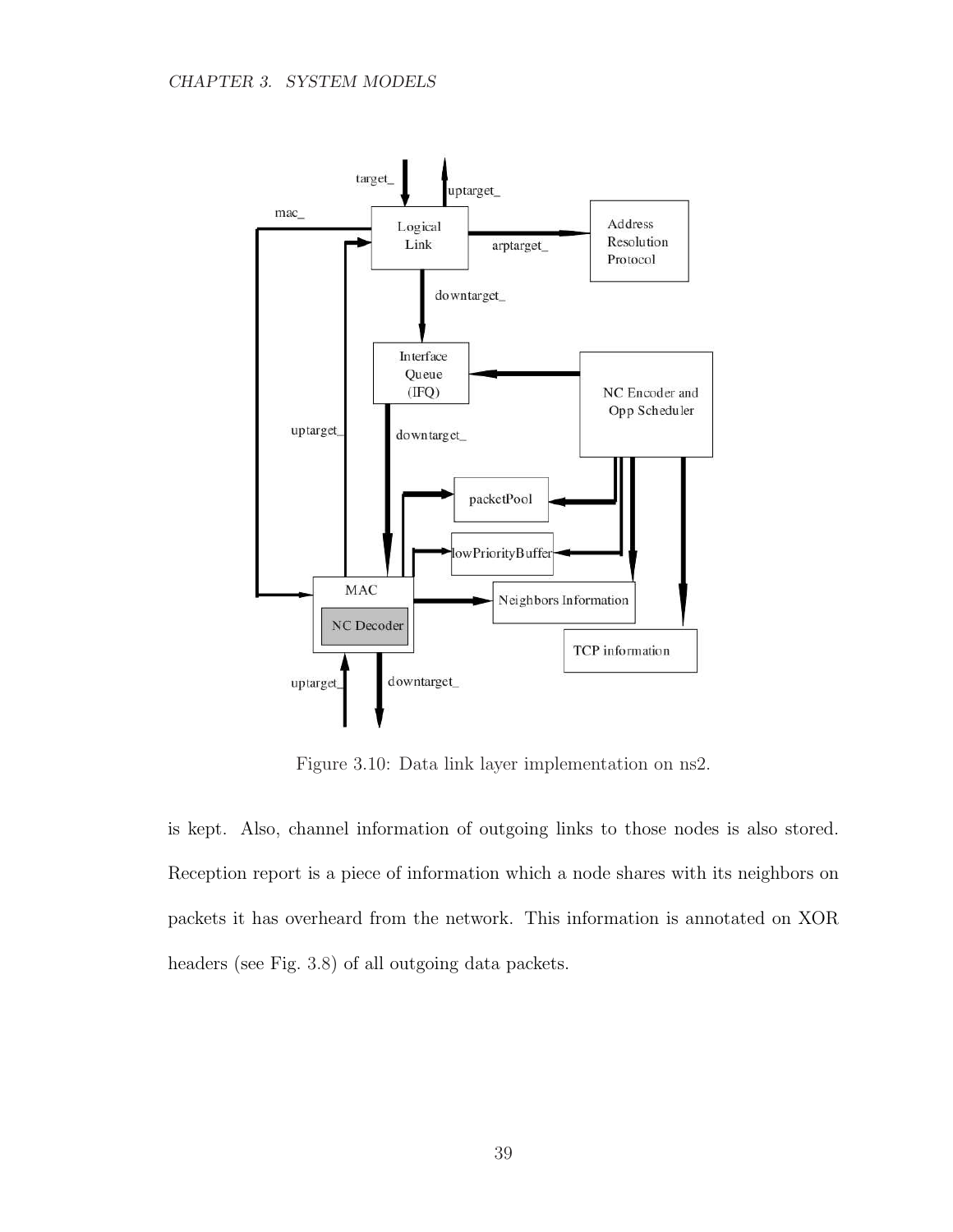Figure 3.10: Data link layer implementation on ns2.

is kept. Also, channel information of outgoing links to those nodes is also stored. Reception report is a piece of information which a node shares with its neighbors on packets it has overheard from the network. This information is annotated on XOR headers (see Fig. 3.8) of all outgoing data packets.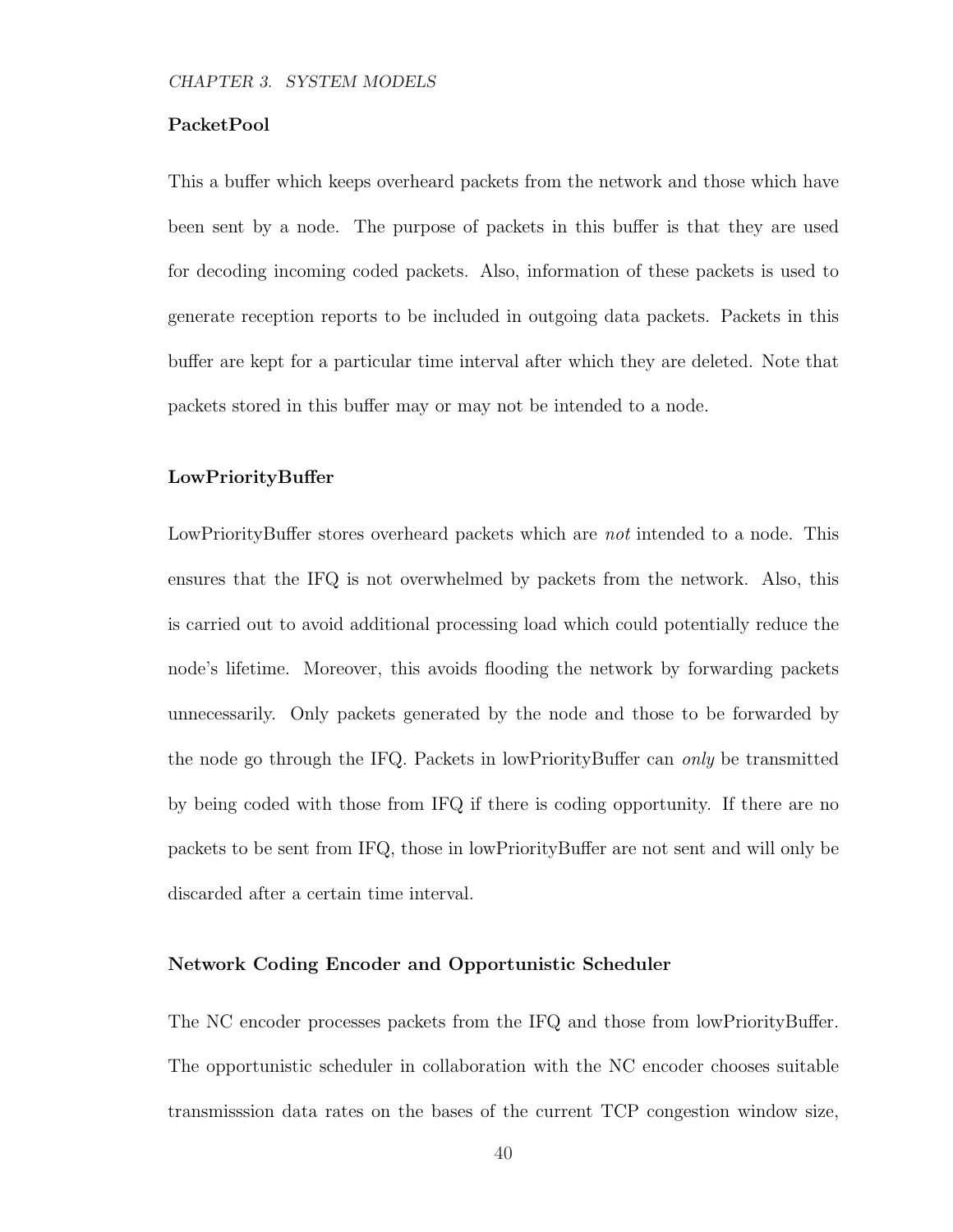### PacketPool

This a buffer which keeps overheard packets from the network and those which have been sent by a node. The purpose of packets in this buffer is that they are used for decoding incoming coded packets. Also, information of these packets is used to generate reception reports to be included in outgoing data packets. Packets in this buffer are kept for a particular time interval after which they are deleted. Note that packets stored in this buffer may or may not be intended to a node.

### LowPriorityBuffer

LowPriorityBuffer stores overheard packets which are *not* intended to a node. This ensures that the IFQ is not overwhelmed by packets from the network. Also, this is carried out to avoid additional processing load which could potentially reduce the node's lifetime. Moreover, this avoids flooding the network by forwarding packets unnecessarily. Only packets generated by the node and those to be forwarded by the node go through the IFQ. Packets in lowPriorityBuffer can *only* be transmitted by being coded with those from IFQ if there is coding opportunity. If there are no packets to be sent from IFQ, those in lowPriorityBuffer are not sent and will only be discarded after a certain time interval.

### Network Coding Encoder and Opportunistic Scheduler

The NC encoder processes packets from the IFQ and those from lowPriorityBuffer. The opportunistic scheduler in collaboration with the NC encoder chooses suitable transmisssion data rates on the bases of the current TCP congestion window size,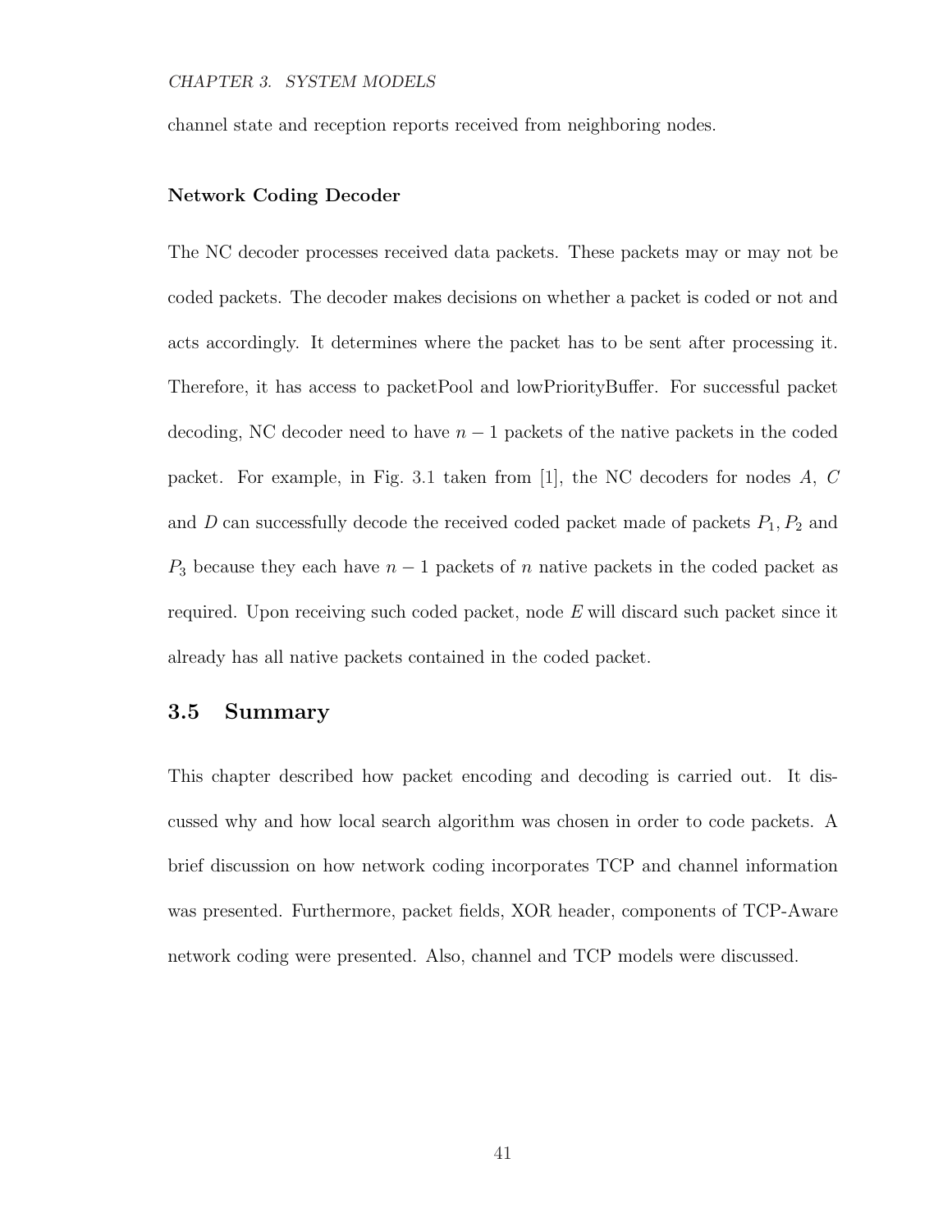channel state and reception reports received from neighboring nodes.

### Network Coding Decoder

The NC decoder processes received data packets. These packets may or may not be coded packets. The decoder makes decisions on whether a packet is coded or not and acts accordingly. It determines where the packet has to be sent after processing it. Therefore, it has access to packetPool and lowPriorityBuffer. For successful packet decoding, NC decoder need to have $n-1$ packets of the native packets in the coded packet. For example, in Fig. 3.1 taken from [1], the NC decoders for nodes $A$, $C$ and $D$ can successfully decode the received coded packet made of packets $P_1, P_2$ and $P_3$ because they each have $n-1$ packets of $n$ native packets in the coded packet as required. Upon receiving such coded packet, node $E$ will discard such packet since it already has all native packets contained in the coded packet.

## 3.5 Summary

This chapter described how packet encoding and decoding is carried out. It discussed why and how local search algorithm was chosen in order to code packets. A brief discussion on how network coding incorporates TCP and channel information was presented. Furthermore, packet fields, XOR header, components of TCP-Aware network coding were presented. Also, channel and TCP models were discussed.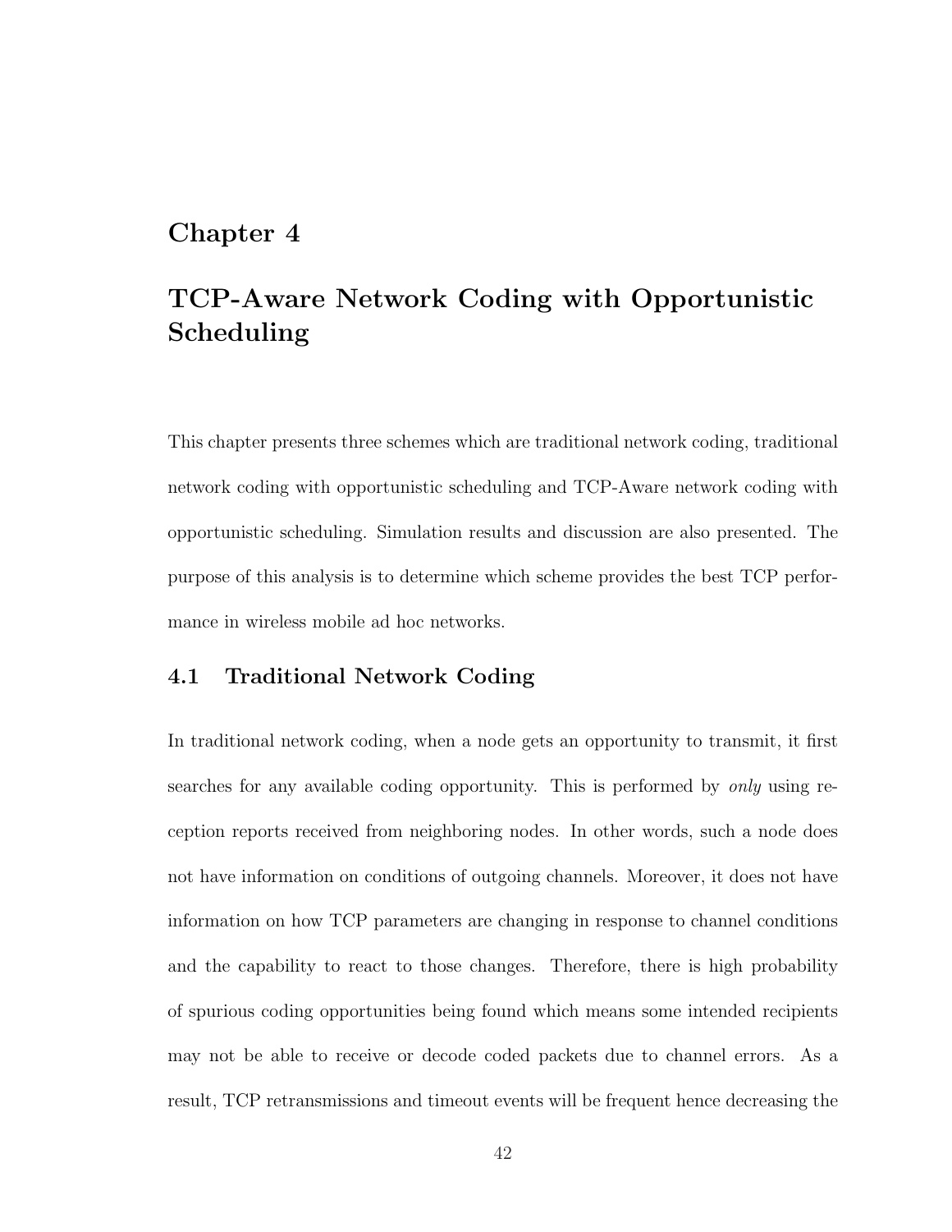# Chapter 4

# TCP-Aware Network Coding with Opportunistic Scheduling

This chapter presents three schemes which are traditional network coding, traditional network coding with opportunistic scheduling and TCP-Aware network coding with opportunistic scheduling. Simulation results and discussion are also presented. The purpose of this analysis is to determine which scheme provides the best TCP performance in wireless mobile ad hoc networks.

## 4.1 Traditional Network Coding

In traditional network coding, when a node gets an opportunity to transmit, it first searches for any available coding opportunity. This is performed by *only* using reception reports received from neighboring nodes. In other words, such a node does not have information on conditions of outgoing channels. Moreover, it does not have information on how TCP parameters are changing in response to channel conditions and the capability to react to those changes. Therefore, there is high probability of spurious coding opportunities being found which means some intended recipients may not be able to receive or decode coded packets due to channel errors. As a result, TCP retransmissions and timeout events will be frequent hence decreasing the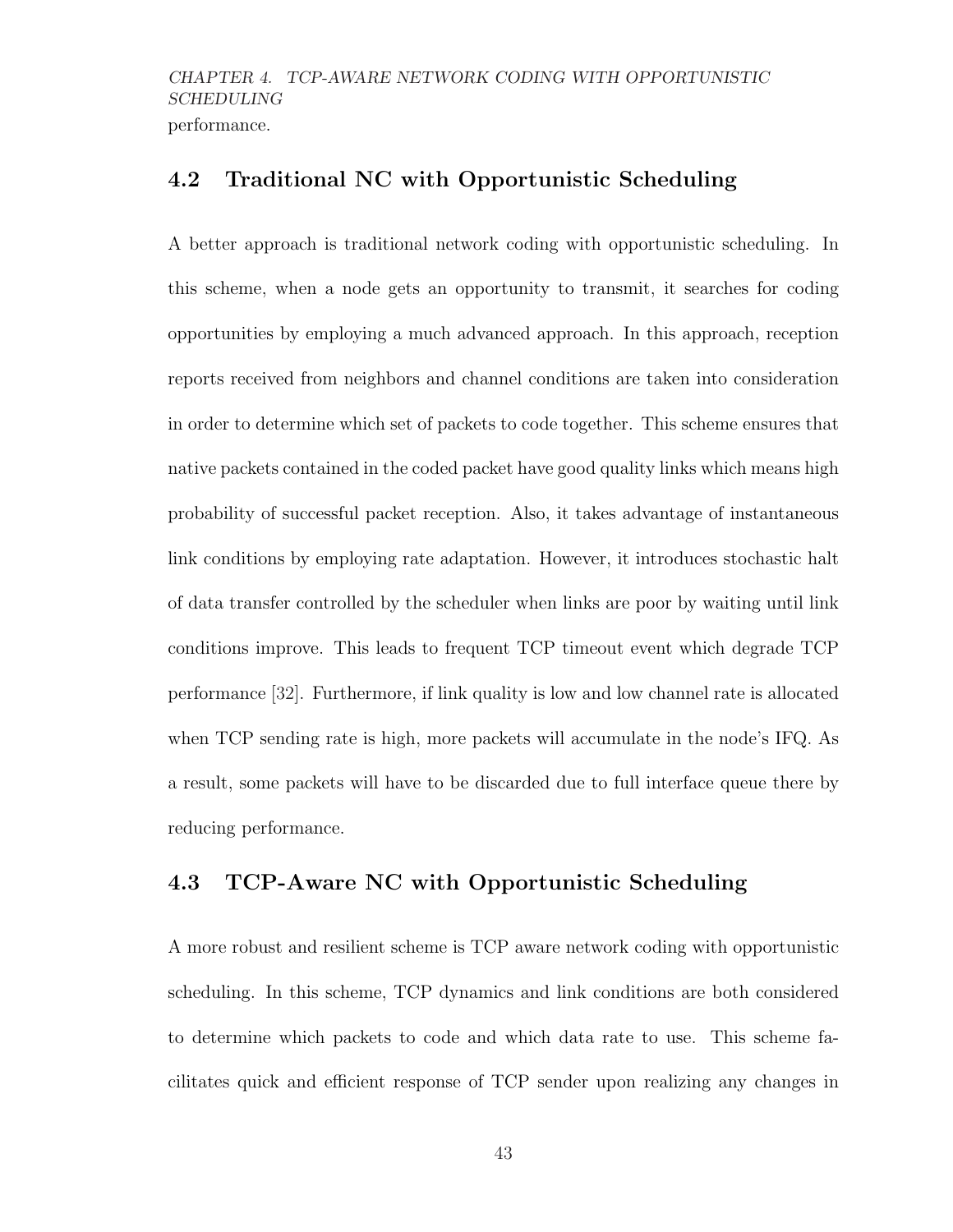performance.

## 4.2 Traditional NC with Opportunistic Scheduling

A better approach is traditional network coding with opportunistic scheduling. In this scheme, when a node gets an opportunity to transmit, it searches for coding opportunities by employing a much advanced approach. In this approach, reception reports received from neighbors and channel conditions are taken into consideration in order to determine which set of packets to code together. This scheme ensures that native packets contained in the coded packet have good quality links which means high probability of successful packet reception. Also, it takes advantage of instantaneous link conditions by employing rate adaptation. However, it introduces stochastic halt of data transfer controlled by the scheduler when links are poor by waiting until link conditions improve. This leads to frequent TCP timeout event which degrade TCP performance [32]. Furthermore, if link quality is low and low channel rate is allocated when TCP sending rate is high, more packets will accumulate in the node's IFQ. As a result, some packets will have to be discarded due to full interface queue there by reducing performance.

## 4.3 TCP-Aware NC with Opportunistic Scheduling

A more robust and resilient scheme is TCP aware network coding with opportunistic scheduling. In this scheme, TCP dynamics and link conditions are both considered to determine which packets to code and which data rate to use. This scheme facilitates quick and efficient response of TCP sender upon realizing any changes in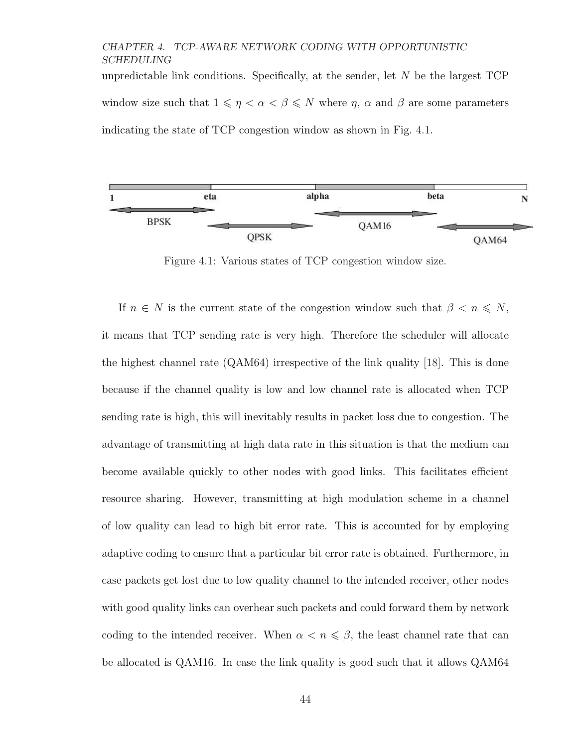unpredictable link conditions. Specifically, at the sender, let $N$ be the largest TCP window size such that $1 \leqslant \eta < \alpha < \beta \leqslant N$ where $\eta$, $\alpha$ and $\beta$ are some parameters indicating the state of TCP congestion window as shown in Fig. 4.1.

Figure 4.1: Various states of TCP congestion window size.

If $n \in N$ is the current state of the congestion window such that $\beta < n \leqslant N$, it means that TCP sending rate is very high. Therefore the scheduler will allocate the highest channel rate (QAM64) irrespective of the link quality [18]. This is done because if the channel quality is low and low channel rate is allocated when TCP sending rate is high, this will inevitably results in packet loss due to congestion. The advantage of transmitting at high data rate in this situation is that the medium can become available quickly to other nodes with good links. This facilitates efficient resource sharing. However, transmitting at high modulation scheme in a channel of low quality can lead to high bit error rate. This is accounted for by employing adaptive coding to ensure that a particular bit error rate is obtained. Furthermore, in case packets get lost due to low quality channel to the intended receiver, other nodes with good quality links can overhear such packets and could forward them by network coding to the intended receiver. When $\alpha < n \leqslant \beta$, the least channel rate that can be allocated is QAM16. In case the link quality is good such that it allows QAM64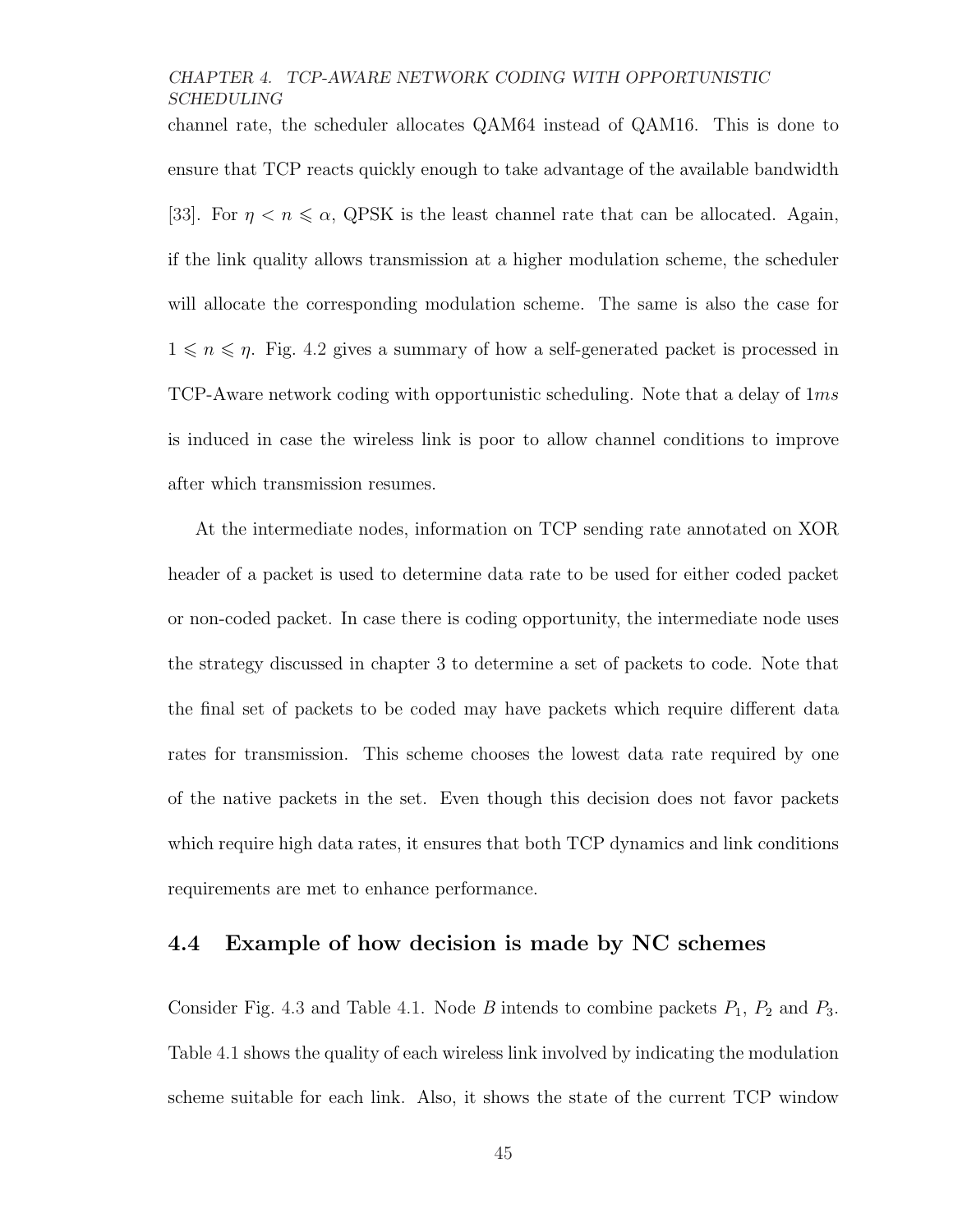channel rate, the scheduler allocates QAM64 instead of QAM16. This is done to ensure that TCP reacts quickly enough to take advantage of the available bandwidth [33]. For $\eta < n \leqslant \alpha$, QPSK is the least channel rate that can be allocated. Again, if the link quality allows transmission at a higher modulation scheme, the scheduler will allocate the corresponding modulation scheme. The same is also the case for $1 \leqslant n \leqslant \eta$. Fig. 4.2 gives a summary of how a self-generated packet is processed in TCP-Aware network coding with opportunistic scheduling. Note that a delay of $1ms$ is induced in case the wireless link is poor to allow channel conditions to improve after which transmission resumes.

At the intermediate nodes, information on TCP sending rate annotated on XOR header of a packet is used to determine data rate to be used for either coded packet or non-coded packet. In case there is coding opportunity, the intermediate node uses the strategy discussed in chapter 3 to determine a set of packets to code. Note that the final set of packets to be coded may have packets which require different data rates for transmission. This scheme chooses the lowest data rate required by one of the native packets in the set. Even though this decision does not favor packets which require high data rates, it ensures that both TCP dynamics and link conditions requirements are met to enhance performance.

## 4.4 Example of how decision is made by NC schemes

Consider Fig. 4.3 and Table 4.1. Node $B$ intends to combine packets $P_1$, $P_2$ and $P_3$. Table 4.1 shows the quality of each wireless link involved by indicating the modulation scheme suitable for each link. Also, it shows the state of the current TCP window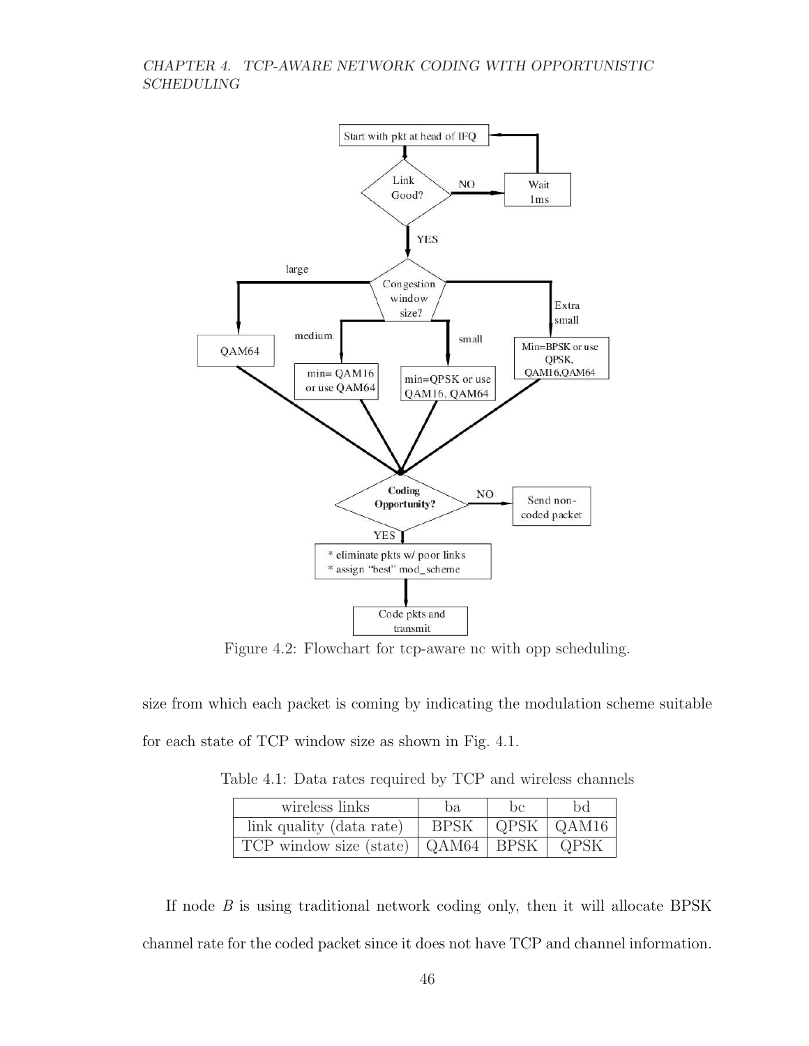Figure 4.2: Flowchart for tcp-aware nc with opp scheduling.

size from which each packet is coming by indicating the modulation scheme suitable for each state of TCP window size as shown in Fig. 4.1.

Table 4.1: Data rates required by TCP and wireless channels

| wireless links | ba | bc | bd |
|---|---|---|---|
| link quality (data rate) | BPSK | QPSK | QAM16 |
| TCP window size (state) | QAM64 | BPSK | QPSK |

If node $B$ is using traditional network coding only, then it will allocate BPSK channel rate for the coded packet since it does not have TCP and channel information.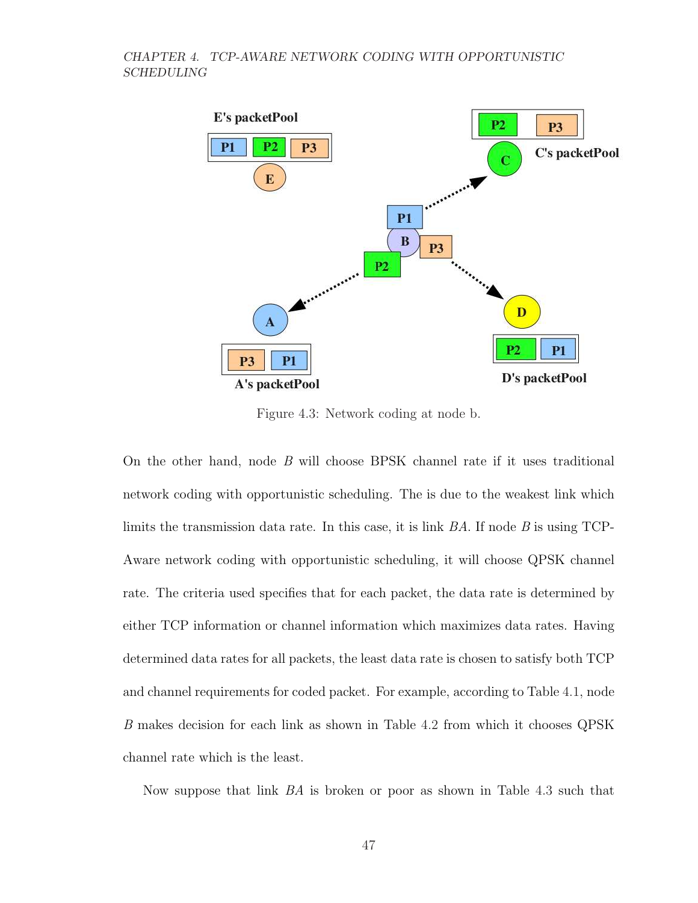Figure 4.3: Network coding at node b.

On the other hand, node $B$ will choose BPSK channel rate if it uses traditional network coding with opportunistic scheduling. The is due to the weakest link which limits the transmission data rate. In this case, it is link $BA$. If node $B$ is using TCP-Aware network coding with opportunistic scheduling, it will choose QPSK channel rate. The criteria used specifies that for each packet, the data rate is determined by either TCP information or channel information which maximizes data rates. Having determined data rates for all packets, the least data rate is chosen to satisfy both TCP and channel requirements for coded packet. For example, according to Table 4.1, node $B$ makes decision for each link as shown in Table 4.2 from which it chooses QPSK channel rate which is the least.

Now suppose that link $BA$ is broken or poor as shown in Table 4.3 such that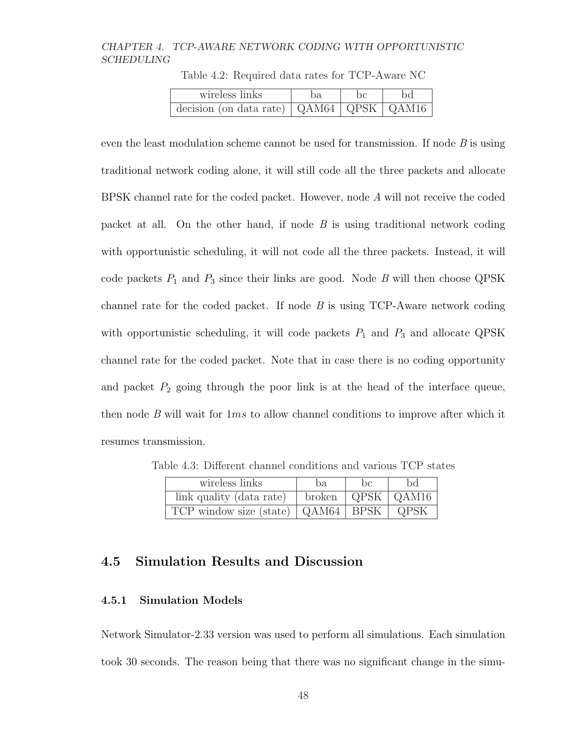Table 4.2: Required data rates for TCP-Aware NC

| wireless links | ba | bc | bd |
|---|---|---|---|
| decision (on data rate) | QAM64 | QPSK | QAM16 |

even the least modulation scheme cannot be used for transmission. If node $B$ is using traditional network coding alone, it will still code all the three packets and allocate BPSK channel rate for the coded packet. However, node $A$ will not receive the coded packet at all. On the other hand, if node $B$ is using traditional network coding with opportunistic scheduling, it will not code all the three packets. Instead, it will code packets $P_1$ and $P_3$ since their links are good. Node $B$ will then choose QPSK channel rate for the coded packet. If node $B$ is using TCP-Aware network coding with opportunistic scheduling, it will code packets $P_1$ and $P_3$ and allocate QPSK channel rate for the coded packet. Note that in case there is no coding opportunity and packet $P_2$ going through the poor link is at the head of the interface queue, then node $B$ will wait for $1ms$ to allow channel conditions to improve after which it resumes transmission.

Table 4.3: Different channel conditions and various TCP states

| wireless links | ba | bc | bd |
|---|---|---|---|
| link quality (data rate) | broken | QPSK | QAM16 |
| TCP window size (state) | QAM64 | BPSK | QPSK |

## 4.5 Simulation Results and Discussion

### 4.5.1 Simulation Models

Network Simulator-2.33 version was used to perform all simulations. Each simulation took 30 seconds. The reason being that there was no significant change in the simu-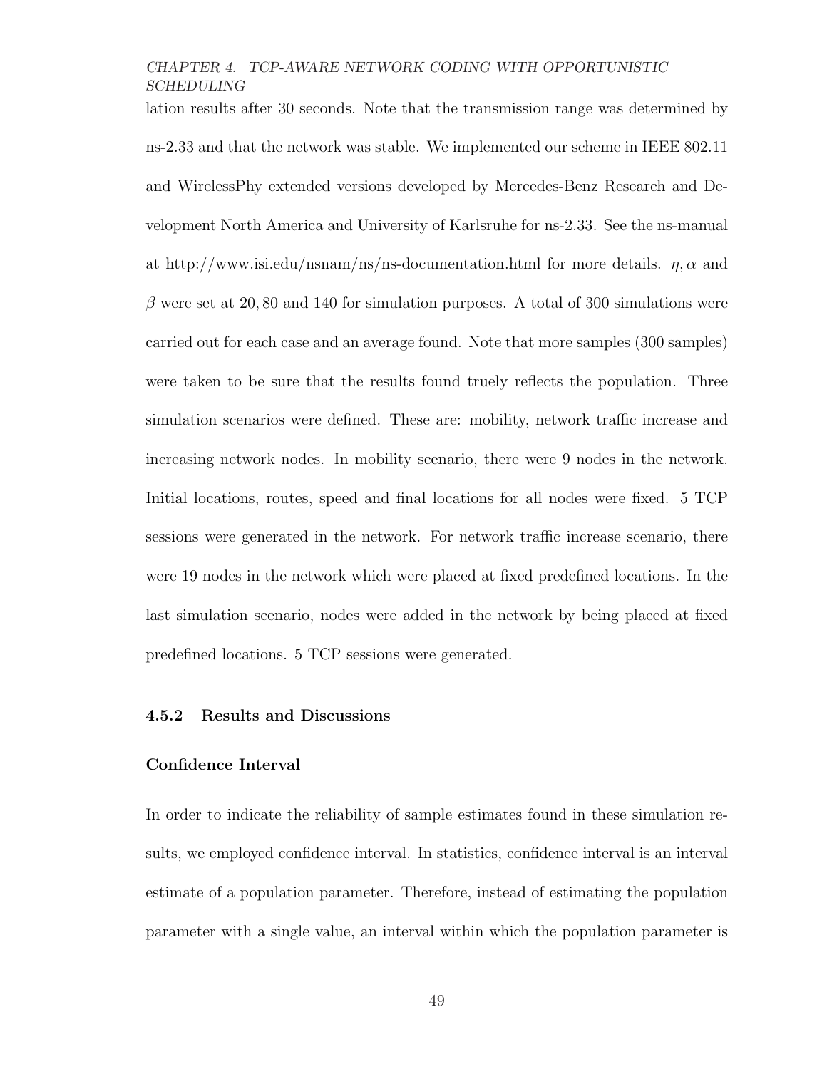lation results after 30 seconds. Note that the transmission range was determined by ns-2.33 and that the network was stable. We implemented our scheme in IEEE 802.11 and WirelessPhy extended versions developed by Mercedes-Benz Research and Development North America and University of Karlsruhe for ns-2.33. See the ns-manual at http://www.isi.edu/nsnam/ns/ns-documentation.html for more details. $\eta, \alpha$ and $\beta$ were set at $20, 80$ and 140 for simulation purposes. A total of 300 simulations were carried out for each case and an average found. Note that more samples (300 samples) were taken to be sure that the results found truely reflects the population. Three simulation scenarios were defined. These are: mobility, network traffic increase and increasing network nodes. In mobility scenario, there were 9 nodes in the network. Initial locations, routes, speed and final locations for all nodes were fixed. 5 TCP sessions were generated in the network. For network traffic increase scenario, there were 19 nodes in the network which were placed at fixed predefined locations. In the last simulation scenario, nodes were added in the network by being placed at fixed predefined locations. 5 TCP sessions were generated.

### 4.5.2 Results and Discussions

#### Confidence Interval

In order to indicate the reliability of sample estimates found in these simulation results, we employed confidence interval. In statistics, confidence interval is an interval estimate of a population parameter. Therefore, instead of estimating the population parameter with a single value, an interval within which the population parameter is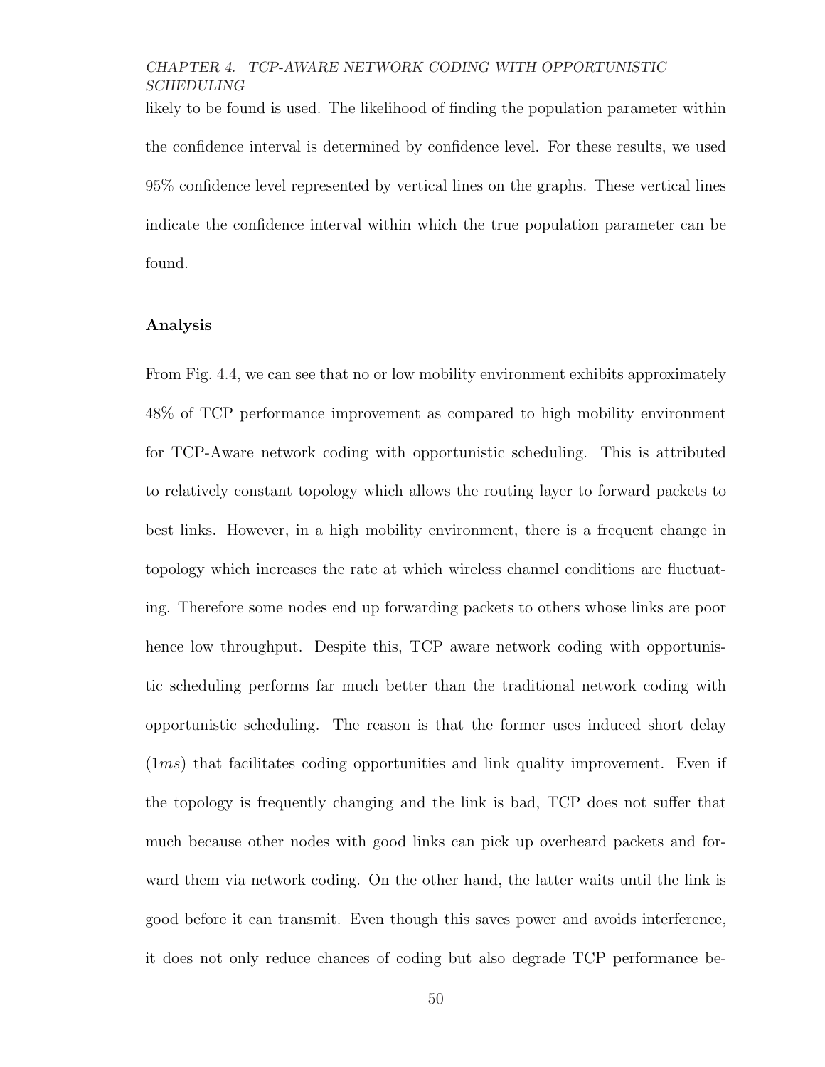likely to be found is used. The likelihood of finding the population parameter within the confidence interval is determined by confidence level. For these results, we used 95% confidence level represented by vertical lines on the graphs. These vertical lines indicate the confidence interval within which the true population parameter can be found.

### Analysis

From Fig. 4.4, we can see that no or low mobility environment exhibits approximately 48% of TCP performance improvement as compared to high mobility environment for TCP-Aware network coding with opportunistic scheduling. This is attributed to relatively constant topology which allows the routing layer to forward packets to best links. However, in a high mobility environment, there is a frequent change in topology which increases the rate at which wireless channel conditions are fluctuating. Therefore some nodes end up forwarding packets to others whose links are poor hence low throughput. Despite this, TCP aware network coding with opportunistic scheduling performs far much better than the traditional network coding with opportunistic scheduling. The reason is that the former uses induced short delay ($1ms$) that facilitates coding opportunities and link quality improvement. Even if the topology is frequently changing and the link is bad, TCP does not suffer that much because other nodes with good links can pick up overheard packets and forward them via network coding. On the other hand, the latter waits until the link is good before it can transmit. Even though this saves power and avoids interference, it does not only reduce chances of coding but also degrade TCP performance be-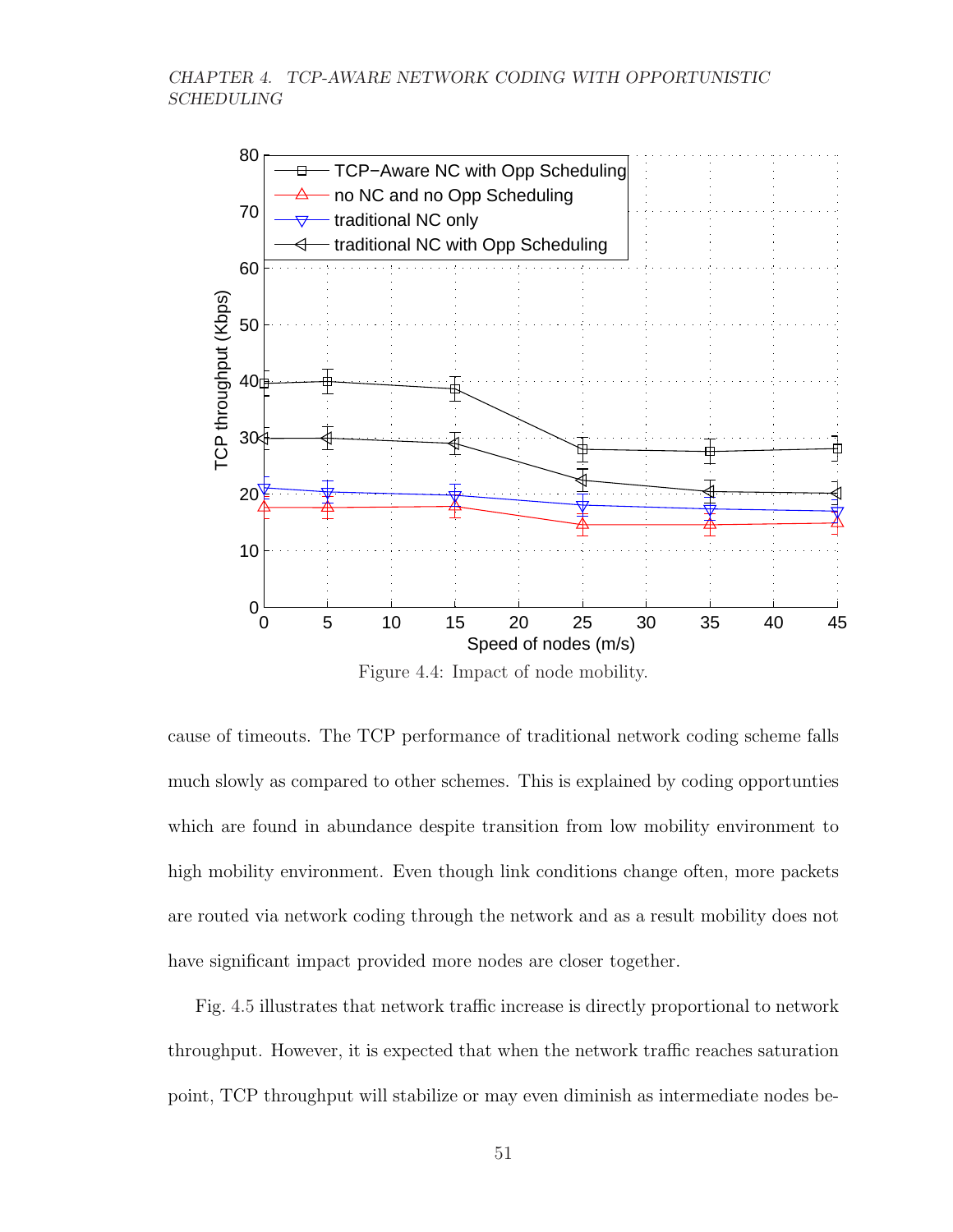Figure 4.4: Impact of node mobility.

cause of timeouts. The TCP performance of traditional network coding scheme falls much slowly as compared to other schemes. This is explained by coding opportunties which are found in abundance despite transition from low mobility environment to high mobility environment. Even though link conditions change often, more packets are routed via network coding through the network and as a result mobility does not have significant impact provided more nodes are closer together.

Fig. 4.5 illustrates that network traffic increase is directly proportional to network throughput. However, it is expected that when the network traffic reaches saturation point, TCP throughput will stabilize or may even diminish as intermediate nodes be-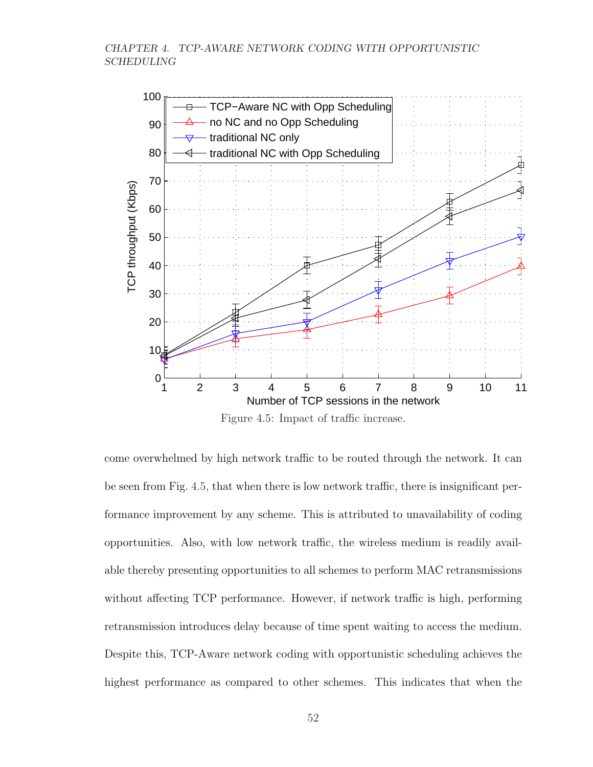Figure 4.5: Impact of traffic increase.

come overwhelmed by high network traffic to be routed through the network. It can be seen from Fig. 4.5, that when there is low network traffic, there is insignificant performance improvement by any scheme. This is attributed to unavailability of coding opportunities. Also, with low network traffic, the wireless medium is readily available thereby presenting opportunities to all schemes to perform MAC retransmissions without affecting TCP performance. However, if network traffic is high, performing retransmission introduces delay because of time spent waiting to access the medium. Despite this, TCP-Aware network coding with opportunistic scheduling achieves the highest performance as compared to other schemes. This indicates that when the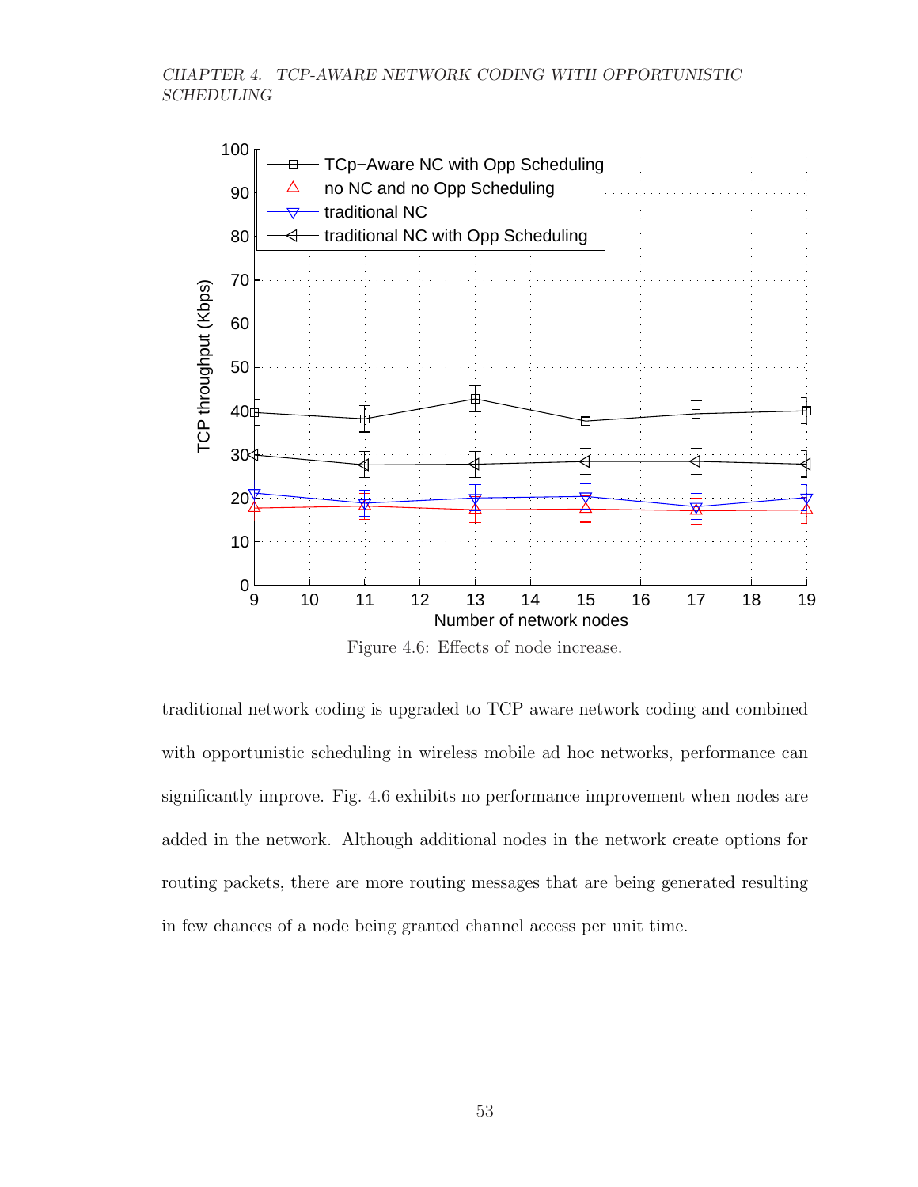Figure 4.6: Effects of node increase.

traditional network coding is upgraded to TCP aware network coding and combined with opportunistic scheduling in wireless mobile ad hoc networks, performance can significantly improve. Fig. 4.6 exhibits no performance improvement when nodes are added in the network. Although additional nodes in the network create options for routing packets, there are more routing messages that are being generated resulting in few chances of a node being granted channel access per unit time.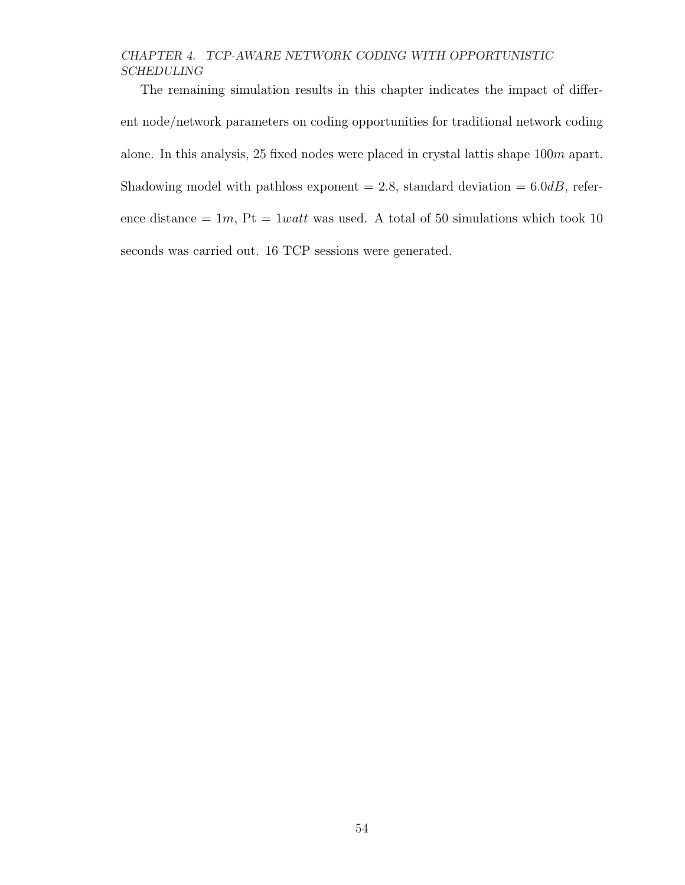The remaining simulation results in this chapter indicates the impact of different node/network parameters on coding opportunities for traditional network coding alone. In this analysis, 25 fixed nodes were placed in crystal lattis shape $100m$ apart. Shadowing model with pathloss exponent = 2.8, standard deviation = $6.0dB$, reference distance = $1m$, Pt = $1watt$ was used. A total of 50 simulations which took 10 seconds was carried out. 16 TCP sessions were generated.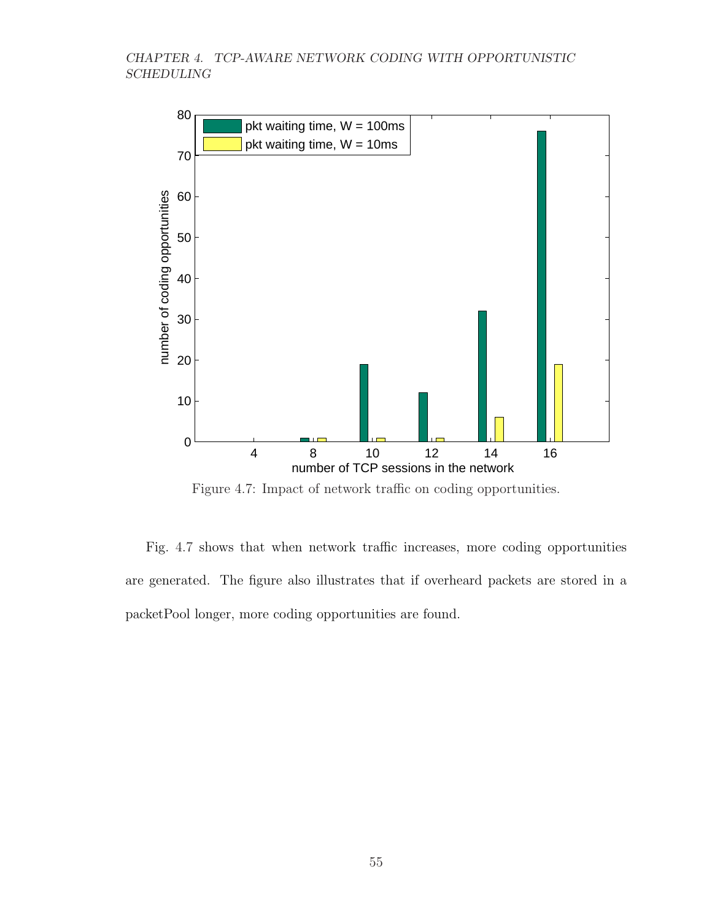Figure 4.7: Impact of network traffic on coding opportunities.

Fig. 4.7 shows that when network traffic increases, more coding opportunities are generated. The figure also illustrates that if overheard packets are stored in a packetPool longer, more coding opportunities are found.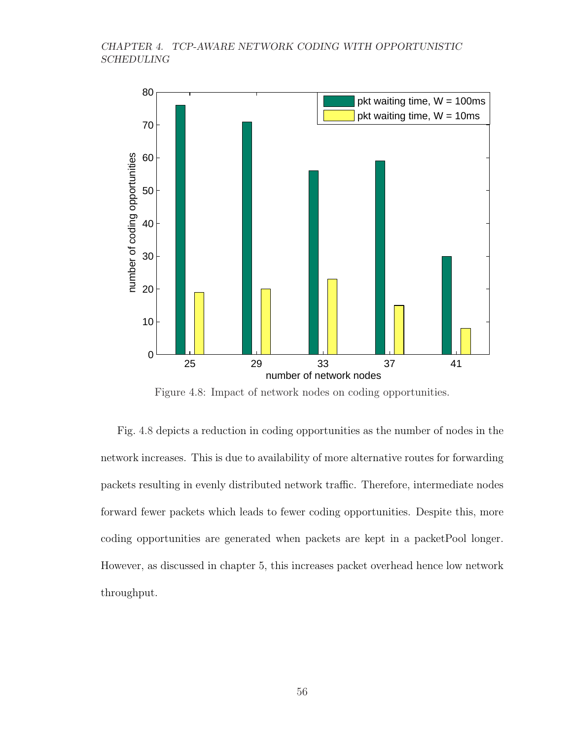Figure 4.8: Impact of network nodes on coding opportunities.

Fig. 4.8 depicts a reduction in coding opportunities as the number of nodes in the network increases. This is due to availability of more alternative routes for forwarding packets resulting in evenly distributed network traffic. Therefore, intermediate nodes forward fewer packets which leads to fewer coding opportunities. Despite this, more coding opportunities are generated when packets are kept in a packetPool longer. However, as discussed in chapter 5, this increases packet overhead hence low network throughput.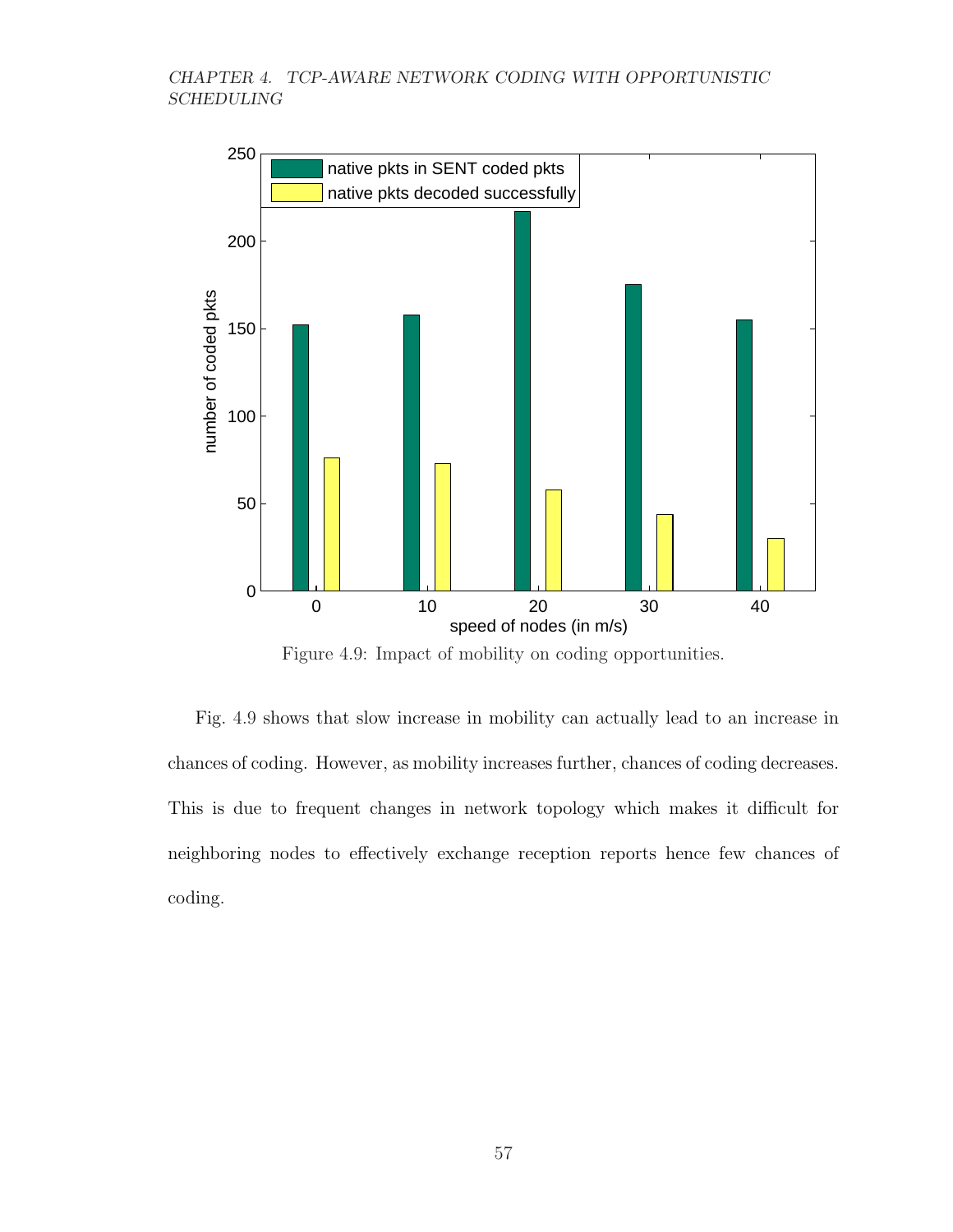Figure 4.9: Impact of mobility on coding opportunities.

Fig. 4.9 shows that slow increase in mobility can actually lead to an increase in chances of coding. However, as mobility increases further, chances of coding decreases. This is due to frequent changes in network topology which makes it difficult for neighboring nodes to effectively exchange reception reports hence few chances of coding.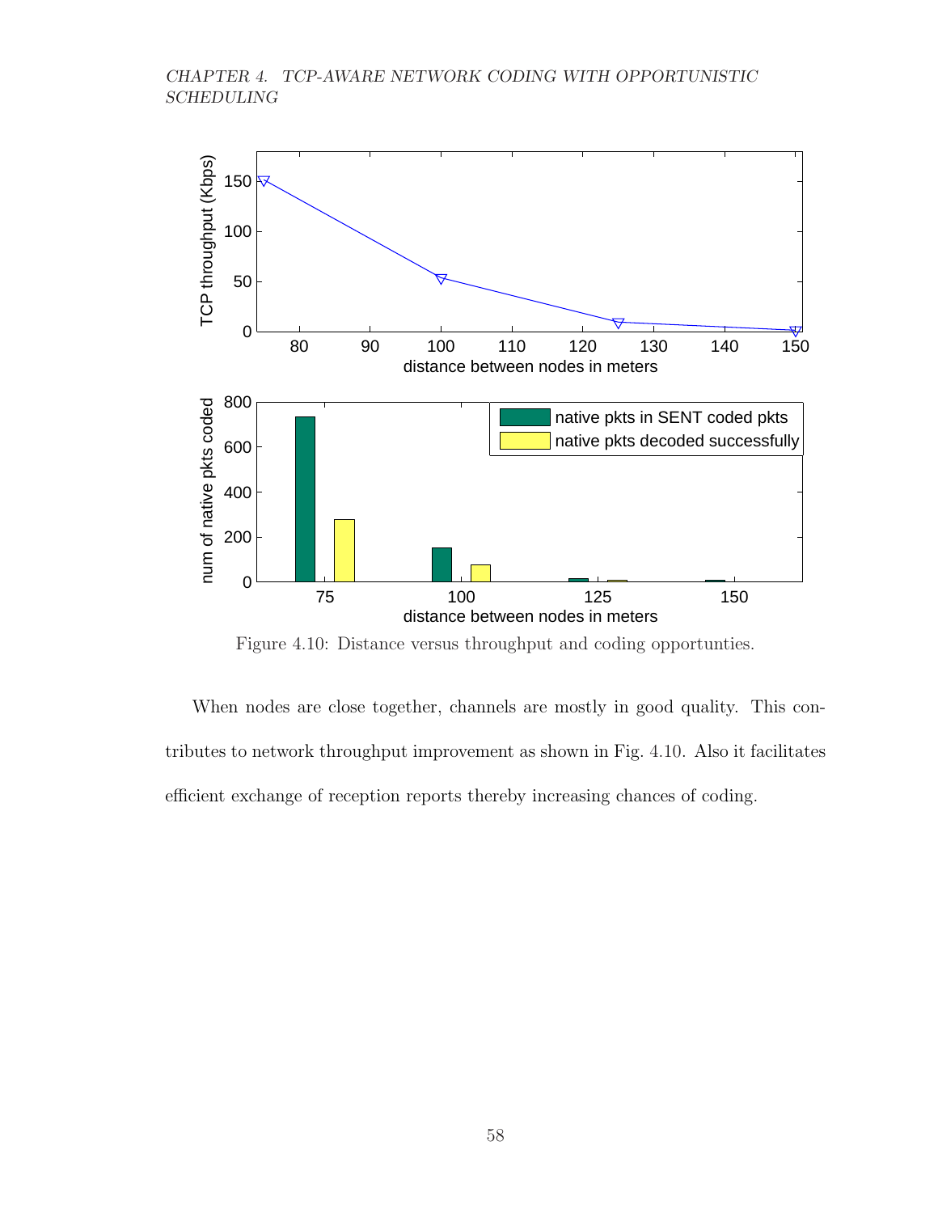Figure 4.10: Distance versus throughput and coding opportunties.

When nodes are close together, channels are mostly in good quality. This contributes to network throughput improvement as shown in Fig. 4.10. Also it facilitates efficient exchange of reception reports thereby increasing chances of coding.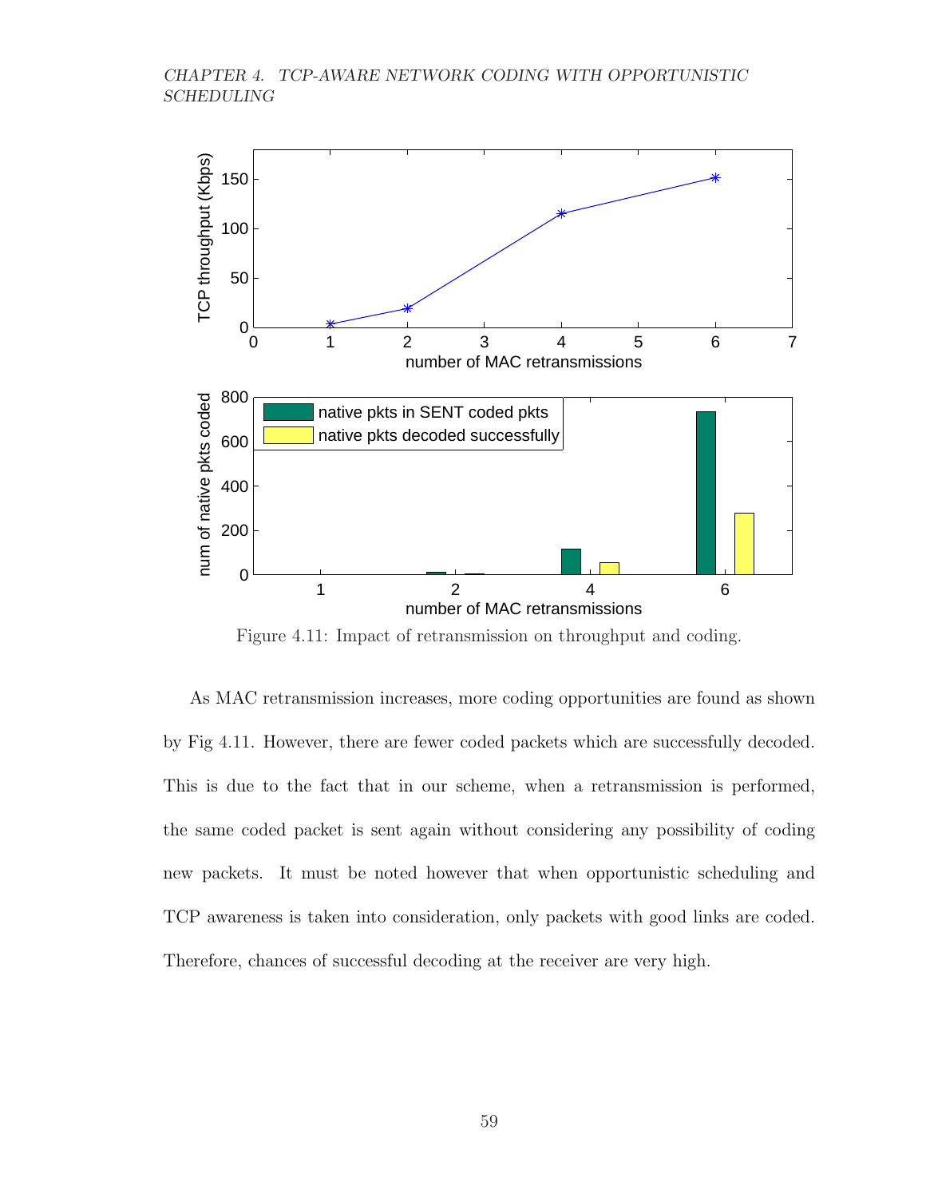Figure 4.11: Impact of retransmission on throughput and coding.

As MAC retransmission increases, more coding opportunities are found as shown by Fig 4.11. However, there are fewer coded packets which are successfully decoded. This is due to the fact that in our scheme, when a retransmission is performed, the same coded packet is sent again without considering any possibility of coding new packets. It must be noted however that when opportunistic scheduling and TCP awareness is taken into consideration, only packets with good links are coded. Therefore, chances of successful decoding at the receiver are very high.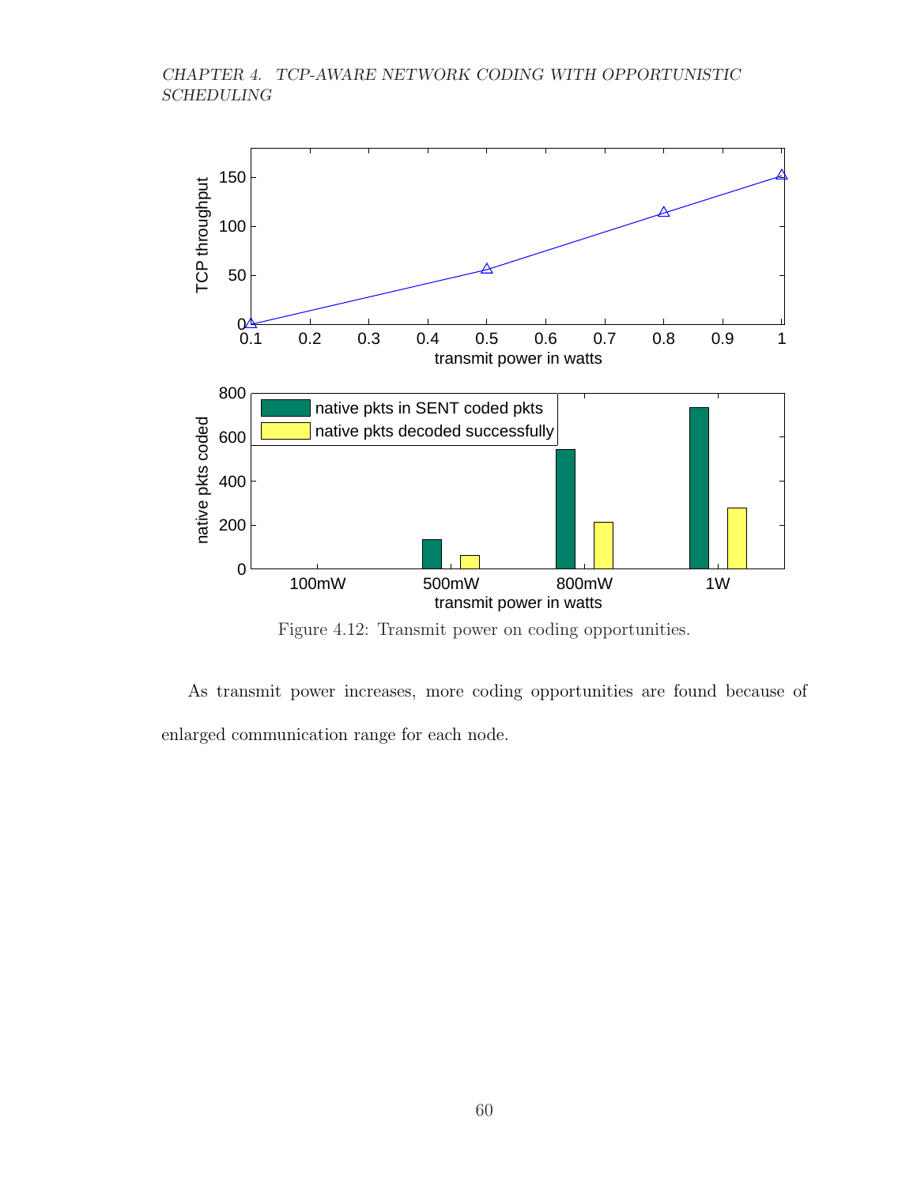Figure 4.12: Transmit power on coding opportunities.

As transmit power increases, more coding opportunities are found because of enlarged communication range for each node.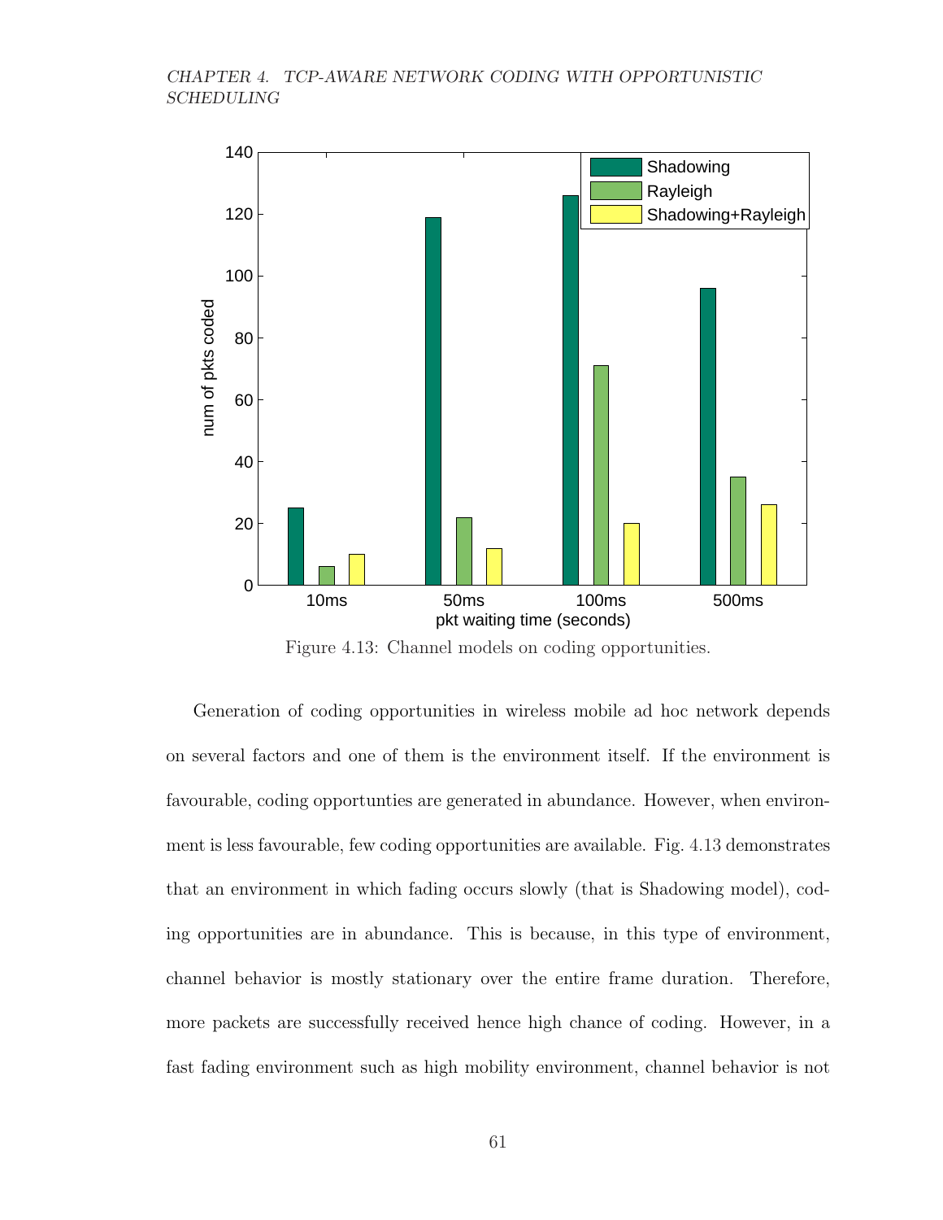Figure 4.13: Channel models on coding opportunities.

Generation of coding opportunities in wireless mobile ad hoc network depends on several factors and one of them is the environment itself. If the environment is favourable, coding opportunties are generated in abundance. However, when environment is less favourable, few coding opportunities are available. Fig. 4.13 demonstrates that an environment in which fading occurs slowly (that is Shadowing model), coding opportunities are in abundance. This is because, in this type of environment, channel behavior is mostly stationary over the entire frame duration. Therefore, more packets are successfully received hence high chance of coding. However, in a fast fading environment such as high mobility environment, channel behavior is not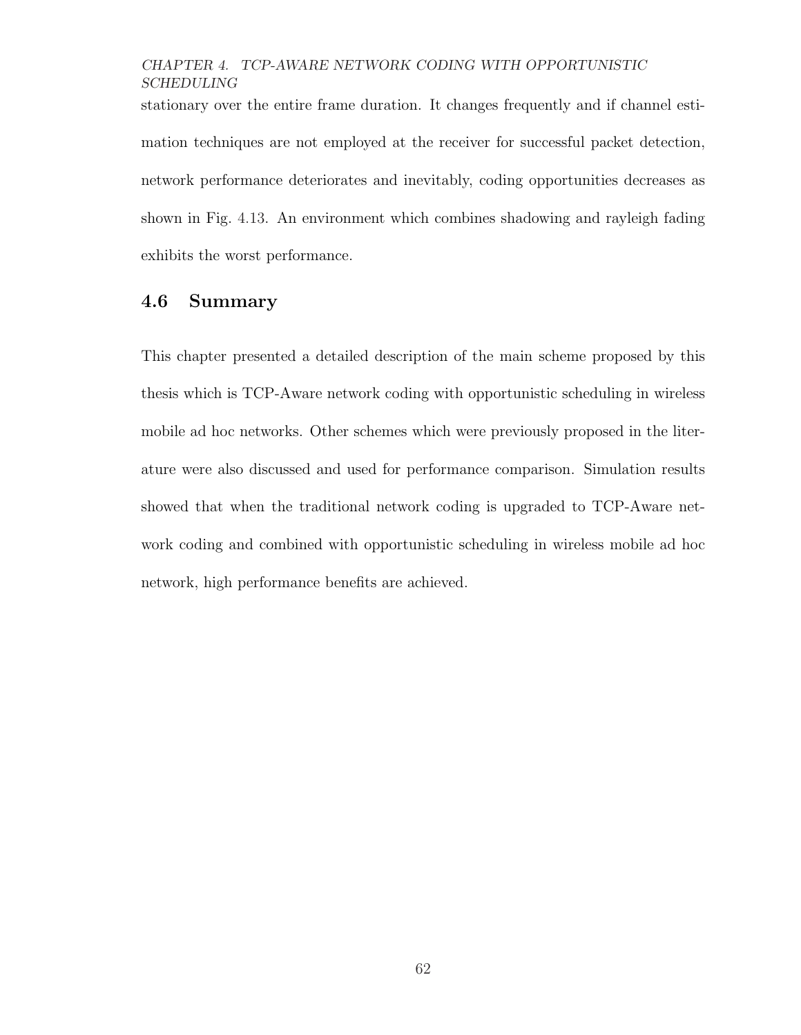stationary over the entire frame duration. It changes frequently and if channel estimation techniques are not employed at the receiver for successful packet detection, network performance deteriorates and inevitably, coding opportunities decreases as shown in Fig. 4.13. An environment which combines shadowing and rayleigh fading exhibits the worst performance.

## 4.6 Summary

This chapter presented a detailed description of the main scheme proposed by this thesis which is TCP-Aware network coding with opportunistic scheduling in wireless mobile ad hoc networks. Other schemes which were previously proposed in the literature were also discussed and used for performance comparison. Simulation results showed that when the traditional network coding is upgraded to TCP-Aware network coding and combined with opportunistic scheduling in wireless mobile ad hoc network, high performance benefits are achieved.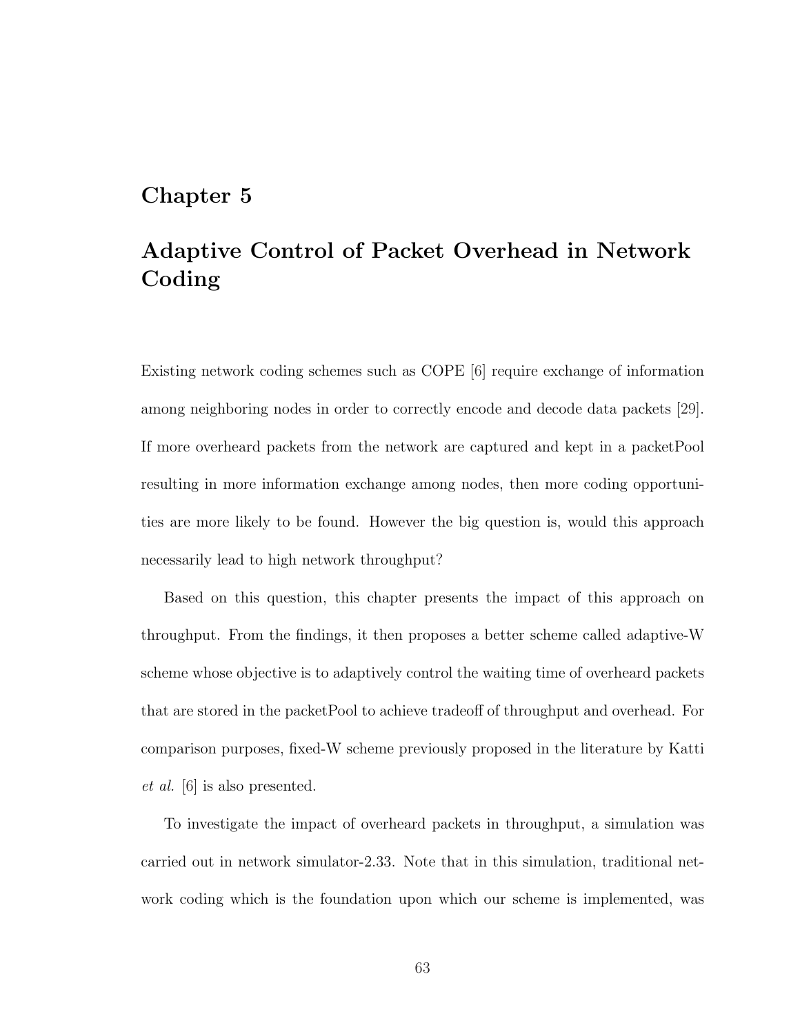# Chapter 5

# Adaptive Control of Packet Overhead in Network Coding

Existing network coding schemes such as COPE [6] require exchange of information among neighboring nodes in order to correctly encode and decode data packets [29]. If more overheard packets from the network are captured and kept in a packetPool resulting in more information exchange among nodes, then more coding opportunities are more likely to be found. However the big question is, would this approach necessarily lead to high network throughput?

Based on this question, this chapter presents the impact of this approach on throughput. From the findings, it then proposes a better scheme called adaptive-W scheme whose objective is to adaptively control the waiting time of overheard packets that are stored in the packetPool to achieve tradeoff of throughput and overhead. For comparison purposes, fixed-W scheme previously proposed in the literature by Katti *et al.* [6] is also presented.

To investigate the impact of overheard packets in throughput, a simulation was carried out in network simulator-2.33. Note that in this simulation, traditional network coding which is the foundation upon which our scheme is implemented, was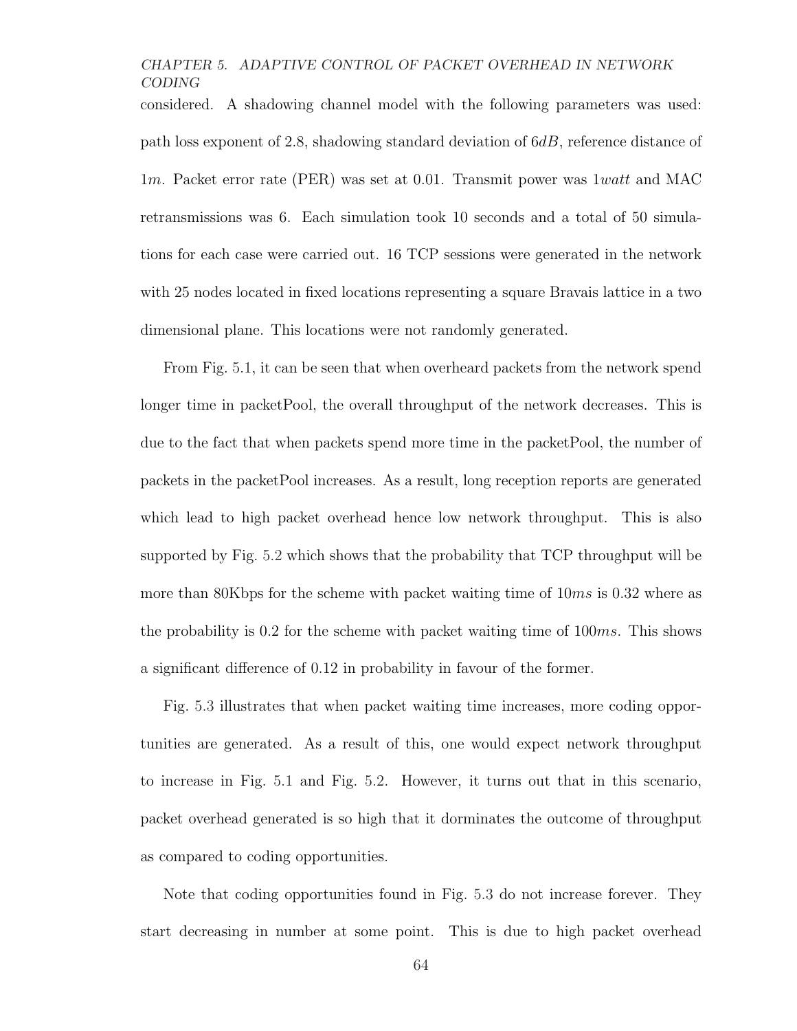considered. A shadowing channel model with the following parameters was used: path loss exponent of 2.8, shadowing standard deviation of $6dB$, reference distance of $1m$. Packet error rate (PER) was set at 0.01. Transmit power was $1watt$ and MAC retransmissions was 6. Each simulation took 10 seconds and a total of 50 simulations for each case were carried out. 16 TCP sessions were generated in the network with 25 nodes located in fixed locations representing a square Bravais lattice in a two dimensional plane. This locations were not randomly generated.

From Fig. 5.1, it can be seen that when overheard packets from the network spend longer time in packetPool, the overall throughput of the network decreases. This is due to the fact that when packets spend more time in the packetPool, the number of packets in the packetPool increases. As a result, long reception reports are generated which lead to high packet overhead hence low network throughput. This is also supported by Fig. 5.2 which shows that the probability that TCP throughput will be more than 80Kbps for the scheme with packet waiting time of $10ms$ is 0.32 where as the probability is 0.2 for the scheme with packet waiting time of $100ms$. This shows a significant difference of 0.12 in probability in favour of the former.

Fig. 5.3 illustrates that when packet waiting time increases, more coding opportunities are generated. As a result of this, one would expect network throughput to increase in Fig. 5.1 and Fig. 5.2. However, it turns out that in this scenario, packet overhead generated is so high that it dorminates the outcome of throughput as compared to coding opportunities.

Note that coding opportunities found in Fig. 5.3 do not increase forever. They start decreasing in number at some point. This is due to high packet overhead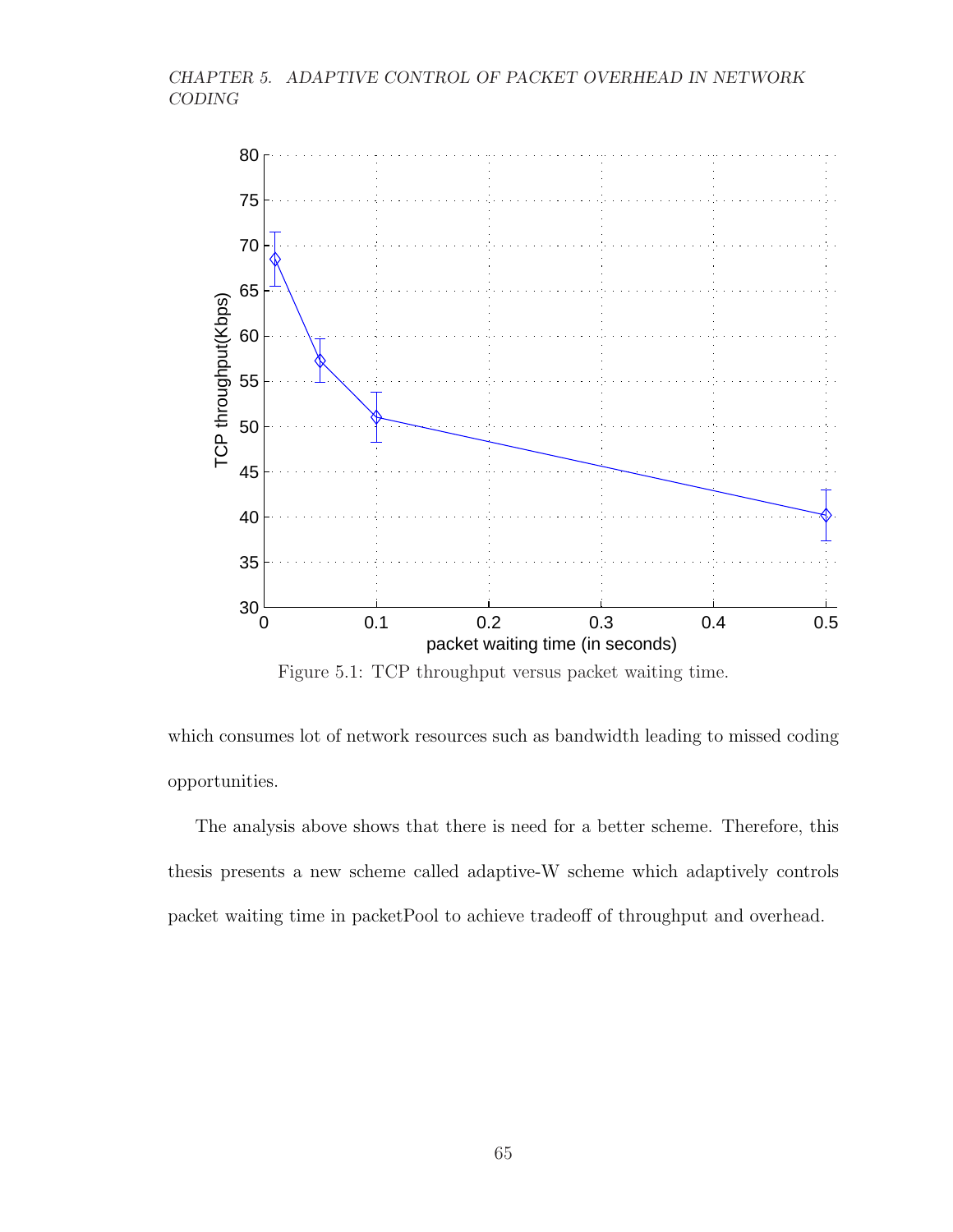Figure 5.1: TCP throughput versus packet waiting time.

which consumes lot of network resources such as bandwidth leading to missed coding opportunities.

The analysis above shows that there is need for a better scheme. Therefore, this thesis presents a new scheme called adaptive-W scheme which adaptively controls packet waiting time in packetPool to achieve tradeoff of throughput and overhead.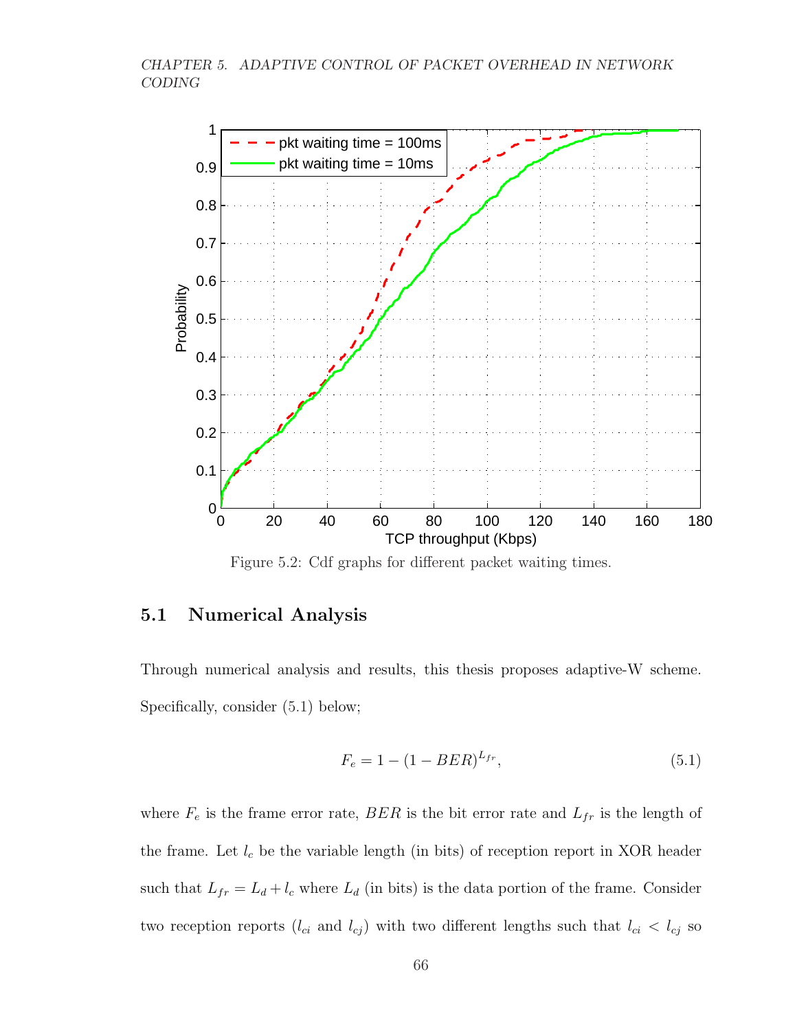Figure 5.2: Cdf graphs for different packet waiting times.

## 5.1 Numerical Analysis

Through numerical analysis and results, this thesis proposes adaptive-W scheme. Specifically, consider (5.1) below;

$$F_e = 1 - (1 - BER)^{L_{fr}}, \tag{5.1}$$

where $F_e$ is the frame error rate, $BER$ is the bit error rate and $L_{fr}$ is the length of the frame. Let $l_c$ be the variable length (in bits) of reception report in XOR header such that $L_{fr} = L_d + l_c$ where $L_d$ (in bits) is the data portion of the frame. Consider two reception reports ($l_{ci}$ and $l_{cj}$) with two different lengths such that $l_{ci} < l_{cj}$ so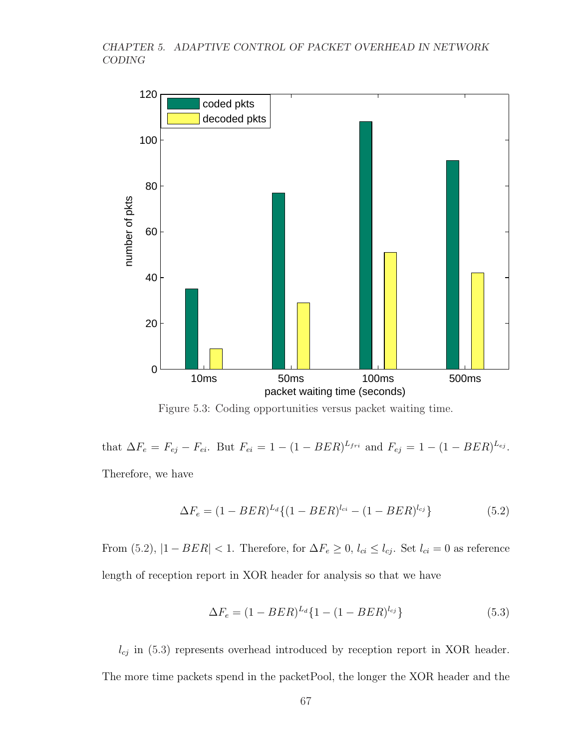Figure 5.3: Coding opportunities versus packet waiting time.

that $\Delta F_e = F_{ej} - F_{ei}$. But $F_{ei} = 1 - (1 - BER)^{L_{fri}}$ and $F_{ej} = 1 - (1 - BER)^{L_{ej}}$. Therefore, we have

$$\Delta F_e = (1 - BER)^{L_d}\{(1 - BER)^{l_{ci}} - (1 - BER)^{l_{cj}}\} \tag{5.2}$$

From (5.2), $|1 - BER| < 1$. Therefore, for $\Delta F_e \geq 0$, $l_{ci} \leq l_{cj}$. Set $l_{ci} = 0$ as reference length of reception report in XOR header for analysis so that we have

$$\Delta F_e = (1 - BER)^{L_d}\{1 - (1 - BER)^{l_{cj}}\} \tag{5.3}$$

$l_{cj}$ in (5.3) represents overhead introduced by reception report in XOR header. The more time packets spend in the packetPool, the longer the XOR header and the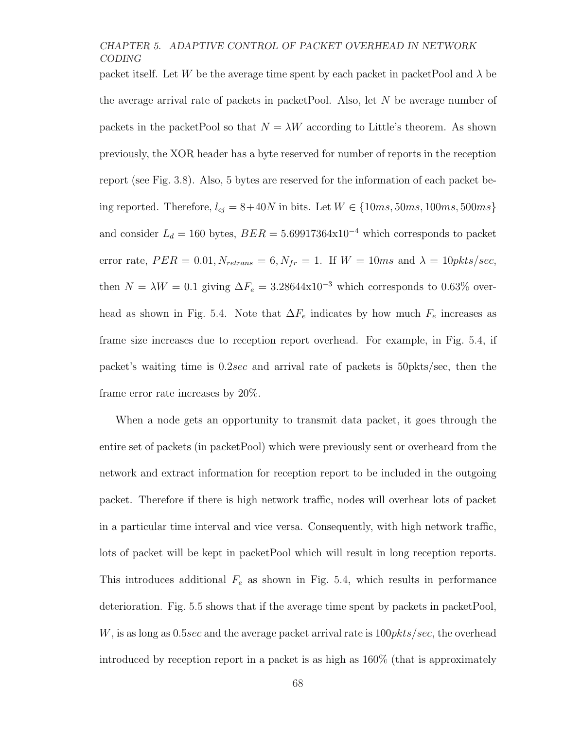packet itself. Let $W$ be the average time spent by each packet in packetPool and $\lambda$ be the average arrival rate of packets in packetPool. Also, let $N$ be average number of packets in the packetPool so that $N = \lambda W$ according to Little's theorem. As shown previously, the XOR header has a byte reserved for number of reports in the reception report (see Fig. 3.8). Also, 5 bytes are reserved for the information of each packet being reported. Therefore, $l_{cj} = 8+40N$ in bits. Let $W \in \{10ms, 50ms, 100ms, 500ms\}$ and consider $L_d = 160$ bytes, $BER = 5.69917364\text{x}10^{-4}$ which corresponds to packet error rate, $PER = 0.01, N_{retrans} = 6, N_{fr} = 1$. If $W = 10ms$ and $\lambda = 10pkts/sec$, then $N = \lambda W = 0.1$ giving $\Delta F_e = 3.28644\text{x}10^{-3}$ which corresponds to 0.63% overhead as shown in Fig. 5.4. Note that $\Delta F_e$ indicates by how much $F_e$ increases as frame size increases due to reception report overhead. For example, in Fig. 5.4, if packet's waiting time is $0.2sec$ and arrival rate of packets is 50pkts/sec, then the frame error rate increases by 20%.

When a node gets an opportunity to transmit data packet, it goes through the entire set of packets (in packetPool) which were previously sent or overheard from the network and extract information for reception report to be included in the outgoing packet. Therefore if there is high network traffic, nodes will overhear lots of packet in a particular time interval and vice versa. Consequently, with high network traffic, lots of packet will be kept in packetPool which will result in long reception reports. This introduces additional $F_e$ as shown in Fig. 5.4, which results in performance deterioration. Fig. 5.5 shows that if the average time spent by packets in packetPool, $W$, is as long as $0.5sec$ and the average packet arrival rate is $100pkts/sec$, the overhead introduced by reception report in a packet is as high as 160% (that is approximately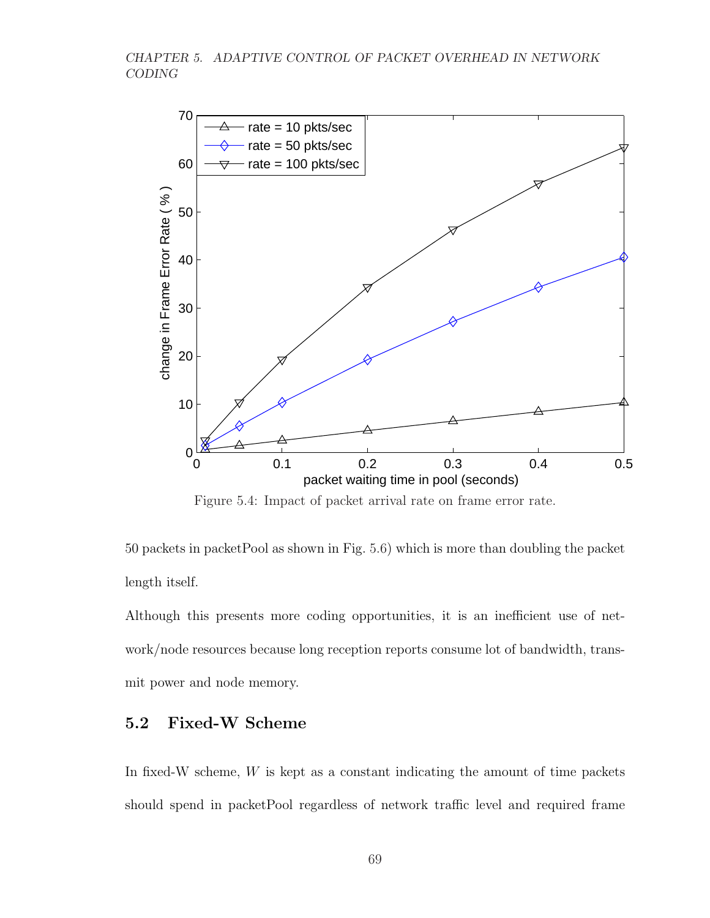Figure 5.4: Impact of packet arrival rate on frame error rate.

50 packets in packetPool as shown in Fig. 5.6) which is more than doubling the packet length itself.

Although this presents more coding opportunities, it is an inefficient use of network/node resources because long reception reports consume lot of bandwidth, transmit power and node memory.

## 5.2 Fixed-W Scheme

In fixed-W scheme, $W$ is kept as a constant indicating the amount of time packets should spend in packetPool regardless of network traffic level and required frame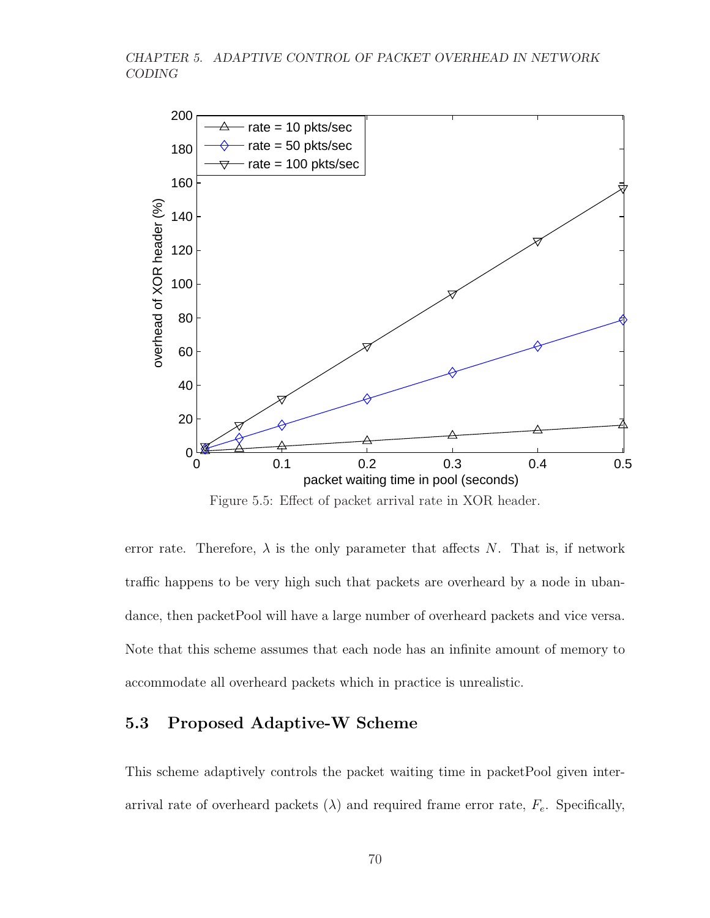Figure 5.5: Effect of packet arrival rate in XOR header.

error rate. Therefore, $\lambda$ is the only parameter that affects $N$. That is, if network traffic happens to be very high such that packets are overheard by a node in ubandance, then packetPool will have a large number of overheard packets and vice versa. Note that this scheme assumes that each node has an infinite amount of memory to accommodate all overheard packets which in practice is unrealistic.

## 5.3 Proposed Adaptive-W Scheme

This scheme adaptively controls the packet waiting time in packetPool given inter-arrival rate of overheard packets ($\lambda$) and required frame error rate, $F_e$. Specifically,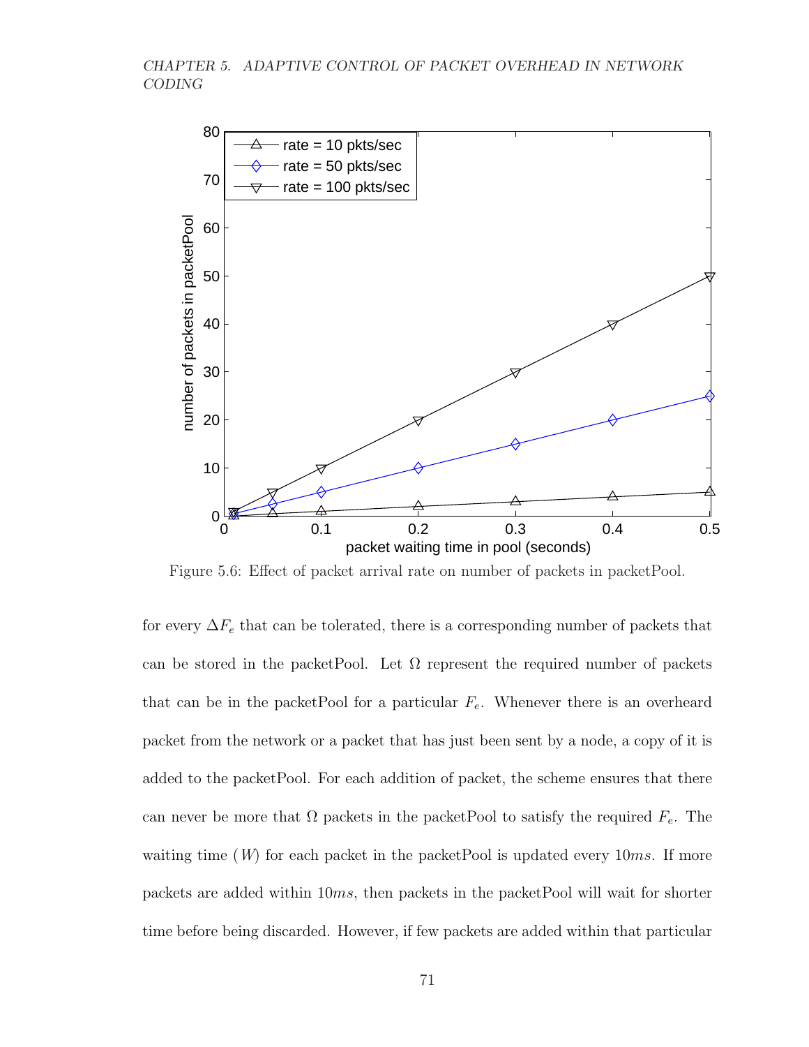Figure 5.6: Effect of packet arrival rate on number of packets in packetPool.

for every $\Delta F_e$ that can be tolerated, there is a corresponding number of packets that can be stored in the packetPool. Let $\Omega$ represent the required number of packets that can be in the packetPool for a particular $F_e$. Whenever there is an overheard packet from the network or a packet that has just been sent by a node, a copy of it is added to the packetPool. For each addition of packet, the scheme ensures that there can never be more that $\Omega$ packets in the packetPool to satisfy the required $F_e$. The waiting time ($W$) for each packet in the packetPool is updated every $10ms$. If more packets are added within $10ms$, then packets in the packetPool will wait for shorter time before being discarded. However, if few packets are added within that particular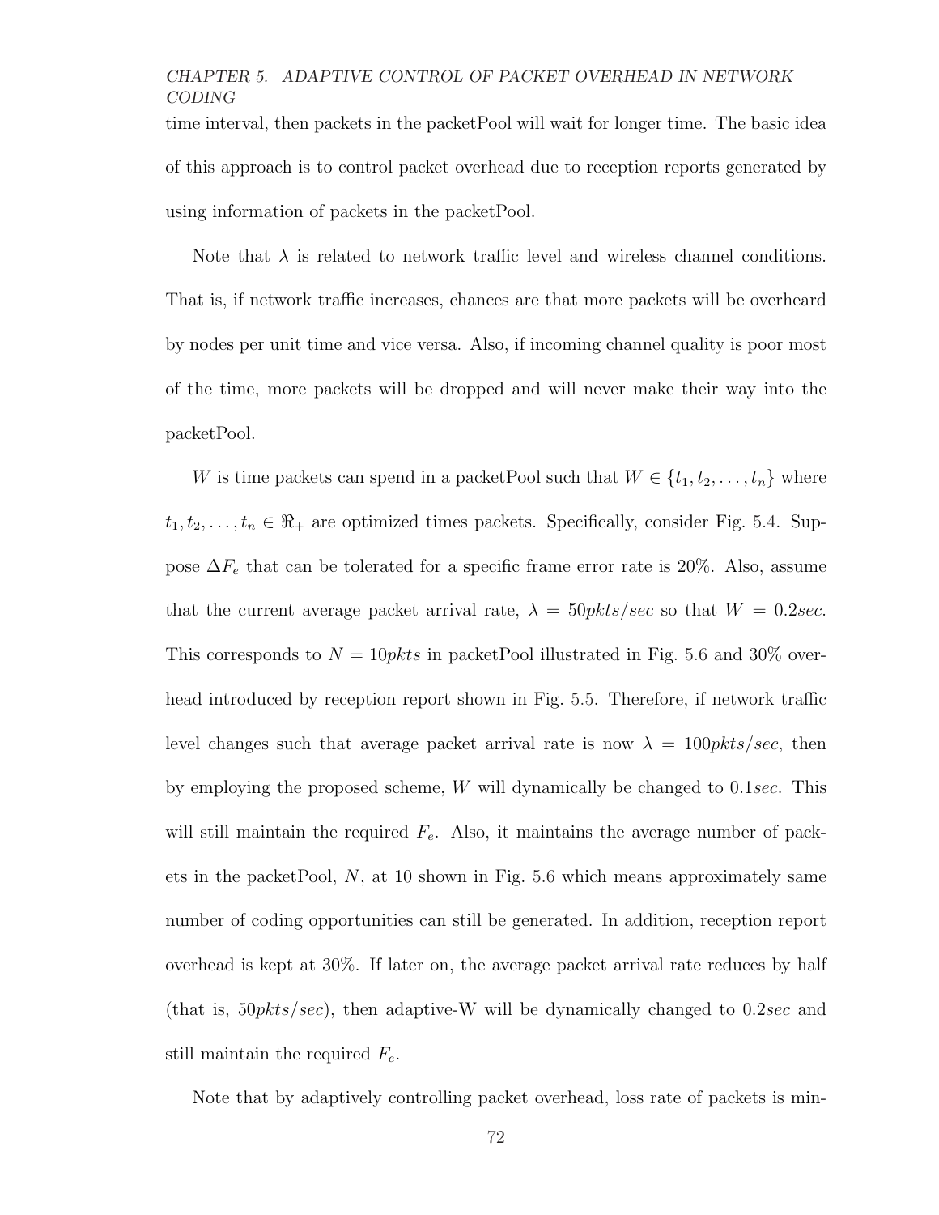time interval, then packets in the packetPool will wait for longer time. The basic idea of this approach is to control packet overhead due to reception reports generated by using information of packets in the packetPool.

Note that $\lambda$ is related to network traffic level and wireless channel conditions. That is, if network traffic increases, chances are that more packets will be overheard by nodes per unit time and vice versa. Also, if incoming channel quality is poor most of the time, more packets will be dropped and will never make their way into the packetPool.

$W$ is time packets can spend in a packetPool such that $W \in \{t_1, t_2, \ldots, t_n\}$ where $t_1, t_2, \ldots, t_n \in \Re_+$ are optimized times packets. Specifically, consider Fig. 5.4. Suppose $\Delta F_e$ that can be tolerated for a specific frame error rate is 20%. Also, assume that the current average packet arrival rate, $\lambda = 50 pkts/sec$ so that $W = 0.2 sec$. This corresponds to $N = 10 pkts$ in packetPool illustrated in Fig. 5.6 and 30% overhead introduced by reception report shown in Fig. 5.5. Therefore, if network traffic level changes such that average packet arrival rate is now $\lambda = 100 pkts/sec$, then by employing the proposed scheme, $W$ will dynamically be changed to $0.1 sec$. This will still maintain the required $F_e$. Also, it maintains the average number of packets in the packetPool, $N$, at 10 shown in Fig. 5.6 which means approximately same number of coding opportunities can still be generated. In addition, reception report overhead is kept at 30%. If later on, the average packet arrival rate reduces by half (that is, $50 pkts/sec$), then adaptive-W will be dynamically changed to $0.2 sec$ and still maintain the required $F_e$.

Note that by adaptively controlling packet overhead, loss rate of packets is min-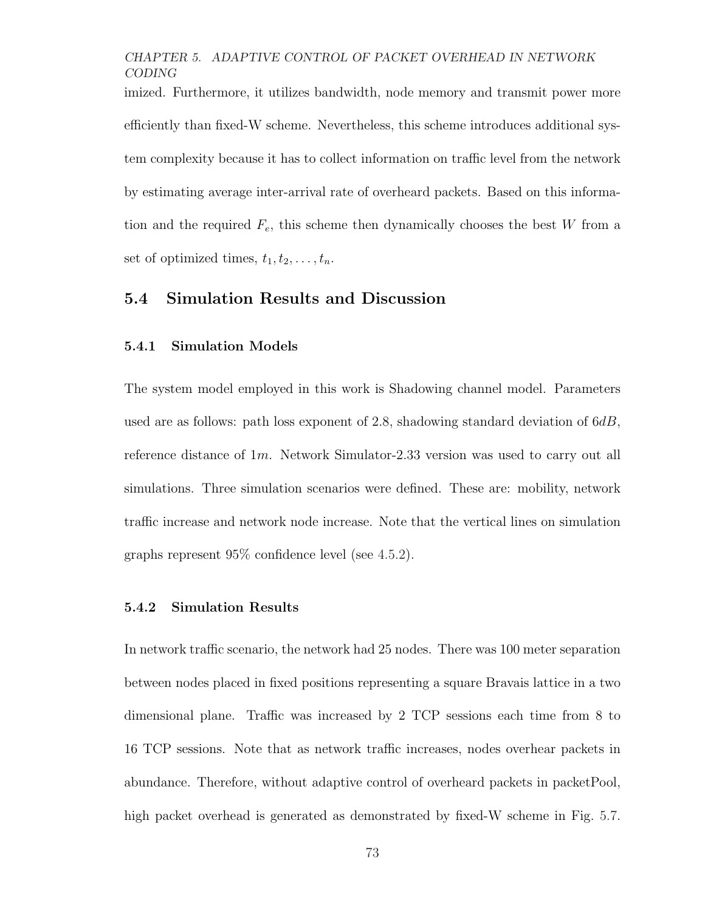imized. Furthermore, it utilizes bandwidth, node memory and transmit power more efficiently than fixed-W scheme. Nevertheless, this scheme introduces additional system complexity because it has to collect information on traffic level from the network by estimating average inter-arrival rate of overheard packets. Based on this information and the required $F_e$, this scheme then dynamically chooses the best $W$ from a set of optimized times, $t_1, t_2, \ldots, t_n$.

## 5.4 Simulation Results and Discussion

### 5.4.1 Simulation Models

The system model employed in this work is Shadowing channel model. Parameters used are as follows: path loss exponent of 2.8, shadowing standard deviation of $6dB$, reference distance of $1m$. Network Simulator-2.33 version was used to carry out all simulations. Three simulation scenarios were defined. These are: mobility, network traffic increase and network node increase. Note that the vertical lines on simulation graphs represent 95% confidence level (see 4.5.2).

### 5.4.2 Simulation Results

In network traffic scenario, the network had 25 nodes. There was 100 meter separation between nodes placed in fixed positions representing a square Bravais lattice in a two dimensional plane. Traffic was increased by 2 TCP sessions each time from 8 to 16 TCP sessions. Note that as network traffic increases, nodes overhear packets in abundance. Therefore, without adaptive control of overheard packets in packetPool, high packet overhead is generated as demonstrated by fixed-W scheme in Fig. 5.7.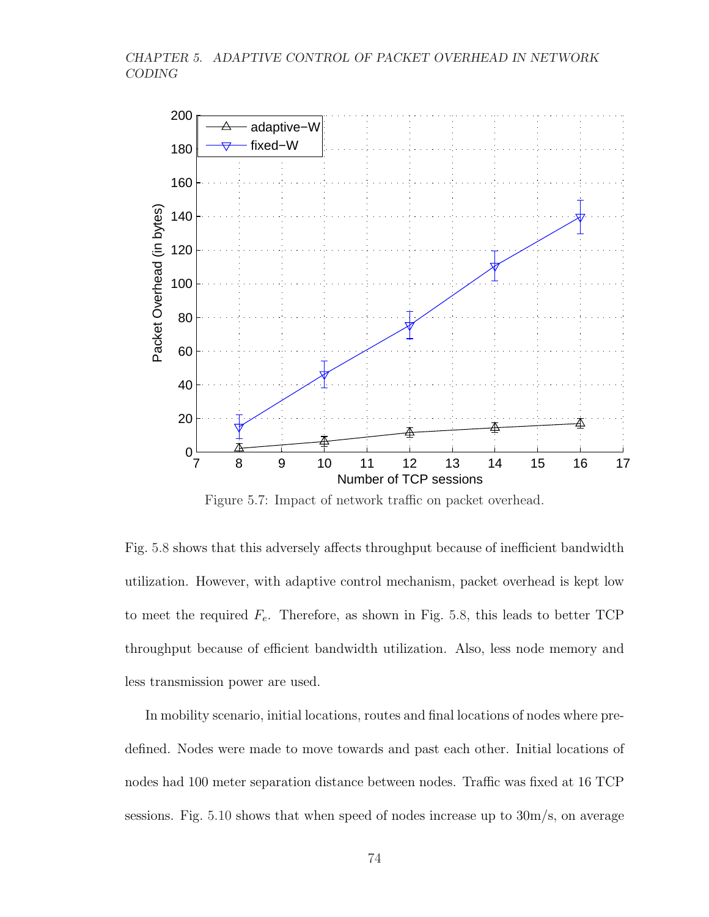Figure 5.7: Impact of network traffic on packet overhead.

Fig. 5.8 shows that this adversely affects throughput because of inefficient bandwidth utilization. However, with adaptive control mechanism, packet overhead is kept low to meet the required $F_e$. Therefore, as shown in Fig. 5.8, this leads to better TCP throughput because of efficient bandwidth utilization. Also, less node memory and less transmission power are used.

In mobility scenario, initial locations, routes and final locations of nodes where predefined. Nodes were made to move towards and past each other. Initial locations of nodes had 100 meter separation distance between nodes. Traffic was fixed at 16 TCP sessions. Fig. 5.10 shows that when speed of nodes increase up to 30m/s, on average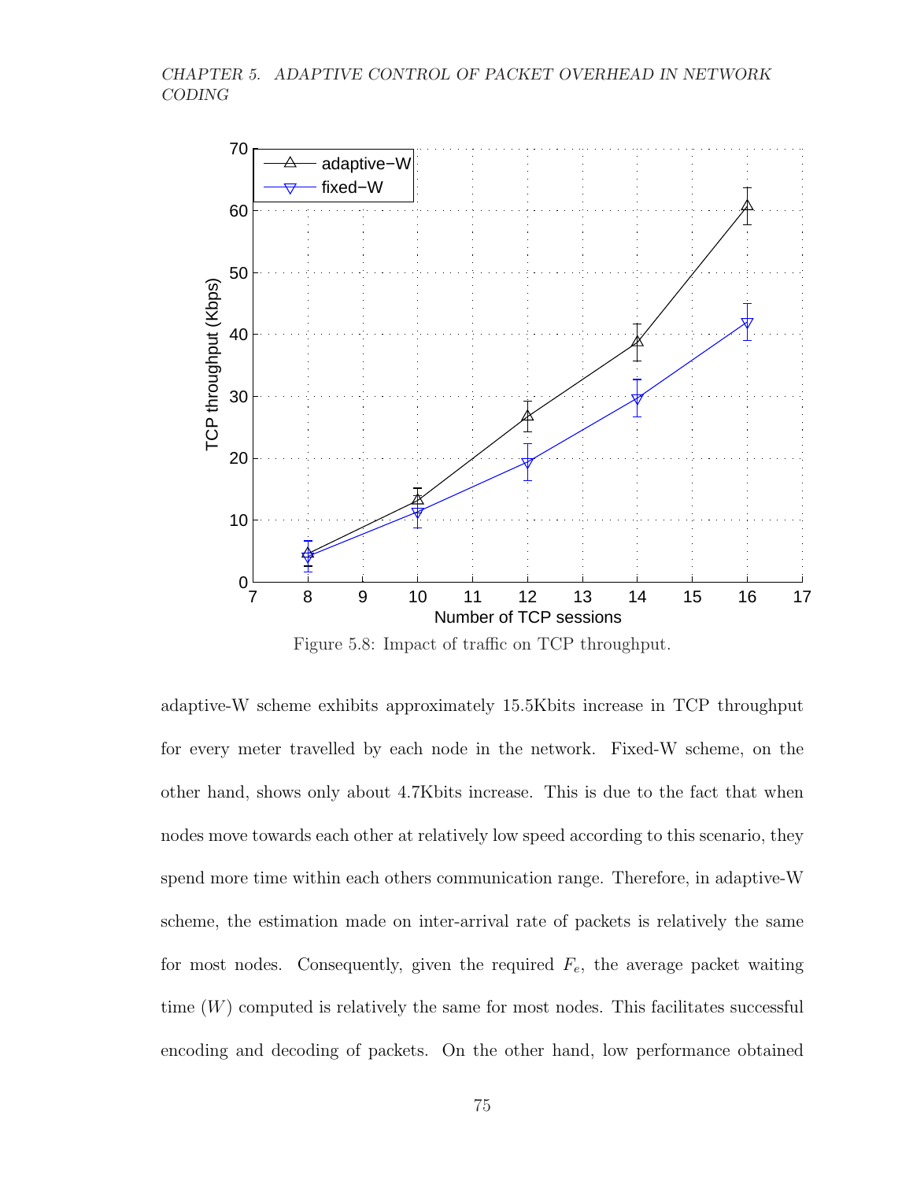Figure 5.8: Impact of traffic on TCP throughput.

adaptive-W scheme exhibits approximately 15.5Kbits increase in TCP throughput for every meter travelled by each node in the network. Fixed-W scheme, on the other hand, shows only about 4.7Kbits increase. This is due to the fact that when nodes move towards each other at relatively low speed according to this scenario, they spend more time within each others communication range. Therefore, in adaptive-W scheme, the estimation made on inter-arrival rate of packets is relatively the same for most nodes. Consequently, given the required $F_e$, the average packet waiting time ($W$) computed is relatively the same for most nodes. This facilitates successful encoding and decoding of packets. On the other hand, low performance obtained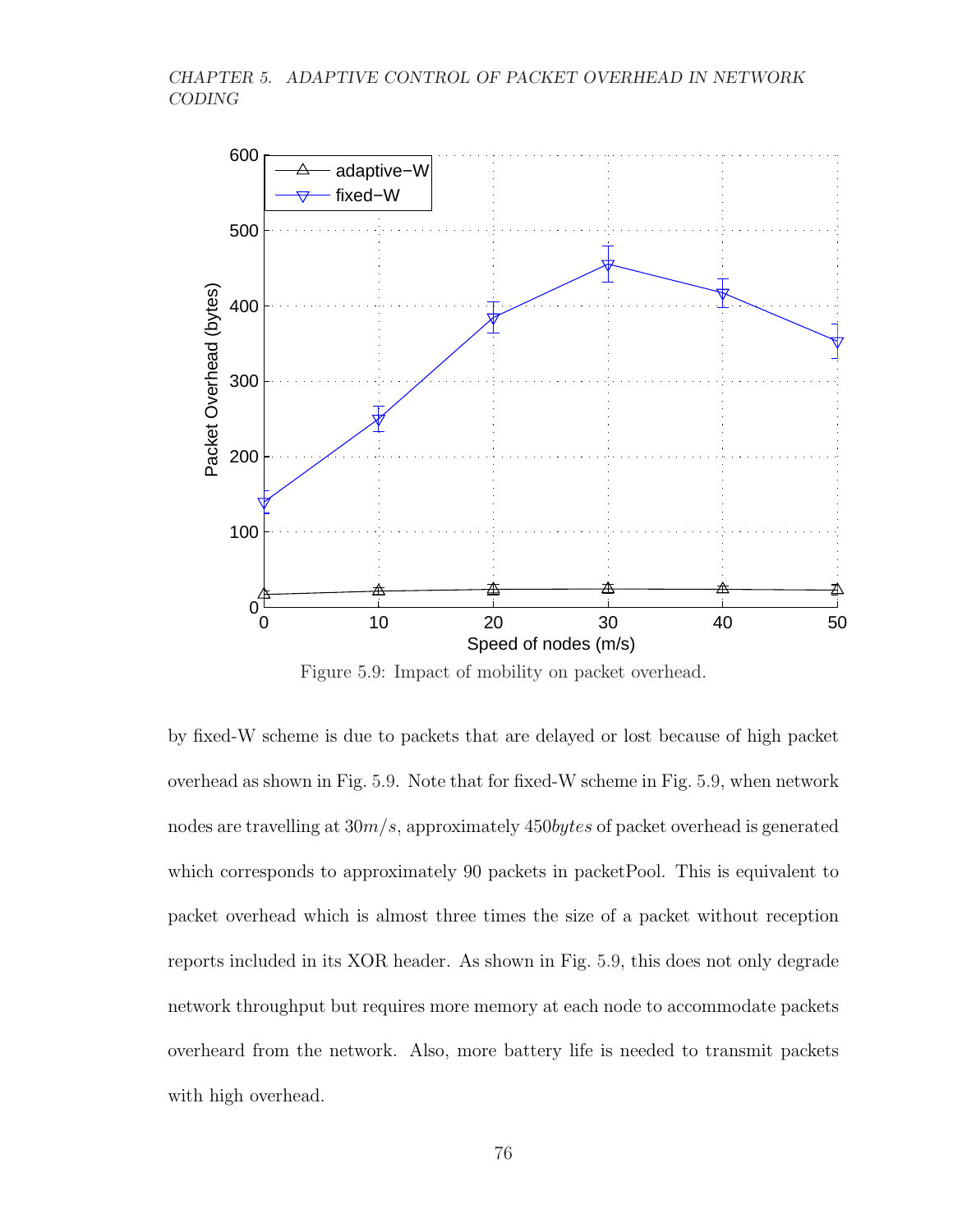Figure 5.9: Impact of mobility on packet overhead.

by fixed-W scheme is due to packets that are delayed or lost because of high packet overhead as shown in Fig. 5.9. Note that for fixed-W scheme in Fig. 5.9, when network nodes are travelling at $30m/s$, approximately $450bytes$ of packet overhead is generated which corresponds to approximately 90 packets in packetPool. This is equivalent to packet overhead which is almost three times the size of a packet without reception reports included in its XOR header. As shown in Fig. 5.9, this does not only degrade network throughput but requires more memory at each node to accommodate packets overheard from the network. Also, more battery life is needed to transmit packets with high overhead.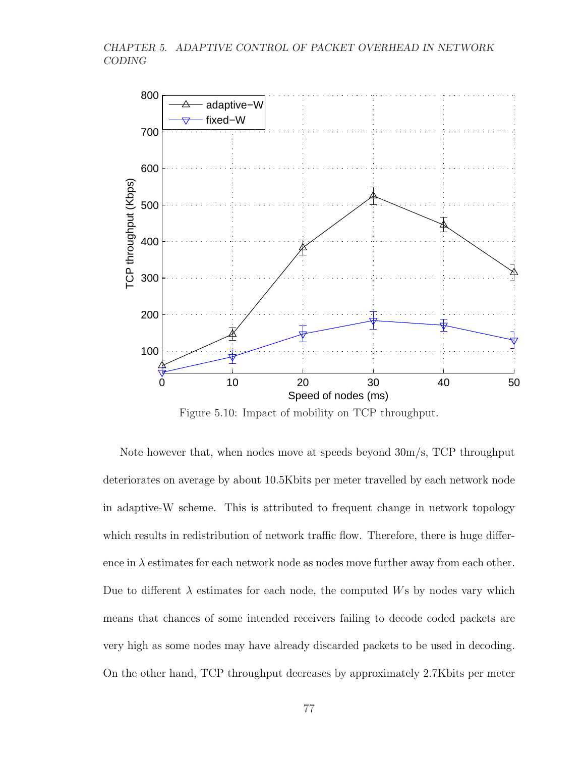Figure 5.10: Impact of mobility on TCP throughput.

Note however that, when nodes move at speeds beyond 30m/s, TCP throughput deteriorates on average by about 10.5Kbits per meter travelled by each network node in adaptive-W scheme. This is attributed to frequent change in network topology which results in redistribution of network traffic flow. Therefore, there is huge difference in $\lambda$ estimates for each network node as nodes move further away from each other. Due to different $\lambda$ estimates for each node, the computed $W$s by nodes vary which means that chances of some intended receivers failing to decode coded packets are very high as some nodes may have already discarded packets to be used in decoding. On the other hand, TCP throughput decreases by approximately 2.7Kbits per meter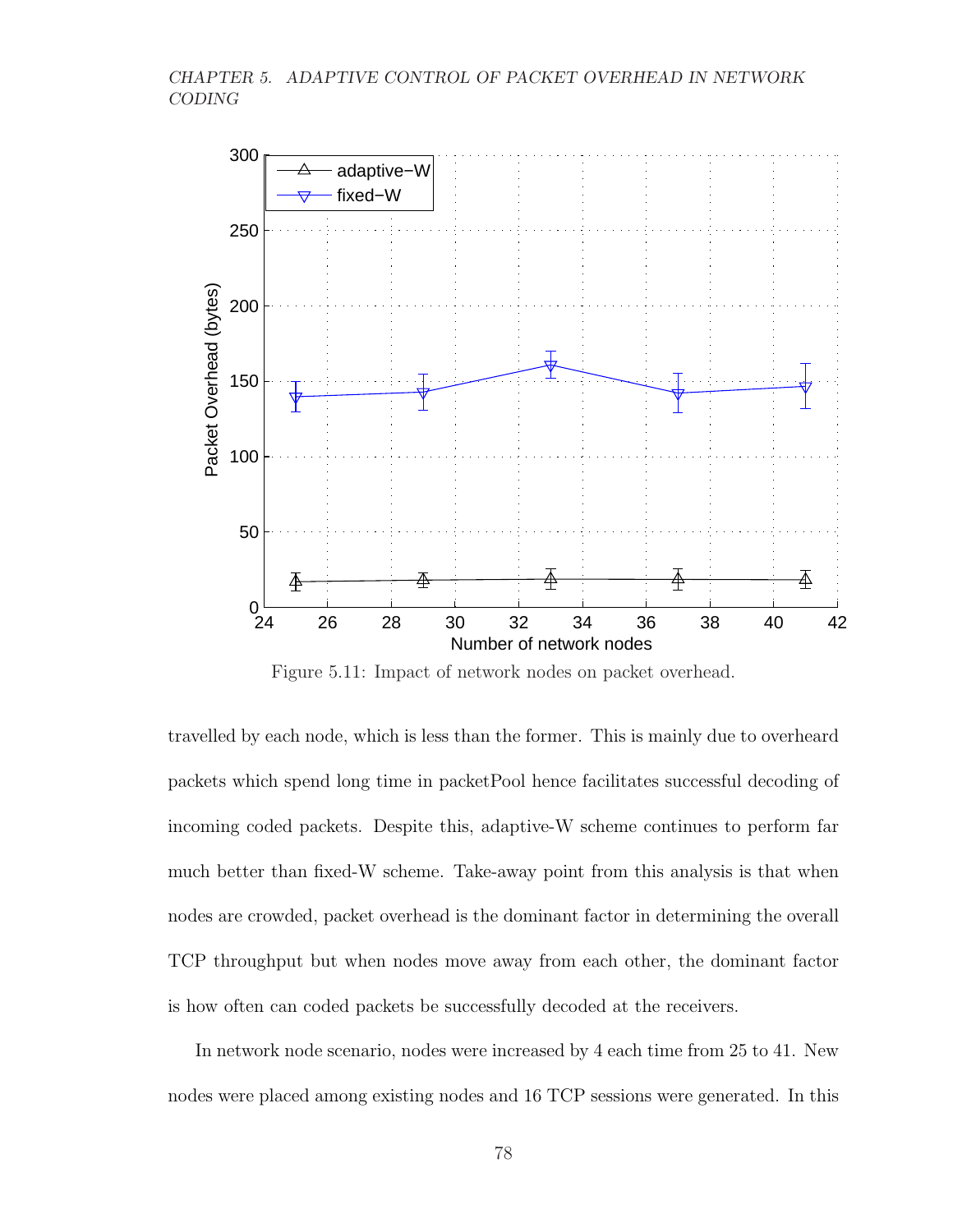Figure 5.11: Impact of network nodes on packet overhead.

travelled by each node, which is less than the former. This is mainly due to overheard packets which spend long time in packetPool hence facilitates successful decoding of incoming coded packets. Despite this, adaptive-W scheme continues to perform far much better than fixed-W scheme. Take-away point from this analysis is that when nodes are crowded, packet overhead is the dominant factor in determining the overall TCP throughput but when nodes move away from each other, the dominant factor is how often can coded packets be successfully decoded at the receivers.

In network node scenario, nodes were increased by 4 each time from 25 to 41. New nodes were placed among existing nodes and 16 TCP sessions were generated. In this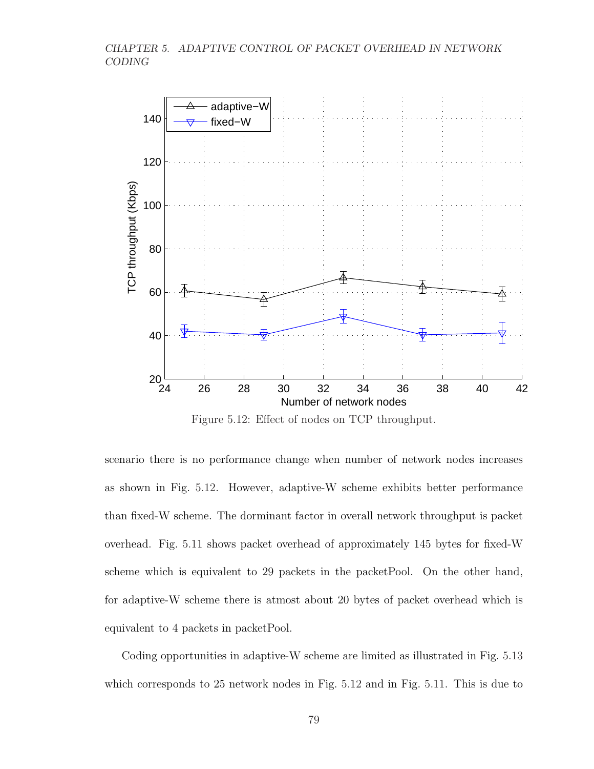Figure 5.12: Effect of nodes on TCP throughput.

scenario there is no performance change when number of network nodes increases as shown in Fig. 5.12. However, adaptive-W scheme exhibits better performance than fixed-W scheme. The dorminant factor in overall network throughput is packet overhead. Fig. 5.11 shows packet overhead of approximately 145 bytes for fixed-W scheme which is equivalent to 29 packets in the packetPool. On the other hand, for adaptive-W scheme there is atmost about 20 bytes of packet overhead which is equivalent to 4 packets in packetPool.

Coding opportunities in adaptive-W scheme are limited as illustrated in Fig. 5.13 which corresponds to 25 network nodes in Fig. 5.12 and in Fig. 5.11. This is due to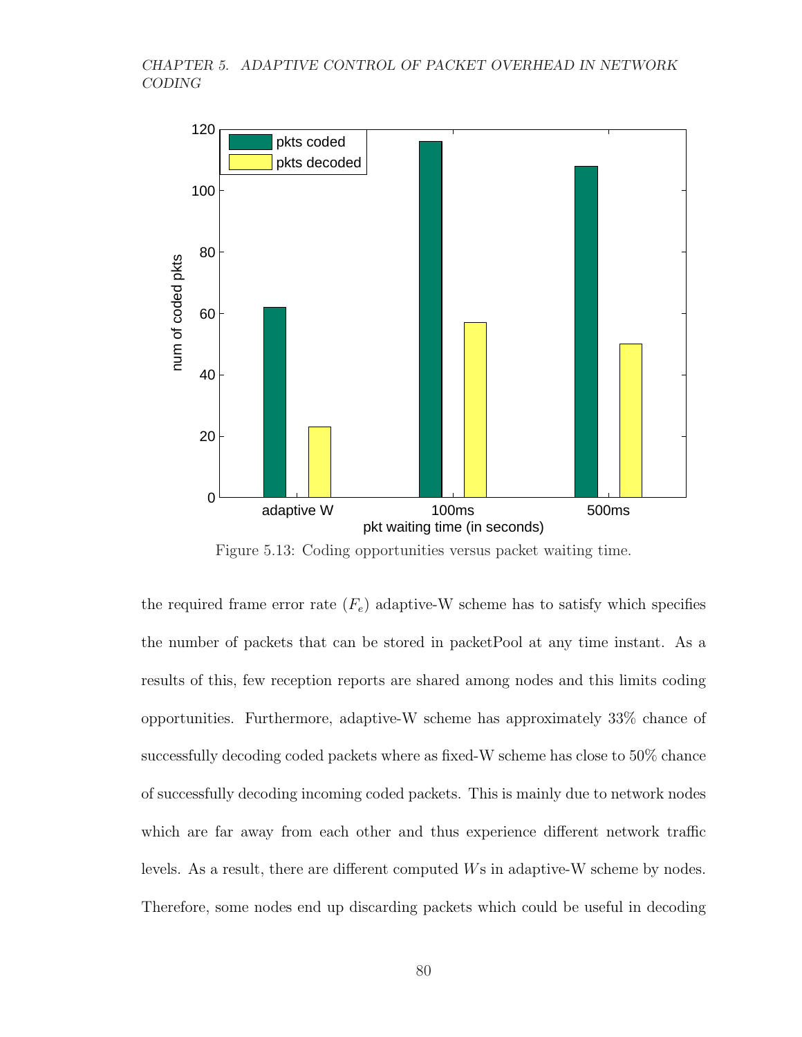Figure 5.13: Coding opportunities versus packet waiting time.

the required frame error rate ($F_e$) adaptive-W scheme has to satisfy which specifies the number of packets that can be stored in packetPool at any time instant. As a results of this, few reception reports are shared among nodes and this limits coding opportunities. Furthermore, adaptive-W scheme has approximately 33% chance of successfully decoding coded packets where as fixed-W scheme has close to 50% chance of successfully decoding incoming coded packets. This is mainly due to network nodes which are far away from each other and thus experience different network traffic levels. As a result, there are different computed $W$s in adaptive-W scheme by nodes. Therefore, some nodes end up discarding packets which could be useful in decoding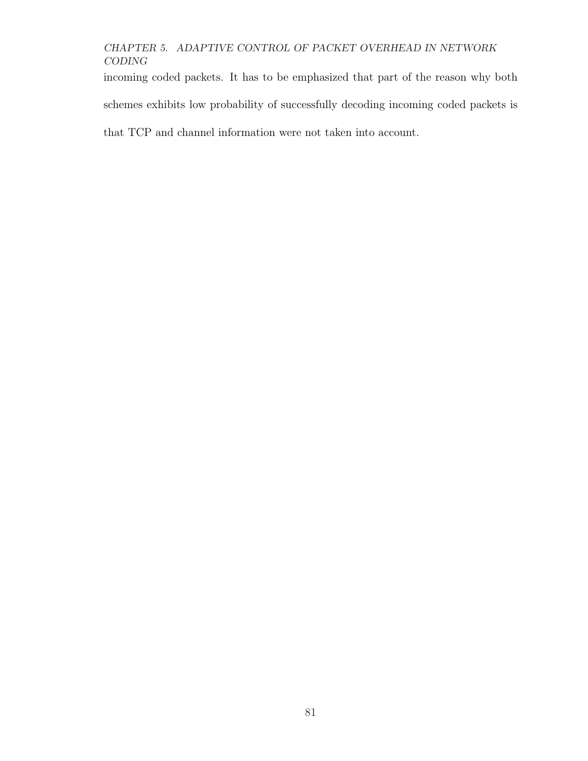incoming coded packets. It has to be emphasized that part of the reason why both schemes exhibits low probability of successfully decoding incoming coded packets is that TCP and channel information were not taken into account.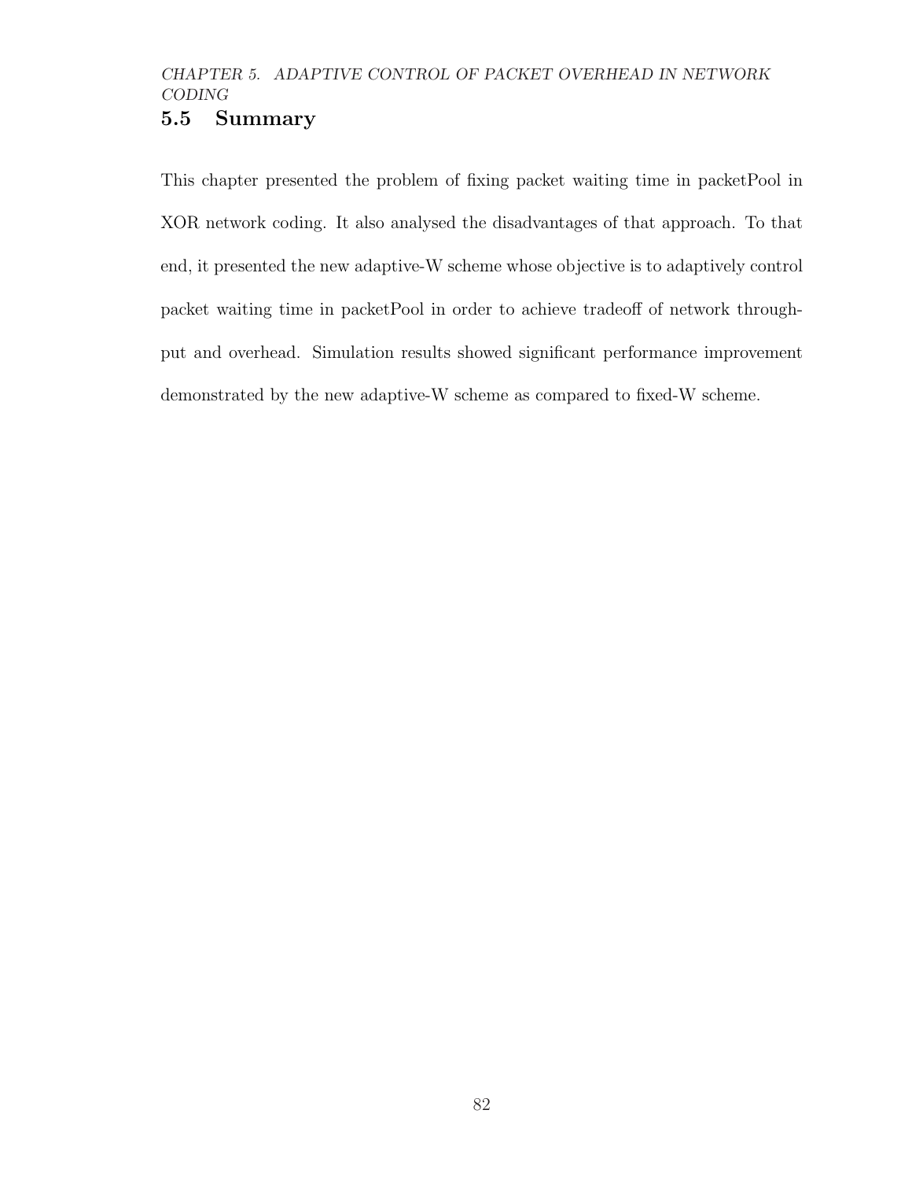## 5.5 Summary

This chapter presented the problem of fixing packet waiting time in packetPool in XOR network coding. It also analysed the disadvantages of that approach. To that end, it presented the new adaptive-W scheme whose objective is to adaptively control packet waiting time in packetPool in order to achieve tradeoff of network throughput and overhead. Simulation results showed significant performance improvement demonstrated by the new adaptive-W scheme as compared to fixed-W scheme.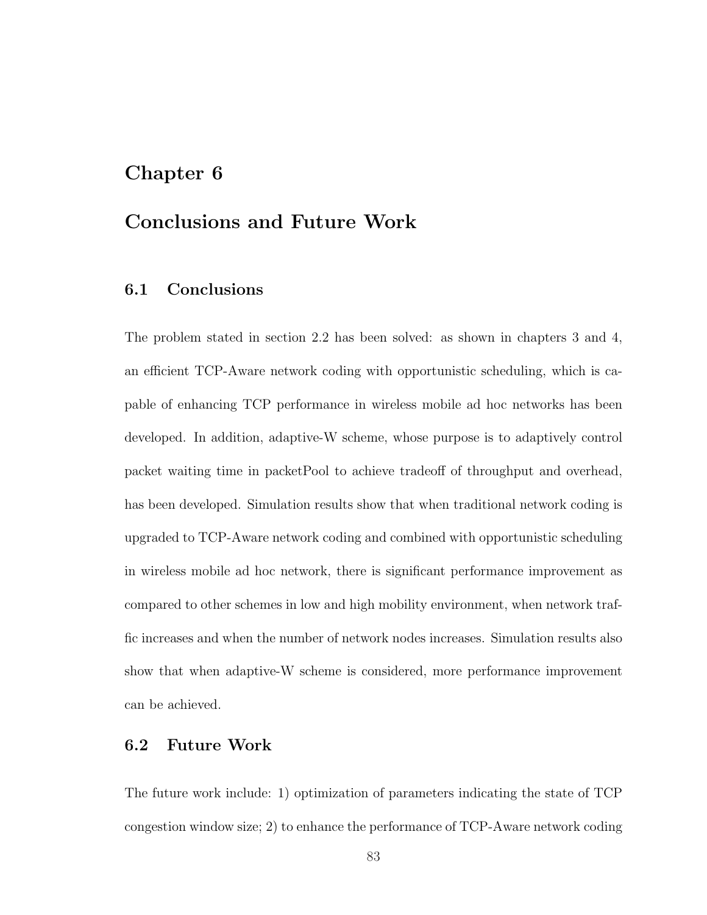# Chapter 6

# Conclusions and Future Work

## 6.1 Conclusions

The problem stated in section 2.2 has been solved: as shown in chapters 3 and 4, an efficient TCP-Aware network coding with opportunistic scheduling, which is capable of enhancing TCP performance in wireless mobile ad hoc networks has been developed. In addition, adaptive-W scheme, whose purpose is to adaptively control packet waiting time in packetPool to achieve tradeoff of throughput and overhead, has been developed. Simulation results show that when traditional network coding is upgraded to TCP-Aware network coding and combined with opportunistic scheduling in wireless mobile ad hoc network, there is significant performance improvement as compared to other schemes in low and high mobility environment, when network traffic increases and when the number of network nodes increases. Simulation results also show that when adaptive-W scheme is considered, more performance improvement can be achieved.

## 6.2 Future Work

The future work include: 1) optimization of parameters indicating the state of TCP congestion window size; 2) to enhance the performance of TCP-Aware network coding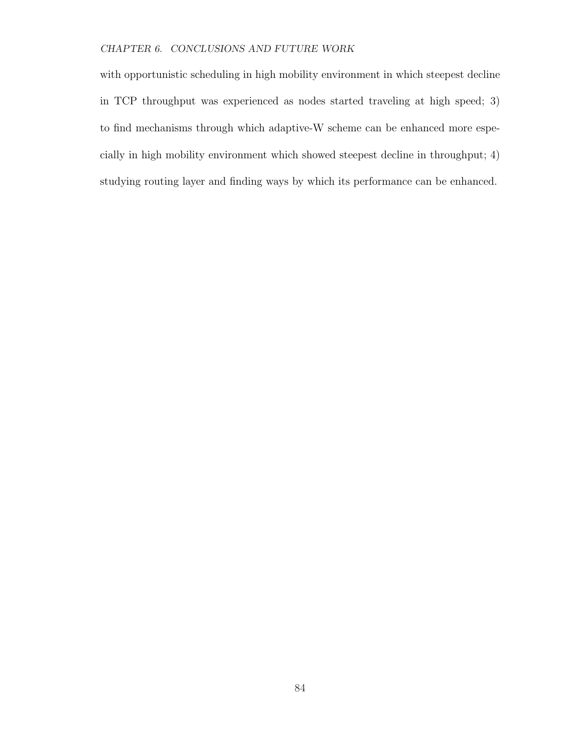with opportunistic scheduling in high mobility environment in which steepest decline in TCP throughput was experienced as nodes started traveling at high speed; 3) to find mechanisms through which adaptive-W scheme can be enhanced more especially in high mobility environment which showed steepest decline in throughput; 4) studying routing layer and finding ways by which its performance can be enhanced.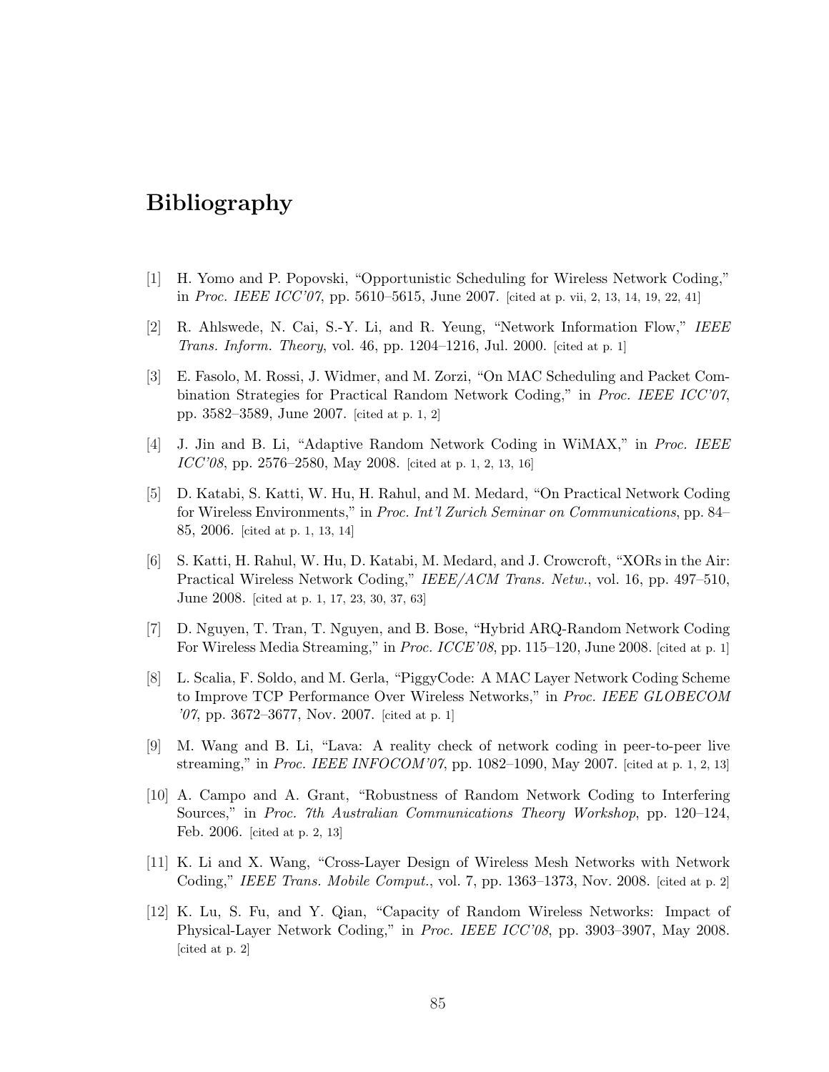# Bibliography

[1] H. Yomo and P. Popovski, "Opportunistic Scheduling for Wireless Network Coding," in *Proc. IEEE ICC'07*, pp. 5610–5615, June 2007. [cited at p. vii, 2, 13, 14, 19, 22, 41]

[2] R. Ahlswede, N. Cai, S.-Y. Li, and R. Yeung, "Network Information Flow," *IEEE Trans. Inform. Theory*, vol. 46, pp. 1204–1216, Jul. 2000. [cited at p. 1]

[3] E. Fasolo, M. Rossi, J. Widmer, and M. Zorzi, "On MAC Scheduling and Packet Combination Strategies for Practical Random Network Coding," in *Proc. IEEE ICC'07*, pp. 3582–3589, June 2007. [cited at p. 1, 2]

[4] J. Jin and B. Li, "Adaptive Random Network Coding in WiMAX," in *Proc. IEEE ICC'08*, pp. 2576–2580, May 2008. [cited at p. 1, 2, 13, 16]

[5] D. Katabi, S. Katti, W. Hu, H. Rahul, and M. Medard, "On Practical Network Coding for Wireless Environments," in *Proc. Int'l Zurich Seminar on Communications*, pp. 84–85, 2006. [cited at p. 1, 13, 14]

[6] S. Katti, H. Rahul, W. Hu, D. Katabi, M. Medard, and J. Crowcroft, "XORs in the Air: Practical Wireless Network Coding," *IEEE/ACM Trans. Netw.*, vol. 16, pp. 497–510, June 2008. [cited at p. 1, 17, 23, 30, 37, 63]

[7] D. Nguyen, T. Tran, T. Nguyen, and B. Bose, "Hybrid ARQ-Random Network Coding For Wireless Media Streaming," in *Proc. ICCE'08*, pp. 115–120, June 2008. [cited at p. 1]

[8] L. Scalia, F. Soldo, and M. Gerla, "PiggyCode: A MAC Layer Network Coding Scheme to Improve TCP Performance Over Wireless Networks," in *Proc. IEEE GLOBECOM '07*, pp. 3672–3677, Nov. 2007. [cited at p. 1]

[9] M. Wang and B. Li, "Lava: A reality check of network coding in peer-to-peer live streaming," in *Proc. IEEE INFOCOM'07*, pp. 1082–1090, May 2007. [cited at p. 1, 2, 13]

[10] A. Campo and A. Grant, "Robustness of Random Network Coding to Interfering Sources," in *Proc. 7th Australian Communications Theory Workshop*, pp. 120–124, Feb. 2006. [cited at p. 2, 13]

[11] K. Li and X. Wang, "Cross-Layer Design of Wireless Mesh Networks with Network Coding," *IEEE Trans. Mobile Comput.*, vol. 7, pp. 1363–1373, Nov. 2008. [cited at p. 2]

[12] K. Lu, S. Fu, and Y. Qian, "Capacity of Random Wireless Networks: Impact of Physical-Layer Network Coding," in *Proc. IEEE ICC'08*, pp. 3903–3907, May 2008. [cited at p. 2]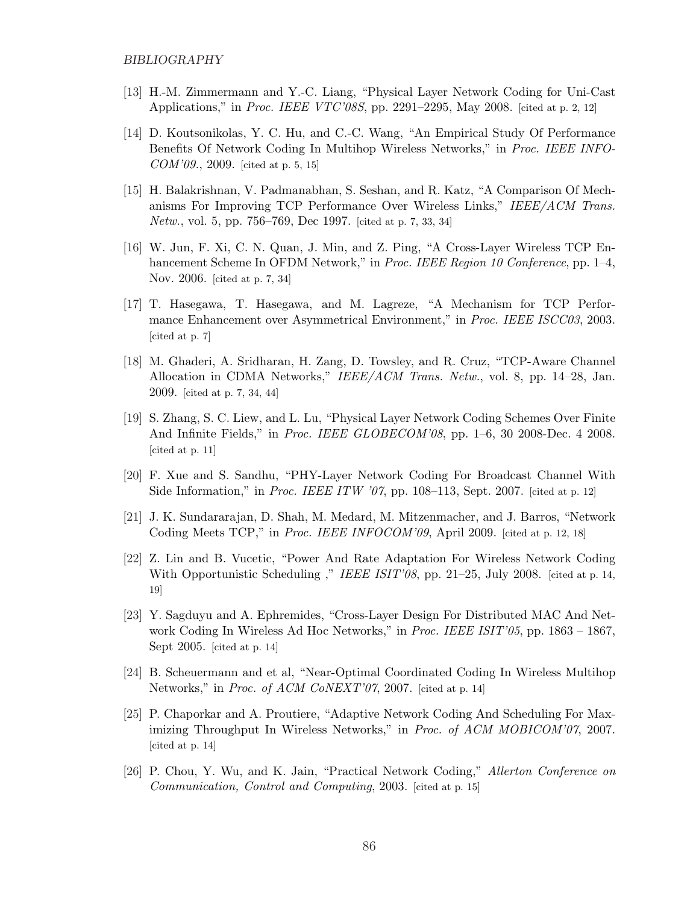[13] H.-M. Zimmermann and Y.-C. Liang, "Physical Layer Network Coding for Uni-Cast Applications," in *Proc. IEEE VTC'08S*, pp. 2291–2295, May 2008. [cited at p. 2, 12]

[14] D. Koutsonikolas, Y. C. Hu, and C.-C. Wang, "An Empirical Study Of Performance Benefits Of Network Coding In Multihop Wireless Networks," in *Proc. IEEE INFOCOM'09.*, 2009. [cited at p. 5, 15]

[15] H. Balakrishnan, V. Padmanabhan, S. Seshan, and R. Katz, "A Comparison Of Mechanisms For Improving TCP Performance Over Wireless Links," *IEEE/ACM Trans. Netw.*, vol. 5, pp. 756–769, Dec 1997. [cited at p. 7, 33, 34]

[16] W. Jun, F. Xi, C. N. Quan, J. Min, and Z. Ping, "A Cross-Layer Wireless TCP Enhancement Scheme In OFDM Network," in *Proc. IEEE Region 10 Conference*, pp. 1–4, Nov. 2006. [cited at p. 7, 34]

[17] T. Hasegawa, T. Hasegawa, and M. Lagreze, "A Mechanism for TCP Performance Enhancement over Asymmetrical Environment," in *Proc. IEEE ISCC03*, 2003. [cited at p. 7]

[18] M. Ghaderi, A. Sridharan, H. Zang, D. Towsley, and R. Cruz, "TCP-Aware Channel Allocation in CDMA Networks," *IEEE/ACM Trans. Netw.*, vol. 8, pp. 14–28, Jan. 2009. [cited at p. 7, 34, 44]

[19] S. Zhang, S. C. Liew, and L. Lu, "Physical Layer Network Coding Schemes Over Finite And Infinite Fields," in *Proc. IEEE GLOBECOM'08*, pp. 1–6, 30 2008-Dec. 4 2008. [cited at p. 11]

[20] F. Xue and S. Sandhu, "PHY-Layer Network Coding For Broadcast Channel With Side Information," in *Proc. IEEE ITW '07*, pp. 108–113, Sept. 2007. [cited at p. 12]

[21] J. K. Sundararajan, D. Shah, M. Medard, M. Mitzenmacher, and J. Barros, "Network Coding Meets TCP," in *Proc. IEEE INFOCOM'09*, April 2009. [cited at p. 12, 18]

[22] Z. Lin and B. Vucetic, "Power And Rate Adaptation For Wireless Network Coding With Opportunistic Scheduling ," *IEEE ISIT'08*, pp. 21–25, July 2008. [cited at p. 14, 19]

[23] Y. Sagduyu and A. Ephremides, "Cross-Layer Design For Distributed MAC And Network Coding In Wireless Ad Hoc Networks," in *Proc. IEEE ISIT'05*, pp. 1863 – 1867, Sept 2005. [cited at p. 14]

[24] B. Scheuermann and et al, "Near-Optimal Coordinated Coding In Wireless Multihop Networks," in *Proc. of ACM CoNEXT'07*, 2007. [cited at p. 14]

[25] P. Chaporkar and A. Proutiere, "Adaptive Network Coding And Scheduling For Maximizing Throughput In Wireless Networks," in *Proc. of ACM MOBICOM'07*, 2007. [cited at p. 14]

[26] P. Chou, Y. Wu, and K. Jain, "Practical Network Coding," *Allerton Conference on Communication, Control and Computing*, 2003. [cited at p. 15]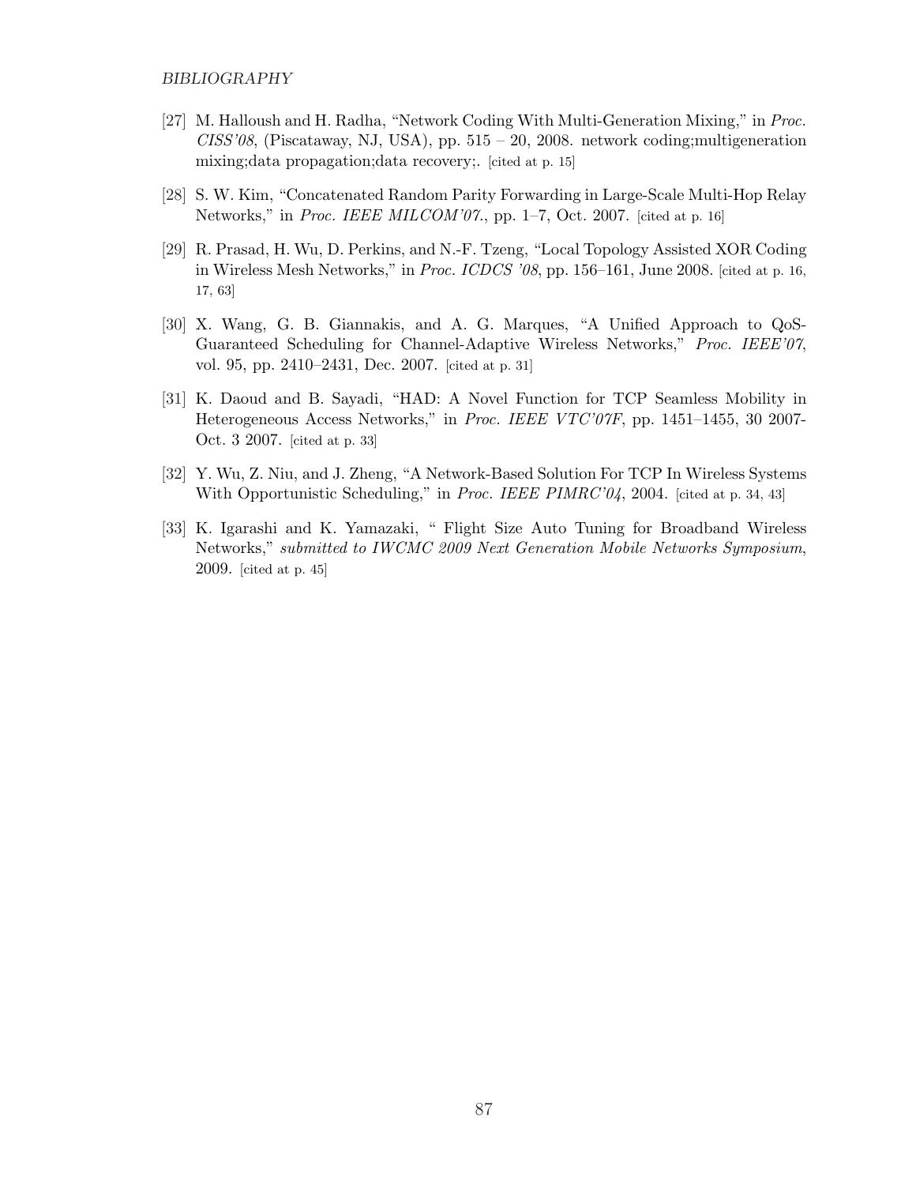[27] M. Halloush and H. Radha, "Network Coding With Multi-Generation Mixing," in *Proc. CISS'08*, (Piscataway, NJ, USA), pp. 515 – 20, 2008. network coding;multigeneration mixing;data propagation;data recovery;. [cited at p. 15]

[28] S. W. Kim, "Concatenated Random Parity Forwarding in Large-Scale Multi-Hop Relay Networks," in *Proc. IEEE MILCOM'07.*, pp. 1–7, Oct. 2007. [cited at p. 16]

[29] R. Prasad, H. Wu, D. Perkins, and N.-F. Tzeng, "Local Topology Assisted XOR Coding in Wireless Mesh Networks," in *Proc. ICDCS '08*, pp. 156–161, June 2008. [cited at p. 16, 17, 63]

[30] X. Wang, G. B. Giannakis, and A. G. Marques, "A Unified Approach to QoS-Guaranteed Scheduling for Channel-Adaptive Wireless Networks," *Proc. IEEE'07*, vol. 95, pp. 2410–2431, Dec. 2007. [cited at p. 31]

[31] K. Daoud and B. Sayadi, "HAD: A Novel Function for TCP Seamless Mobility in Heterogeneous Access Networks," in *Proc. IEEE VTC'07F*, pp. 1451–1455, 30 2007-Oct. 3 2007. [cited at p. 33]

[32] Y. Wu, Z. Niu, and J. Zheng, "A Network-Based Solution For TCP In Wireless Systems With Opportunistic Scheduling," in *Proc. IEEE PIMRC'04*, 2004. [cited at p. 34, 43]

[33] K. Igarashi and K. Yamazaki, " Flight Size Auto Tuning for Broadband Wireless Networks," *submitted to IWCMC 2009 Next Generation Mobile Networks Symposium*, 2009. [cited at p. 45]